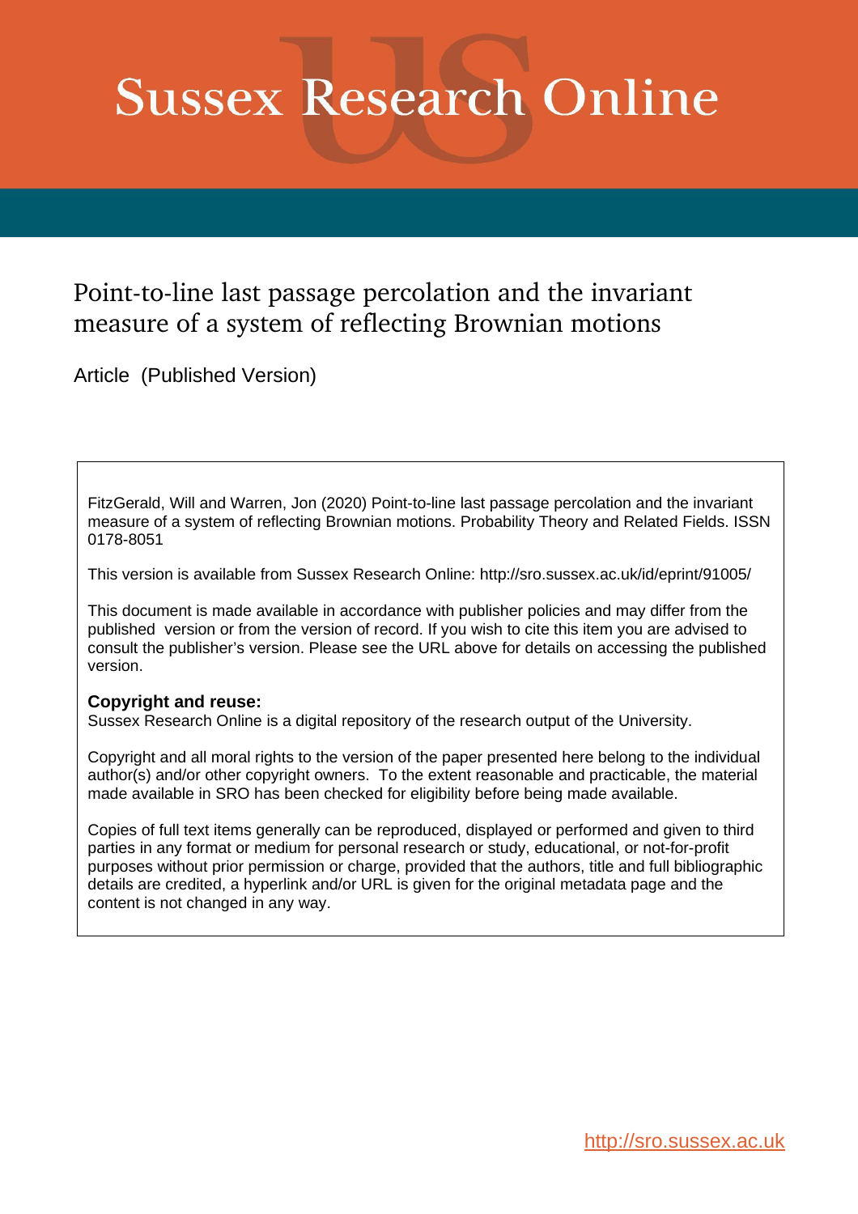# Sussex Research Online

## Point-to-line last passage percolation and the invariant measure of a system of reflecting Brownian motions

Article (Published Version)

FitzGerald, Will and Warren, Jon (2020) Point-to-line last passage percolation and the invariant measure of a system of reflecting Brownian motions. Probability Theory and Related Fields. ISSN 0178-8051

This version is available from Sussex Research Online: http://sro.sussex.ac.uk/id/eprint/91005/

This document is made available in accordance with publisher policies and may differ from the published version or from the version of record. If you wish to cite this item you are advised to consult the publisher's version. Please see the URL above for details on accessing the published version.

**Copyright and reuse:**
Sussex Research Online is a digital repository of the research output of the University.

Copyright and all moral rights to the version of the paper presented here belong to the individual author(s) and/or other copyright owners. To the extent reasonable and practicable, the material made available in SRO has been checked for eligibility before being made available.

Copies of full text items generally can be reproduced, displayed or performed and given to third parties in any format or medium for personal research or study, educational, or not-for-profit purposes without prior permission or charge, provided that the authors, title and full bibliographic details are credited, a hyperlink and/or URL is given for the original metadata page and the content is not changed in any way.

http://sro.sussex.ac.uk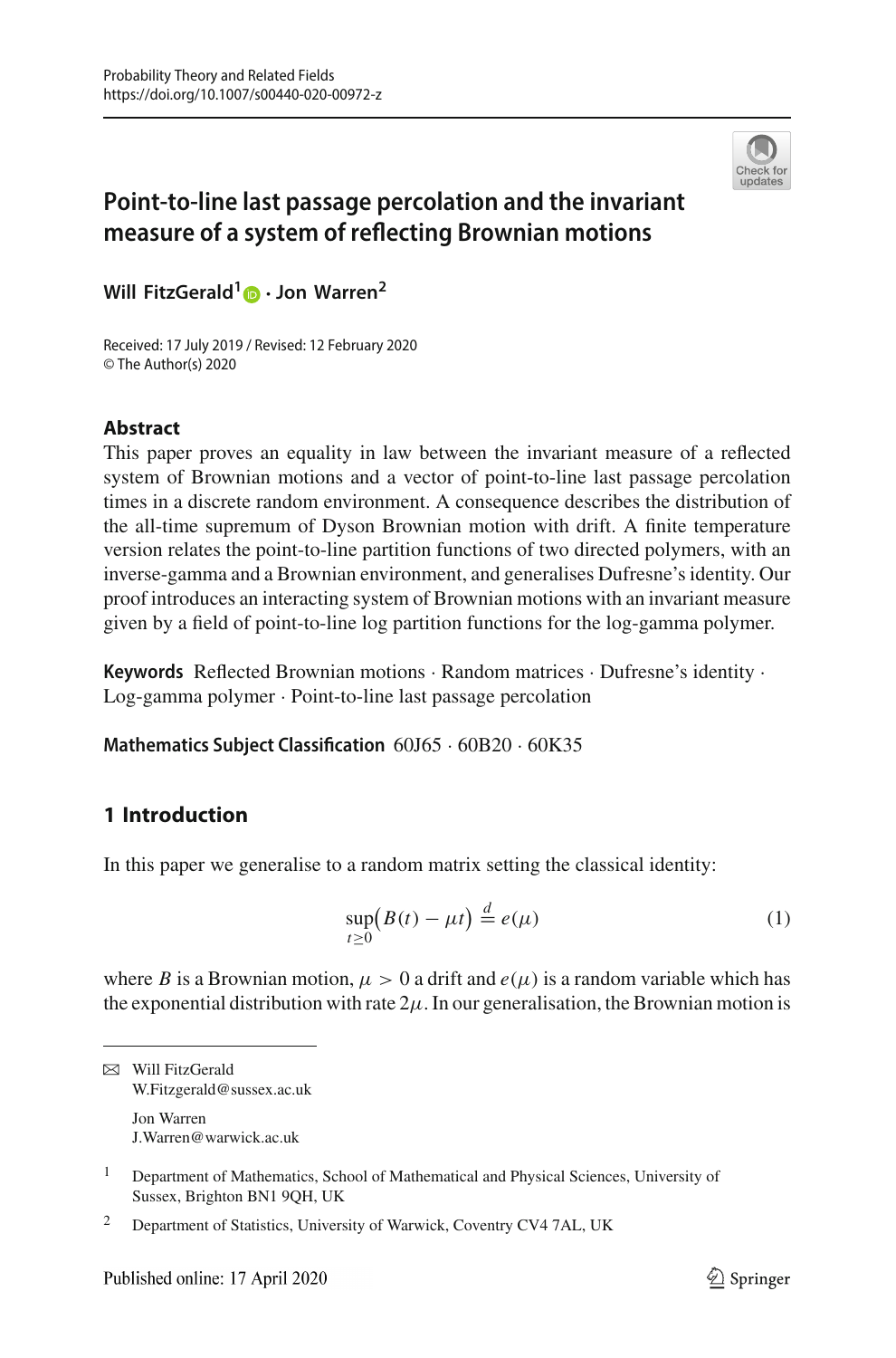# Point-to-line last passage percolation and the invariant measure of a system of reflecting Brownian motions

**Will FitzGerald**[1] · **Jon Warren**[2]

Received: 17 July 2019 / Revised: 12 February 2020
© The Author(s) 2020

## Abstract

This paper proves an equality in law between the invariant measure of a reflected system of Brownian motions and a vector of point-to-line last passage percolation times in a discrete random environment. A consequence describes the distribution of the all-time supremum of Dyson Brownian motion with drift. A finite temperature version relates the point-to-line partition functions of two directed polymers, with an inverse-gamma and a Brownian environment, and generalises Dufresne's identity. Our proof introduces an interacting system of Brownian motions with an invariant measure given by a field of point-to-line log partition functions for the log-gamma polymer.

**Keywords** Reflected Brownian motions · Random matrices · Dufresne's identity · Log-gamma polymer · Point-to-line last passage percolation

**Mathematics Subject Classification** 60J65 · 60B20 · 60K35

## 1 Introduction

In this paper we generalise to a random matrix setting the classical identity:

$$\sup_{t \geq 0}\big(B(t) - \mu t\big) \stackrel{d}{=} e(\mu) \tag{1}$$

where $B$ is a Brownian motion, $\mu > 0$ a drift and $e(\mu)$ is a random variable which has the exponential distribution with rate $2\mu$. In our generalisation, the Brownian motion is

---

✉ Will FitzGerald
W.Fitzgerald@sussex.ac.uk

Jon Warren
J.Warren@warwick.ac.uk

[1] Department of Mathematics, School of Mathematical and Physical Sciences, University of Sussex, Brighton BN1 9QH, UK

[2] Department of Statistics, University of Warwick, Coventry CV4 7AL, UK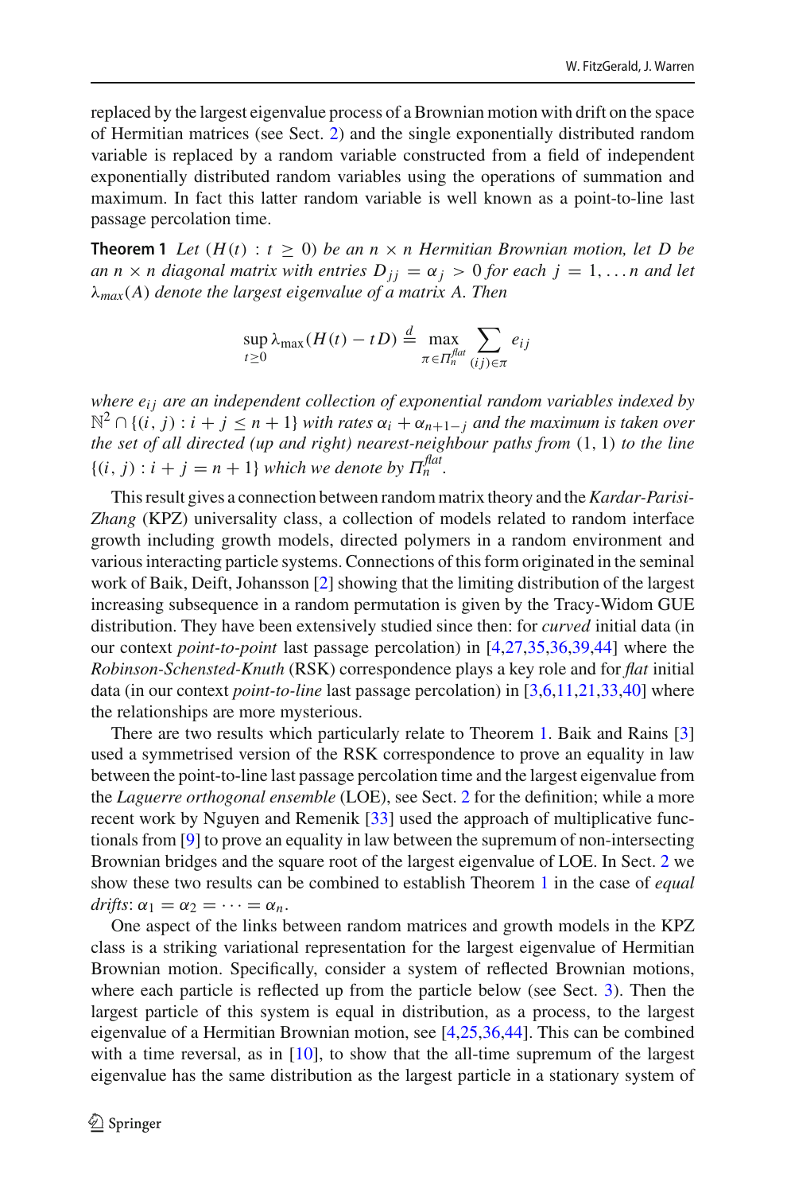replaced by the largest eigenvalue process of a Brownian motion with drift on the space of Hermitian matrices (see Sect. 2) and the single exponentially distributed random variable is replaced by a random variable constructed from a field of independent exponentially distributed random variables using the operations of summation and maximum. In fact this latter random variable is well known as a point-to-line last passage percolation time.

**Theorem 1** *Let $(H(t) : t \geq 0)$ be an $n \times n$ Hermitian Brownian motion, let $D$ be an $n \times n$ diagonal matrix with entries $D_{jj} = \alpha_j > 0$ for each $j = 1, \ldots n$ and let $\lambda_{max}(A)$ denote the largest eigenvalue of a matrix $A$. Then*

$$\sup_{t \geq 0} \lambda_{\max}(H(t) - tD) \stackrel{d}{=} \max_{\pi \in \Pi_n^{flat}} \sum_{(ij) \in \pi} e_{ij}$$

*where $e_{ij}$ are an independent collection of exponential random variables indexed by $\mathbb{N}^2 \cap \{(i, j) : i + j \leq n + 1\}$ with rates $\alpha_i + \alpha_{n+1-j}$ and the maximum is taken over the set of all directed (up and right) nearest-neighbour paths from $(1, 1)$ to the line $\{(i, j) : i + j = n + 1\}$ which we denote by $\Pi_n^{flat}$.*

This result gives a connection between random matrix theory and the *Kardar-Parisi-Zhang* (KPZ) universality class, a collection of models related to random interface growth including growth models, directed polymers in a random environment and various interacting particle systems. Connections of this form originated in the seminal work of Baik, Deift, Johansson [2] showing that the limiting distribution of the largest increasing subsequence in a random permutation is given by the Tracy-Widom GUE distribution. They have been extensively studied since then: for *curved* initial data (in our context *point-to-point* last passage percolation) in [4,27,35,36,39,44] where the *Robinson-Schensted-Knuth* (RSK) correspondence plays a key role and for *flat* initial data (in our context *point-to-line* last passage percolation) in [3,6,11,21,33,40] where the relationships are more mysterious.

There are two results which particularly relate to Theorem 1. Baik and Rains [3] used a symmetrised version of the RSK correspondence to prove an equality in law between the point-to-line last passage percolation time and the largest eigenvalue from the *Laguerre orthogonal ensemble* (LOE), see Sect. 2 for the definition; while a more recent work by Nguyen and Remenik [33] used the approach of multiplicative functionals from [9] to prove an equality in law between the supremum of non-intersecting Brownian bridges and the square root of the largest eigenvalue of LOE. In Sect. 2 we show these two results can be combined to establish Theorem 1 in the case of *equal drifts*: $\alpha_1 = \alpha_2 = \cdots = \alpha_n$.

One aspect of the links between random matrices and growth models in the KPZ class is a striking variational representation for the largest eigenvalue of Hermitian Brownian motion. Specifically, consider a system of reflected Brownian motions, where each particle is reflected up from the particle below (see Sect. 3). Then the largest particle of this system is equal in distribution, as a process, to the largest eigenvalue of a Hermitian Brownian motion, see [4,25,36,44]. This can be combined with a time reversal, as in [10], to show that the all-time supremum of the largest eigenvalue has the same distribution as the largest particle in a stationary system of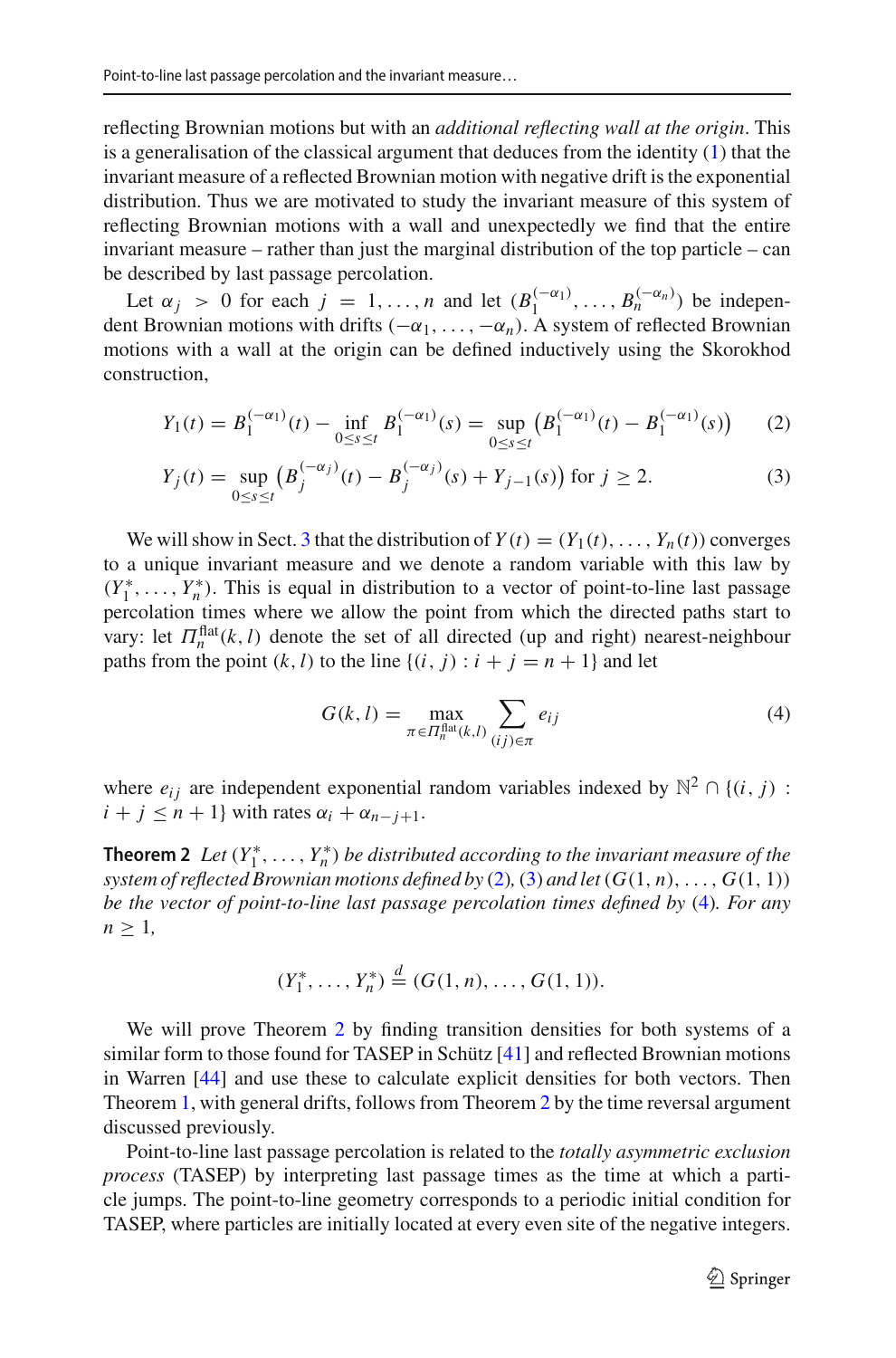reflecting Brownian motions but with an *additional reflecting wall at the origin*. This is a generalisation of the classical argument that deduces from the identity (1) that the invariant measure of a reflected Brownian motion with negative drift is the exponential distribution. Thus we are motivated to study the invariant measure of this system of reflecting Brownian motions with a wall and unexpectedly we find that the entire invariant measure – rather than just the marginal distribution of the top particle – can be described by last passage percolation.

Let $\alpha_j > 0$ for each $j = 1, \ldots, n$ and let $(B_1^{(-\alpha_1)}, \ldots, B_n^{(-\alpha_n)})$ be independent Brownian motions with drifts $(-\alpha_1, \ldots, -\alpha_n)$. A system of reflected Brownian motions with a wall at the origin can be defined inductively using the Skorokhod construction,

$$Y_1(t) = B_1^{(-\alpha_1)}(t) - \inf_{0 \le s \le t} B_1^{(-\alpha_1)}(s) = \sup_{0 \le s \le t} \left( B_1^{(-\alpha_1)}(t) - B_1^{(-\alpha_1)}(s) \right) \tag{2}$$

$$Y_j(t) = \sup_{0 \le s \le t} \left( B_j^{(-\alpha_j)}(t) - B_j^{(-\alpha_j)}(s) + Y_{j-1}(s) \right) \text{ for } j \ge 2. \tag{3}$$

We will show in Sect. 3 that the distribution of $Y(t) = (Y_1(t), \ldots, Y_n(t))$ converges to a unique invariant measure and we denote a random variable with this law by $(Y_1^*, \ldots, Y_n^*)$. This is equal in distribution to a vector of point-to-line last passage percolation times where we allow the point from which the directed paths start to vary: let $\Pi_n^{\text{flat}}(k, l)$ denote the set of all directed (up and right) nearest-neighbour paths from the point $(k, l)$ to the line $\{(i, j) : i + j = n + 1\}$ and let

$$G(k, l) = \max_{\pi \in \Pi_n^{\text{flat}}(k,l)} \sum_{(ij) \in \pi} e_{ij} \tag{4}$$

where $e_{ij}$ are independent exponential random variables indexed by $\mathbb{N}^2 \cap \{(i, j) : i + j \le n + 1\}$ with rates $\alpha_i + \alpha_{n-j+1}$.

**Theorem 2** *Let $(Y_1^*, \ldots, Y_n^*)$ be distributed according to the invariant measure of the system of reflected Brownian motions defined by (2), (3) and let $(G(1, n), \ldots, G(1, 1))$ be the vector of point-to-line last passage percolation times defined by (4). For any $n \ge 1$,*

$$(Y_1^*, \ldots, Y_n^*) \stackrel{d}{=} (G(1, n), \ldots, G(1, 1)).$$

We will prove Theorem 2 by finding transition densities for both systems of a similar form to those found for TASEP in Schütz [41] and reflected Brownian motions in Warren [44] and use these to calculate explicit densities for both vectors. Then Theorem 1, with general drifts, follows from Theorem 2 by the time reversal argument discussed previously.

Point-to-line last passage percolation is related to the *totally asymmetric exclusion process* (TASEP) by interpreting last passage times as the time at which a particle jumps. The point-to-line geometry corresponds to a periodic initial condition for TASEP, where particles are initially located at every even site of the negative integers.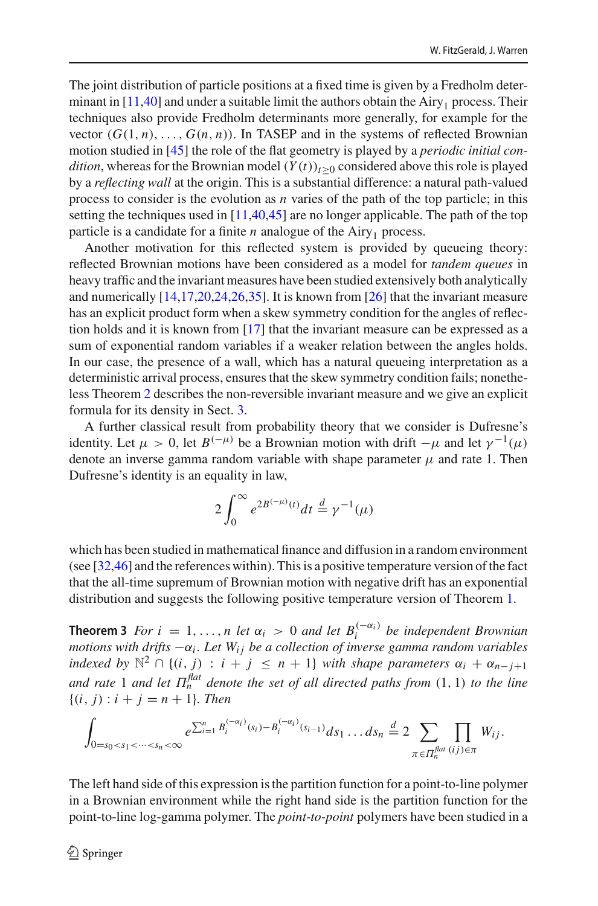The joint distribution of particle positions at a fixed time is given by a Fredholm determinant in [11,40] and under a suitable limit the authors obtain the $\mathrm{Airy}_1$ process. Their techniques also provide Fredholm determinants more generally, for example for the vector $(G(1,n),\ldots,G(n,n))$. In TASEP and in the systems of reflected Brownian motion studied in [45] the role of the flat geometry is played by a *periodic initial condition*, whereas for the Brownian model $(Y(t))_{t\geq 0}$ considered above this role is played by a *reflecting wall* at the origin. This is a substantial difference: a natural path-valued process to consider is the evolution as $n$ varies of the path of the top particle; in this setting the techniques used in [11,40,45] are no longer applicable. The path of the top particle is a candidate for a finite $n$ analogue of the $\mathrm{Airy}_1$ process.

Another motivation for this reflected system is provided by queueing theory: reflected Brownian motions have been considered as a model for *tandem queues* in heavy traffic and the invariant measures have been studied extensively both analytically and numerically [14,17,20,24,26,35]. It is known from [26] that the invariant measure has an explicit product form when a skew symmetry condition for the angles of reflection holds and it is known from [17] that the invariant measure can be expressed as a sum of exponential random variables if a weaker relation between the angles holds. In our case, the presence of a wall, which has a natural queueing interpretation as a deterministic arrival process, ensures that the skew symmetry condition fails; nonetheless Theorem 2 describes the non-reversible invariant measure and we give an explicit formula for its density in Sect. 3.

A further classical result from probability theory that we consider is Dufresne's identity. Let $\mu > 0$, let $B^{(-\mu)}$ be a Brownian motion with drift $-\mu$ and let $\gamma^{-1}(\mu)$ denote an inverse gamma random variable with shape parameter $\mu$ and rate 1. Then Dufresne's identity is an equality in law,

$$2\int_0^\infty e^{2B^{(-\mu)}(t)}dt \overset{d}{=} \gamma^{-1}(\mu)$$

which has been studied in mathematical finance and diffusion in a random environment (see [32,46] and the references within). This is a positive temperature version of the fact that the all-time supremum of Brownian motion with negative drift has an exponential distribution and suggests the following positive temperature version of Theorem 1.

**Theorem 3** *For $i = 1,\ldots,n$ let $\alpha_i > 0$ and let $B_i^{(-\alpha_i)}$ be independent Brownian motions with drifts $-\alpha_i$. Let $W_{ij}$ be a collection of inverse gamma random variables indexed by $\mathbb{N}^2 \cap \{(i,j) : i+j \leq n+1\}$ with shape parameters $\alpha_i + \alpha_{n-j+1}$ and rate 1 and let $\Pi_n^{flat}$ denote the set of all directed paths from $(1,1)$ to the line $\{(i,j) : i+j = n+1\}$. Then*

$$\int_{0=s_0<s_1<\cdots<s_n<\infty} e^{\sum_{i=1}^n B_i^{(-\alpha_i)}(s_i)-B_i^{(-\alpha_i)}(s_{i-1})}ds_1\ldots ds_n \overset{d}{=} 2\sum_{\pi\in\Pi_n^{flat}}\prod_{(ij)\in\pi} W_{ij}.$$

The left hand side of this expression is the partition function for a point-to-line polymer in a Brownian environment while the right hand side is the partition function for the point-to-line log-gamma polymer. The *point-to-point* polymers have been studied in a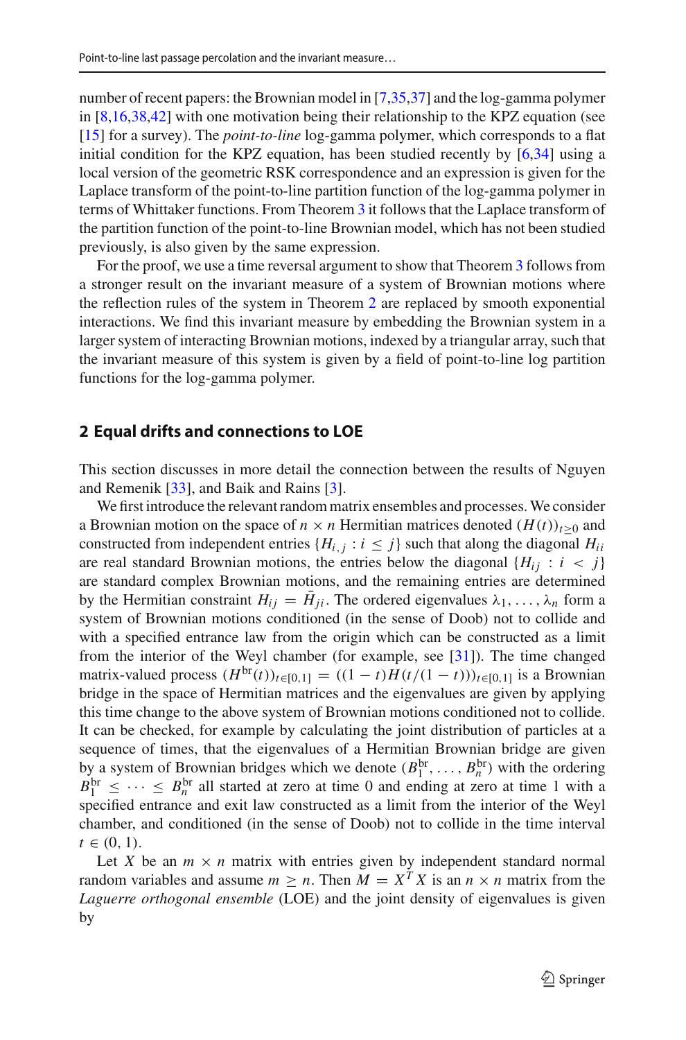number of recent papers: the Brownian model in [7,35,37] and the log-gamma polymer in [8,16,38,42] with one motivation being their relationship to the KPZ equation (see [15] for a survey). The *point-to-line* log-gamma polymer, which corresponds to a flat initial condition for the KPZ equation, has been studied recently by [6,34] using a local version of the geometric RSK correspondence and an expression is given for the Laplace transform of the point-to-line partition function of the log-gamma polymer in terms of Whittaker functions. From Theorem 3 it follows that the Laplace transform of the partition function of the point-to-line Brownian model, which has not been studied previously, is also given by the same expression.

For the proof, we use a time reversal argument to show that Theorem 3 follows from a stronger result on the invariant measure of a system of Brownian motions where the reflection rules of the system in Theorem 2 are replaced by smooth exponential interactions. We find this invariant measure by embedding the Brownian system in a larger system of interacting Brownian motions, indexed by a triangular array, such that the invariant measure of this system is given by a field of point-to-line log partition functions for the log-gamma polymer.

## 2 Equal drifts and connections to LOE

This section discusses in more detail the connection between the results of Nguyen and Remenik [33], and Baik and Rains [3].

We first introduce the relevant random matrix ensembles and processes. We consider a Brownian motion on the space of $n \times n$ Hermitian matrices denoted $(H(t))_{t \geq 0}$ and constructed from independent entries $\{H_{i,j} : i \leq j\}$ such that along the diagonal $H_{ii}$ are real standard Brownian motions, the entries below the diagonal $\{H_{ij} : i < j\}$ are standard complex Brownian motions, and the remaining entries are determined by the Hermitian constraint $H_{ij} = \bar{H}_{ji}$. The ordered eigenvalues $\lambda_1, \ldots, \lambda_n$ form a system of Brownian motions conditioned (in the sense of Doob) not to collide and with a specified entrance law from the origin which can be constructed as a limit from the interior of the Weyl chamber (for example, see [31]). The time changed matrix-valued process $(H^{\text{br}}(t))_{t \in [0,1]} = ((1-t)H(t/(1-t)))_{t \in [0,1]}$ is a Brownian bridge in the space of Hermitian matrices and the eigenvalues are given by applying this time change to the above system of Brownian motions conditioned not to collide. It can be checked, for example by calculating the joint distribution of particles at a sequence of times, that the eigenvalues of a Hermitian Brownian bridge are given by a system of Brownian bridges which we denote $(B_1^{\text{br}}, \ldots, B_n^{\text{br}})$ with the ordering $B_1^{\text{br}} \leq \cdots \leq B_n^{\text{br}}$ all started at zero at time 0 and ending at zero at time 1 with a specified entrance and exit law constructed as a limit from the interior of the Weyl chamber, and conditioned (in the sense of Doob) not to collide in the time interval $t \in (0, 1)$.

Let $X$ be an $m \times n$ matrix with entries given by independent standard normal random variables and assume $m \geq n$. Then $M = X^T X$ is an $n \times n$ matrix from the *Laguerre orthogonal ensemble* (LOE) and the joint density of eigenvalues is given by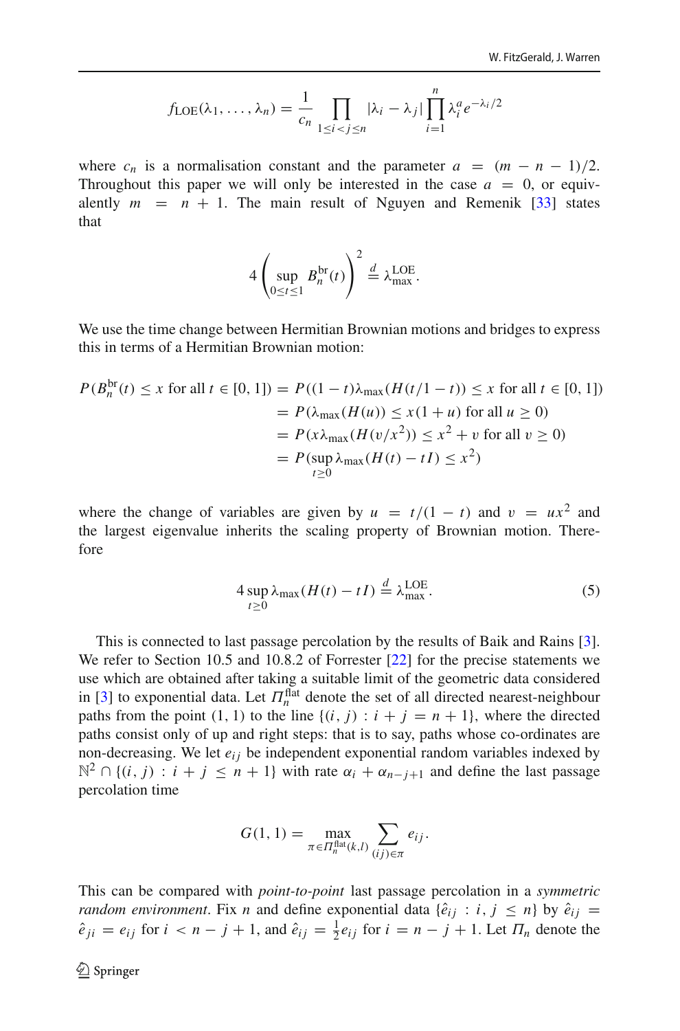$$f_{\mathrm{LOE}}(\lambda_1, \ldots, \lambda_n) = \frac{1}{c_n} \prod_{1 \le i < j \le n} |\lambda_i - \lambda_j| \prod_{i=1}^{n} \lambda_i^a e^{-\lambda_i/2}$$

where $c_n$ is a normalisation constant and the parameter $a = (m - n - 1)/2$. Throughout this paper we will only be interested in the case $a = 0$, or equivalently $m = n + 1$. The main result of Nguyen and Remenik [33] states that

$$4 \left( \sup_{0 \le t \le 1} B_n^{\mathrm{br}}(t) \right)^2 \stackrel{d}{=} \lambda_{\max}^{\mathrm{LOE}}.$$

We use the time change between Hermitian Brownian motions and bridges to express this in terms of a Hermitian Brownian motion:

$$\begin{aligned}
P(B_n^{\mathrm{br}}(t) \le x \text{ for all } t \in [0, 1]) &= P((1-t)\lambda_{\max}(H(t/1-t)) \le x \text{ for all } t \in [0, 1]) \\
&= P(\lambda_{\max}(H(u)) \le x(1+u) \text{ for all } u \ge 0) \\
&= P(x\lambda_{\max}(H(v/x^2)) \le x^2 + v \text{ for all } v \ge 0) \\
&= P(\sup_{t \ge 0} \lambda_{\max}(H(t) - tI) \le x^2)
\end{aligned}$$

where the change of variables are given by $u = t/(1-t)$ and $v = ux^2$ and the largest eigenvalue inherits the scaling property of Brownian motion. Therefore

$$4 \sup_{t \ge 0} \lambda_{\max}(H(t) - tI) \stackrel{d}{=} \lambda_{\max}^{\mathrm{LOE}}. \tag{5}$$

This is connected to last passage percolation by the results of Baik and Rains [3]. We refer to Section 10.5 and 10.8.2 of Forrester [22] for the precise statements we use which are obtained after taking a suitable limit of the geometric data considered in [3] to exponential data. Let $\Pi_n^{\mathrm{flat}}$ denote the set of all directed nearest-neighbour paths from the point $(1, 1)$ to the line $\{(i, j) : i + j = n + 1\}$, where the directed paths consist only of up and right steps: that is to say, paths whose co-ordinates are non-decreasing. We let $e_{ij}$ be independent exponential random variables indexed by $\mathbb{N}^2 \cap \{(i, j) : i + j \le n + 1\}$ with rate $\alpha_i + \alpha_{n-j+1}$ and define the last passage percolation time

$$G(1, 1) = \max_{\pi \in \Pi_n^{\mathrm{flat}}(k,l)} \sum_{(ij) \in \pi} e_{ij}.$$

This can be compared with *point-to-point* last passage percolation in a *symmetric random environment*. Fix $n$ and define exponential data $\{\hat{e}_{ij} : i, j \le n\}$ by $\hat{e}_{ij} = \hat{e}_{ji} = e_{ij}$ for $i < n - j + 1$, and $\hat{e}_{ij} = \frac{1}{2} e_{ij}$ for $i = n - j + 1$. Let $\Pi_n$ denote the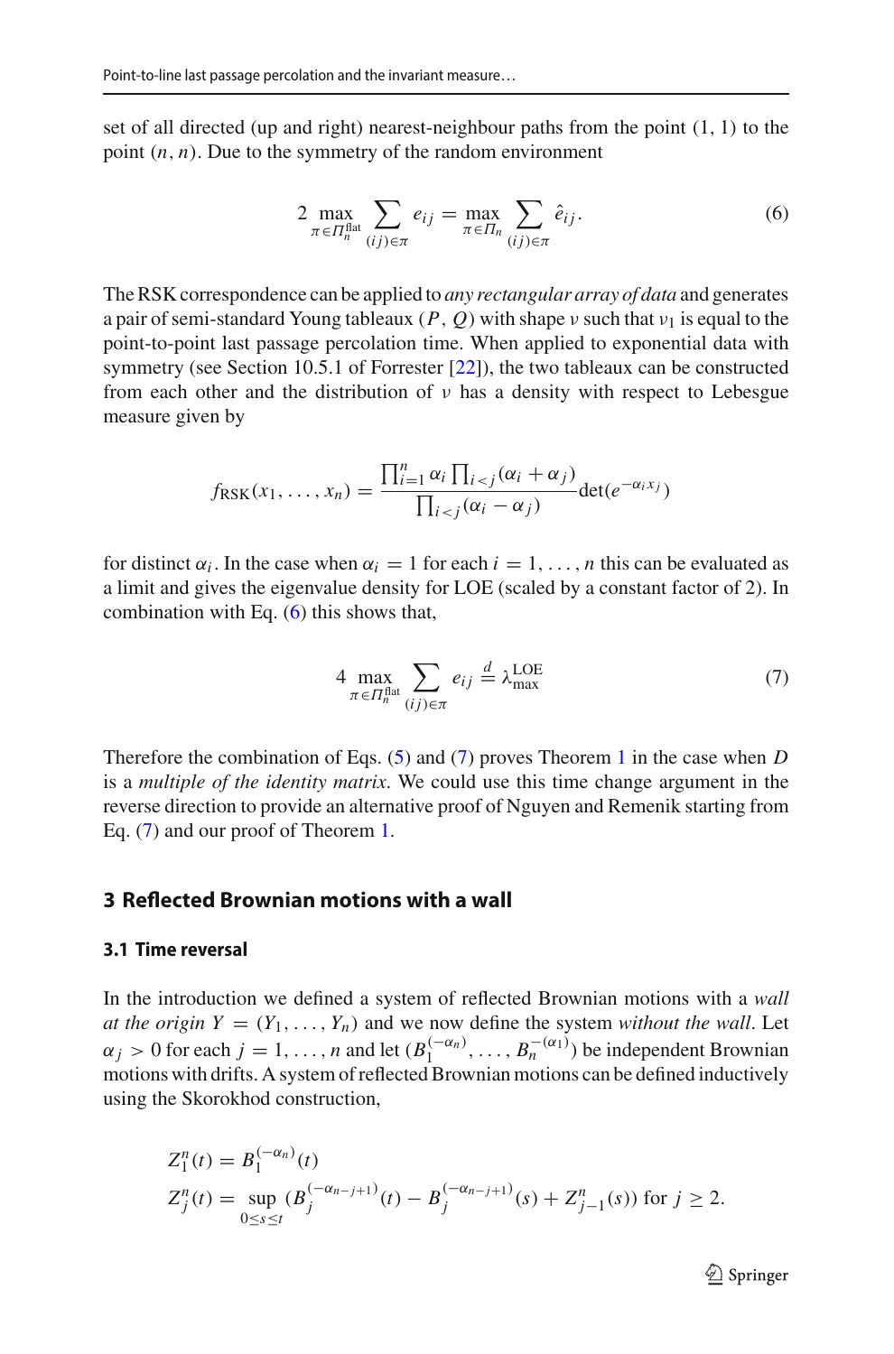set of all directed (up and right) nearest-neighbour paths from the point $(1, 1)$ to the point $(n, n)$. Due to the symmetry of the random environment

$$2 \max_{\pi \in \Pi_n^{\text{flat}}} \sum_{(ij) \in \pi} e_{ij} = \max_{\pi \in \Pi_n} \sum_{(ij) \in \pi} \hat{e}_{ij}. \tag{6}$$

The RSK correspondence can be applied to *any rectangular array of data* and generates a pair of semi-standard Young tableaux $(P, Q)$ with shape $\nu$ such that $\nu_1$ is equal to the point-to-point last passage percolation time. When applied to exponential data with symmetry (see Section 10.5.1 of Forrester [22]), the two tableaux can be constructed from each other and the distribution of $\nu$ has a density with respect to Lebesgue measure given by

$$f_{\text{RSK}}(x_1, \ldots, x_n) = \frac{\prod_{i=1}^n \alpha_i \prod_{i<j}(\alpha_i + \alpha_j)}{\prod_{i<j}(\alpha_i - \alpha_j)} \det(e^{-\alpha_i x_j})$$

for distinct $\alpha_i$. In the case when $\alpha_i = 1$ for each $i = 1, \ldots, n$ this can be evaluated as a limit and gives the eigenvalue density for LOE (scaled by a constant factor of 2). In combination with Eq. (6) this shows that,

$$4 \max_{\pi \in \Pi_n^{\text{flat}}} \sum_{(ij) \in \pi} e_{ij} \stackrel{d}{=} \lambda_{\max}^{\text{LOE}} \tag{7}$$

Therefore the combination of Eqs. (5) and (7) proves Theorem 1 in the case when $D$ is a *multiple of the identity matrix*. We could use this time change argument in the reverse direction to provide an alternative proof of Nguyen and Remenik starting from Eq. (7) and our proof of Theorem 1.

## 3 Reflected Brownian motions with a wall

### 3.1 Time reversal

In the introduction we defined a system of reflected Brownian motions with a *wall at the origin* $Y = (Y_1, \ldots, Y_n)$ and we now define the system *without the wall*. Let $\alpha_j > 0$ for each $j = 1, \ldots, n$ and let $(B_1^{(-\alpha_n)}, \ldots, B_n^{-(\alpha_1)})$ be independent Brownian motions with drifts. A system of reflected Brownian motions can be defined inductively using the Skorokhod construction,

$$Z_1^n(t) = B_1^{(-\alpha_n)}(t)$$
$$Z_j^n(t) = \sup_{0 \le s \le t} (B_j^{(-\alpha_{n-j+1})}(t) - B_j^{(-\alpha_{n-j+1})}(s) + Z_{j-1}^n(s)) \text{ for } j \geq 2.$$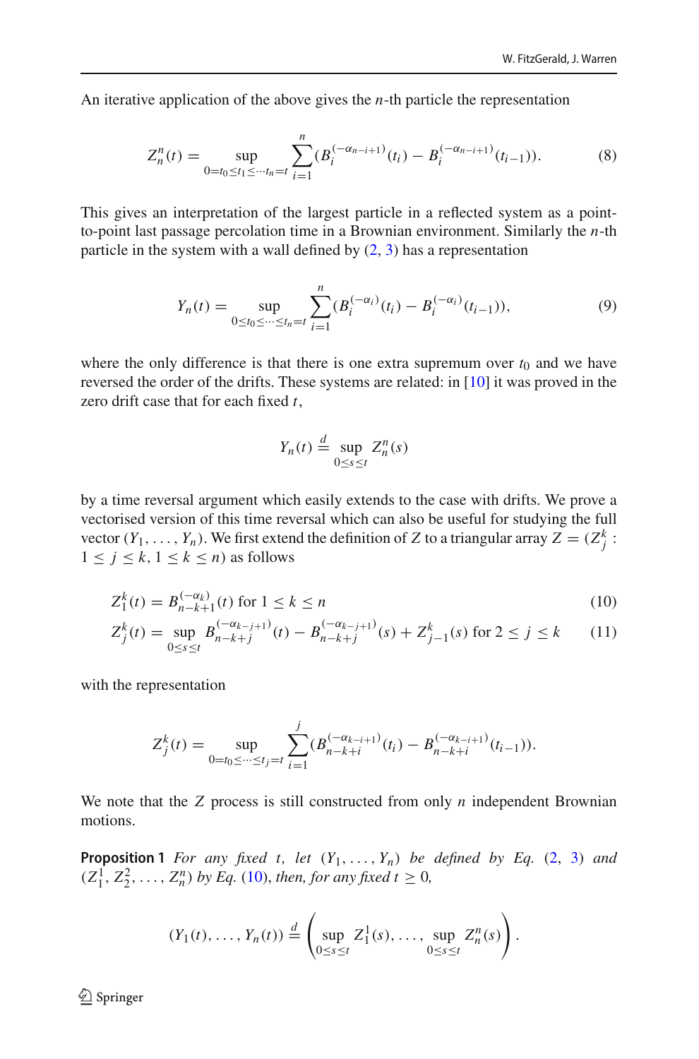An iterative application of the above gives the $n$-th particle the representation

$$Z_n^n(t) = \sup_{0=t_0 \leq t_1 \leq \cdots t_n = t} \sum_{i=1}^{n} (B_i^{(-\alpha_{n-i+1})}(t_i) - B_i^{(-\alpha_{n-i+1})}(t_{i-1})). \tag{8}$$

This gives an interpretation of the largest particle in a reflected system as a point-to-point last passage percolation time in a Brownian environment. Similarly the $n$-th particle in the system with a wall defined by (2, 3) has a representation

$$Y_n(t) = \sup_{0 \leq t_0 \leq \cdots \leq t_n = t} \sum_{i=1}^{n} (B_i^{(-\alpha_i)}(t_i) - B_i^{(-\alpha_i)}(t_{i-1})), \tag{9}$$

where the only difference is that there is one extra supremum over $t_0$ and we have reversed the order of the drifts. These systems are related: in [10] it was proved in the zero drift case that for each fixed $t$,

$$Y_n(t) \stackrel{d}{=} \sup_{0 \leq s \leq t} Z_n^n(s)$$

by a time reversal argument which easily extends to the case with drifts. We prove a vectorised version of this time reversal which can also be useful for studying the full vector $(Y_1, \ldots, Y_n)$. We first extend the definition of $Z$ to a triangular array $Z = (Z_j^k : 1 \leq j \leq k, 1 \leq k \leq n)$ as follows

$$Z_1^k(t) = B_{n-k+1}^{(-\alpha_k)}(t) \text{ for } 1 \leq k \leq n \tag{10}$$

$$Z_j^k(t) = \sup_{0 \leq s \leq t} B_{n-k+j}^{(-\alpha_{k-j+1})}(t) - B_{n-k+j}^{(-\alpha_{k-j+1})}(s) + Z_{j-1}^k(s) \text{ for } 2 \leq j \leq k \tag{11}$$

with the representation

$$Z_j^k(t) = \sup_{0=t_0 \leq \cdots \leq t_j = t} \sum_{i=1}^{j} (B_{n-k+i}^{(-\alpha_{k-i+1})}(t_i) - B_{n-k+i}^{(-\alpha_{k-i+1})}(t_{i-1})).$$

We note that the $Z$ process is still constructed from only $n$ independent Brownian motions.

**Proposition 1** *For any fixed $t$, let $(Y_1, \ldots, Y_n)$ be defined by Eq. (2, 3) and $(Z_1^1, Z_2^2, \ldots, Z_n^n)$ by Eq. (10), then, for any fixed $t \geq 0$,*

$$(Y_1(t), \ldots, Y_n(t)) \stackrel{d}{=} \left( \sup_{0 \leq s \leq t} Z_1^1(s), \ldots, \sup_{0 \leq s \leq t} Z_n^n(s) \right).$$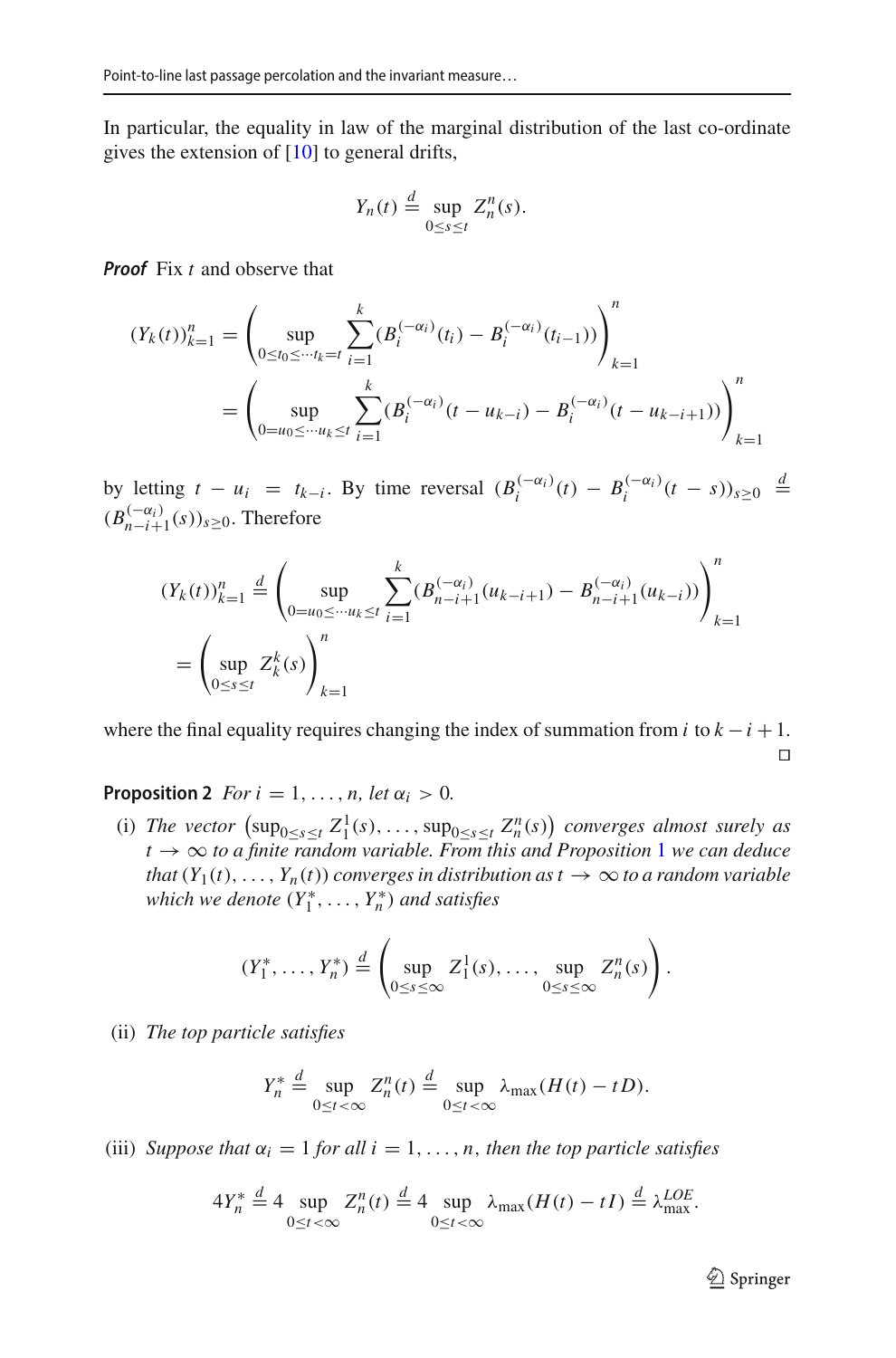In particular, the equality in law of the marginal distribution of the last co-ordinate gives the extension of [10] to general drifts,

$$Y_n(t) \stackrel{d}{=} \sup_{0 \le s \le t} Z_n^n(s).$$

***Proof*** Fix $t$ and observe that

$$\begin{aligned}
(Y_k(t))_{k=1}^n &= \left( \sup_{0 \le t_0 \le \cdots t_k = t} \sum_{i=1}^k (B_i^{(-\alpha_i)}(t_i) - B_i^{(-\alpha_i)}(t_{i-1})) \right)_{k=1}^n \\
&= \left( \sup_{0 = u_0 \le \cdots u_k \le t} \sum_{i=1}^k (B_i^{(-\alpha_i)}(t - u_{k-i}) - B_i^{(-\alpha_i)}(t - u_{k-i+1})) \right)_{k=1}^n
\end{aligned}$$

by letting $t - u_i = t_{k-i}$. By time reversal $(B_i^{(-\alpha_i)}(t) - B_i^{(-\alpha_i)}(t-s))_{s \ge 0} \stackrel{d}{=} (B_{n-i+1}^{(-\alpha_i)}(s))_{s \ge 0}$. Therefore

$$\begin{aligned}
(Y_k(t))_{k=1}^n &\stackrel{d}{=} \left( \sup_{0 = u_0 \le \cdots u_k \le t} \sum_{i=1}^k (B_{n-i+1}^{(-\alpha_i)}(u_{k-i+1}) - B_{n-i+1}^{(-\alpha_i)}(u_{k-i})) \right)_{k=1}^n \\
&= \left( \sup_{0 \le s \le t} Z_k^k(s) \right)_{k=1}^n
\end{aligned}$$

where the final equality requires changing the index of summation from $i$ to $k - i + 1$. □

**Proposition 2** *For $i = 1, \ldots, n$, let $\alpha_i > 0$.*

(i) *The vector $\left(\sup_{0 \le s \le t} Z_1^1(s), \ldots, \sup_{0 \le s \le t} Z_n^n(s)\right)$ converges almost surely as $t \to \infty$ to a finite random variable. From this and Proposition 1 we can deduce that $(Y_1(t), \ldots, Y_n(t))$ converges in distribution as $t \to \infty$ to a random variable which we denote $(Y_1^*, \ldots, Y_n^*)$ and satisfies*

$$(Y_1^*, \ldots, Y_n^*) \stackrel{d}{=} \left( \sup_{0 \le s \le \infty} Z_1^1(s), \ldots, \sup_{0 \le s \le \infty} Z_n^n(s) \right).$$

(ii) *The top particle satisfies*

$$Y_n^* \stackrel{d}{=} \sup_{0 \le t < \infty} Z_n^n(t) \stackrel{d}{=} \sup_{0 \le t < \infty} \lambda_{\max}(H(t) - tD).$$

(iii) *Suppose that $\alpha_i = 1$ for all $i = 1, \ldots, n$, then the top particle satisfies*

$$4Y_n^* \stackrel{d}{=} 4 \sup_{0 \le t < \infty} Z_n^n(t) \stackrel{d}{=} 4 \sup_{0 \le t < \infty} \lambda_{\max}(H(t) - tI) \stackrel{d}{=} \lambda_{\max}^{LOE}.$$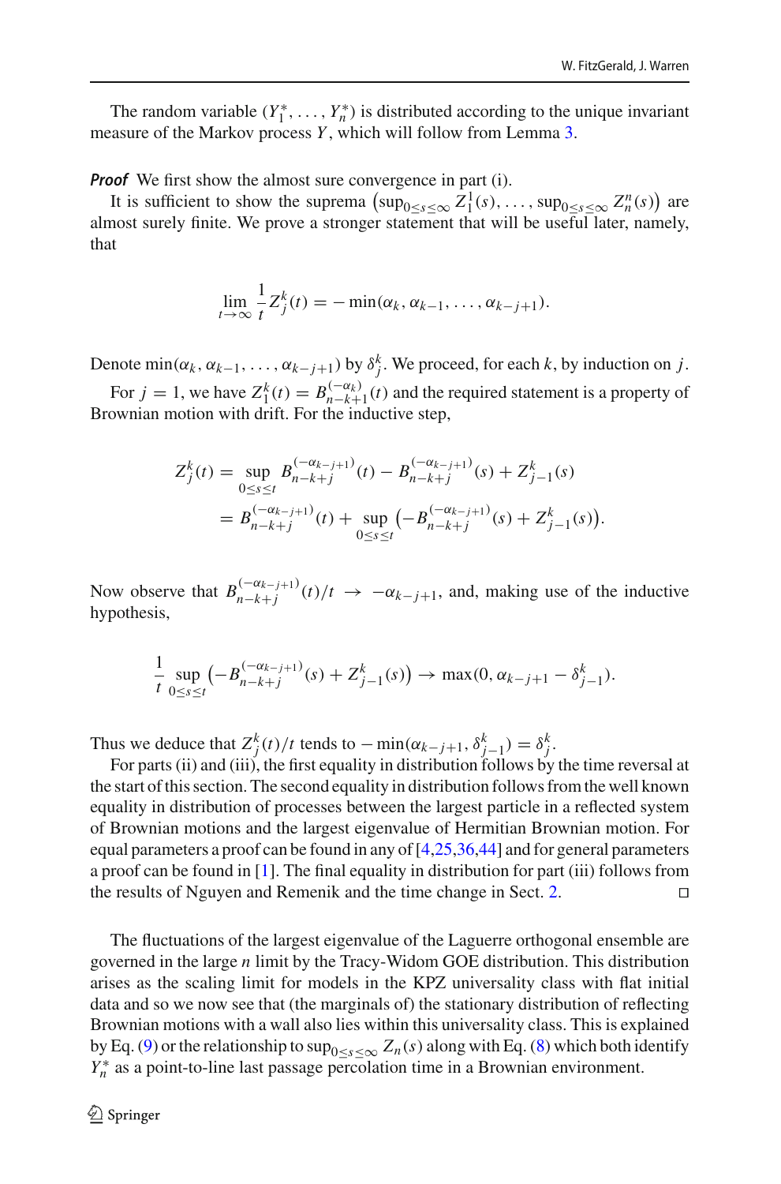The random variable $(Y_1^*, \ldots, Y_n^*)$ is distributed according to the unique invariant measure of the Markov process $Y$, which will follow from Lemma 3.

***Proof*** We first show the almost sure convergence in part (i).

It is sufficient to show the suprema $\left(\sup_{0\le s\le\infty} Z_1^1(s), \ldots, \sup_{0\le s\le\infty} Z_n^n(s)\right)$ are almost surely finite. We prove a stronger statement that will be useful later, namely, that

$$\lim_{t\to\infty} \frac{1}{t} Z_j^k(t) = -\min(\alpha_k, \alpha_{k-1}, \ldots, \alpha_{k-j+1}).$$

Denote $\min(\alpha_k, \alpha_{k-1}, \ldots, \alpha_{k-j+1})$ by $\delta_j^k$. We proceed, for each $k$, by induction on $j$.

For $j = 1$, we have $Z_1^k(t) = B_{n-k+1}^{(-\alpha_k)}(t)$ and the required statement is a property of Brownian motion with drift. For the inductive step,

$$\begin{aligned} Z_j^k(t) &= \sup_{0\le s\le t} B_{n-k+j}^{(-\alpha_{k-j+1})}(t) - B_{n-k+j}^{(-\alpha_{k-j+1})}(s) + Z_{j-1}^k(s) \\ &= B_{n-k+j}^{(-\alpha_{k-j+1})}(t) + \sup_{0\le s\le t} \left(-B_{n-k+j}^{(-\alpha_{k-j+1})}(s) + Z_{j-1}^k(s)\right). \end{aligned}$$

Now observe that $B_{n-k+j}^{(-\alpha_{k-j+1})}(t)/t \to -\alpha_{k-j+1}$, and, making use of the inductive hypothesis,

$$\frac{1}{t} \sup_{0\le s\le t} \left(-B_{n-k+j}^{(-\alpha_{k-j+1})}(s) + Z_{j-1}^k(s)\right) \to \max(0, \alpha_{k-j+1} - \delta_{j-1}^k).$$

Thus we deduce that $Z_j^k(t)/t$ tends to $-\min(\alpha_{k-j+1}, \delta_{j-1}^k) = \delta_j^k$.

For parts (ii) and (iii), the first equality in distribution follows by the time reversal at the start of this section. The second equality in distribution follows from the well known equality in distribution of processes between the largest particle in a reflected system of Brownian motions and the largest eigenvalue of Hermitian Brownian motion. For equal parameters a proof can be found in any of [4,25,36,44] and for general parameters a proof can be found in [1]. The final equality in distribution for part (iii) follows from the results of Nguyen and Remenik and the time change in Sect. 2. $\square$

The fluctuations of the largest eigenvalue of the Laguerre orthogonal ensemble are governed in the large $n$ limit by the Tracy-Widom GOE distribution. This distribution arises as the scaling limit for models in the KPZ universality class with flat initial data and so we now see that (the marginals of) the stationary distribution of reflecting Brownian motions with a wall also lies within this universality class. This is explained by Eq. (9) or the relationship to $\sup_{0\le s\le\infty} Z_n(s)$ along with Eq. (8) which both identify $Y_n^*$ as a point-to-line last passage percolation time in a Brownian environment.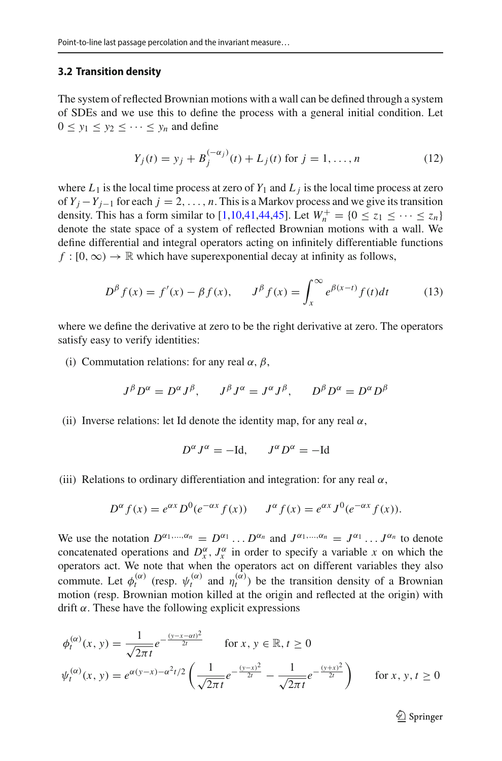### 3.2 Transition density

The system of reflected Brownian motions with a wall can be defined through a system of SDEs and we use this to define the process with a general initial condition. Let $0 \leq y_1 \leq y_2 \leq \cdots \leq y_n$ and define

$$Y_j(t) = y_j + B_j^{(-\alpha_j)}(t) + L_j(t) \text{ for } j = 1, \ldots, n \tag{12}$$

where $L_1$ is the local time process at zero of $Y_1$ and $L_j$ is the local time process at zero of $Y_j - Y_{j-1}$ for each $j = 2, \ldots, n$. This is a Markov process and we give its transition density. This has a form similar to [1,10,41,44,45]. Let $W_n^+ = \{0 \leq z_1 \leq \cdots \leq z_n\}$ denote the state space of a system of reflected Brownian motions with a wall. We define differential and integral operators acting on infinitely differentiable functions $f : [0, \infty) \to \mathbb{R}$ which have superexponential decay at infinity as follows,

$$D^\beta f(x) = f'(x) - \beta f(x), \qquad J^\beta f(x) = \int_x^\infty e^{\beta(x-t)} f(t) dt \tag{13}$$

where we define the derivative at zero to be the right derivative at zero. The operators satisfy easy to verify identities:

(i) Commutation relations: for any real $\alpha, \beta$,

$$J^\beta D^\alpha = D^\alpha J^\beta, \qquad J^\beta J^\alpha = J^\alpha J^\beta, \qquad D^\beta D^\alpha = D^\alpha D^\beta$$

(ii) Inverse relations: let Id denote the identity map, for any real $\alpha$,

$$D^\alpha J^\alpha = -\text{Id}, \qquad J^\alpha D^\alpha = -\text{Id}$$

(iii) Relations to ordinary differentiation and integration: for any real $\alpha$,

$$D^\alpha f(x) = e^{\alpha x} D^0(e^{-\alpha x} f(x)) \qquad J^\alpha f(x) = e^{\alpha x} J^0(e^{-\alpha x} f(x)).$$

We use the notation $D^{\alpha_1, \ldots, \alpha_n} = D^{\alpha_1} \ldots D^{\alpha_n}$ and $J^{\alpha_1, \ldots, \alpha_n} = J^{\alpha_1} \ldots J^{\alpha_n}$ to denote concatenated operations and $D_x^\alpha$, $J_x^\alpha$ in order to specify a variable $x$ on which the operators act. We note that when the operators act on different variables they also commute. Let $\phi_t^{(\alpha)}$ (resp. $\psi_t^{(\alpha)}$ and $\eta_t^{(\alpha)}$) be the transition density of a Brownian motion (resp. Brownian motion killed at the origin and reflected at the origin) with drift $\alpha$. These have the following explicit expressions

$$\phi_t^{(\alpha)}(x, y) = \frac{1}{\sqrt{2\pi t}} e^{-\frac{(y-x-\alpha t)^2}{2t}} \qquad \text{for } x, y \in \mathbb{R}, t \geq 0$$

$$\psi_t^{(\alpha)}(x, y) = e^{\alpha(y-x)-\alpha^2 t/2} \left( \frac{1}{\sqrt{2\pi t}} e^{-\frac{(y-x)^2}{2t}} - \frac{1}{\sqrt{2\pi t}} e^{-\frac{(y+x)^2}{2t}} \right) \qquad \text{for } x, y, t \geq 0$$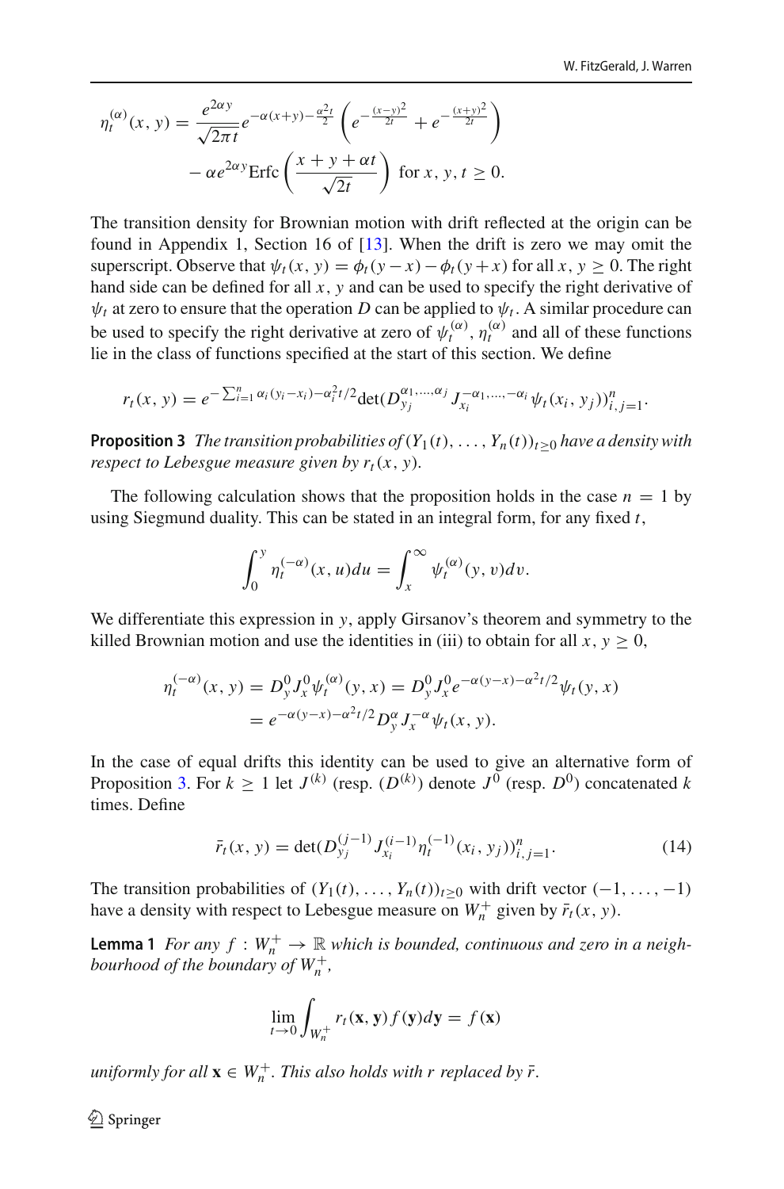$$\eta_t^{(\alpha)}(x, y) = \frac{e^{2\alpha y}}{\sqrt{2\pi t}} e^{-\alpha(x+y) - \frac{\alpha^2 t}{2}} \left( e^{-\frac{(x-y)^2}{2t}} + e^{-\frac{(x+y)^2}{2t}} \right)$$
$$- \alpha e^{2\alpha y} \text{Erfc}\left( \frac{x + y + \alpha t}{\sqrt{2t}} \right) \text{ for } x, y, t \geq 0.$$

The transition density for Brownian motion with drift reflected at the origin can be found in Appendix 1, Section 16 of [13]. When the drift is zero we may omit the superscript. Observe that $\psi_t(x, y) = \phi_t(y - x) - \phi_t(y + x)$ for all $x, y \geq 0$. The right hand side can be defined for all $x, y$ and can be used to specify the right derivative of $\psi_t$ at zero to ensure that the operation $D$ can be applied to $\psi_t$. A similar procedure can be used to specify the right derivative at zero of $\psi_t^{(\alpha)}$, $\eta_t^{(\alpha)}$ and all of these functions lie in the class of functions specified at the start of this section. We define

$$r_t(x, y) = e^{-\sum_{i=1}^n \alpha_i (y_i - x_i) - \alpha_i^2 t/2} \det(D_{y_j}^{\alpha_1, \ldots, \alpha_j} J_{x_i}^{-\alpha_1, \ldots, -\alpha_i} \psi_t(x_i, y_j))_{i,j=1}^n.$$

**Proposition 3** *The transition probabilities of $(Y_1(t), \ldots, Y_n(t))_{t \geq 0}$ have a density with respect to Lebesgue measure given by $r_t(x, y)$.*

The following calculation shows that the proposition holds in the case $n = 1$ by using Siegmund duality. This can be stated in an integral form, for any fixed $t$,

$$\int_0^y \eta_t^{(-\alpha)}(x, u) du = \int_x^\infty \psi_t^{(\alpha)}(y, v) dv.$$

We differentiate this expression in $y$, apply Girsanov's theorem and symmetry to the killed Brownian motion and use the identities in (iii) to obtain for all $x, y \geq 0$,

$$\eta_t^{(-\alpha)}(x, y) = D_y^0 J_x^0 \psi_t^{(\alpha)}(y, x) = D_y^0 J_x^0 e^{-\alpha(y-x) - \alpha^2 t/2} \psi_t(y, x)$$
$$= e^{-\alpha(y-x) - \alpha^2 t/2} D_y^\alpha J_x^{-\alpha} \psi_t(x, y).$$

In the case of equal drifts this identity can be used to give an alternative form of Proposition 3. For $k \geq 1$ let $J^{(k)}$ (resp. $(D^{(k)})$ denote $J^0$ (resp. $D^0$) concatenated $k$ times. Define

$$\bar{r}_t(x, y) = \det(D_{y_j}^{(j-1)} J_{x_i}^{(i-1)} \eta_t^{(-1)}(x_i, y_j))_{i,j=1}^n. \tag{14}$$

The transition probabilities of $(Y_1(t), \ldots, Y_n(t))_{t \geq 0}$ with drift vector $(-1, \ldots, -1)$ have a density with respect to Lebesgue measure on $W_n^+$ given by $\bar{r}_t(x, y)$.

**Lemma 1** *For any $f : W_n^+ \to \mathbb{R}$ which is bounded, continuous and zero in a neighbourhood of the boundary of $W_n^+$,*

$$\lim_{t \to 0} \int_{W_n^+} r_t(\mathbf{x}, \mathbf{y}) f(\mathbf{y}) d\mathbf{y} = f(\mathbf{x})$$

*uniformly for all $\mathbf{x} \in W_n^+$. This also holds with $r$ replaced by $\bar{r}$.*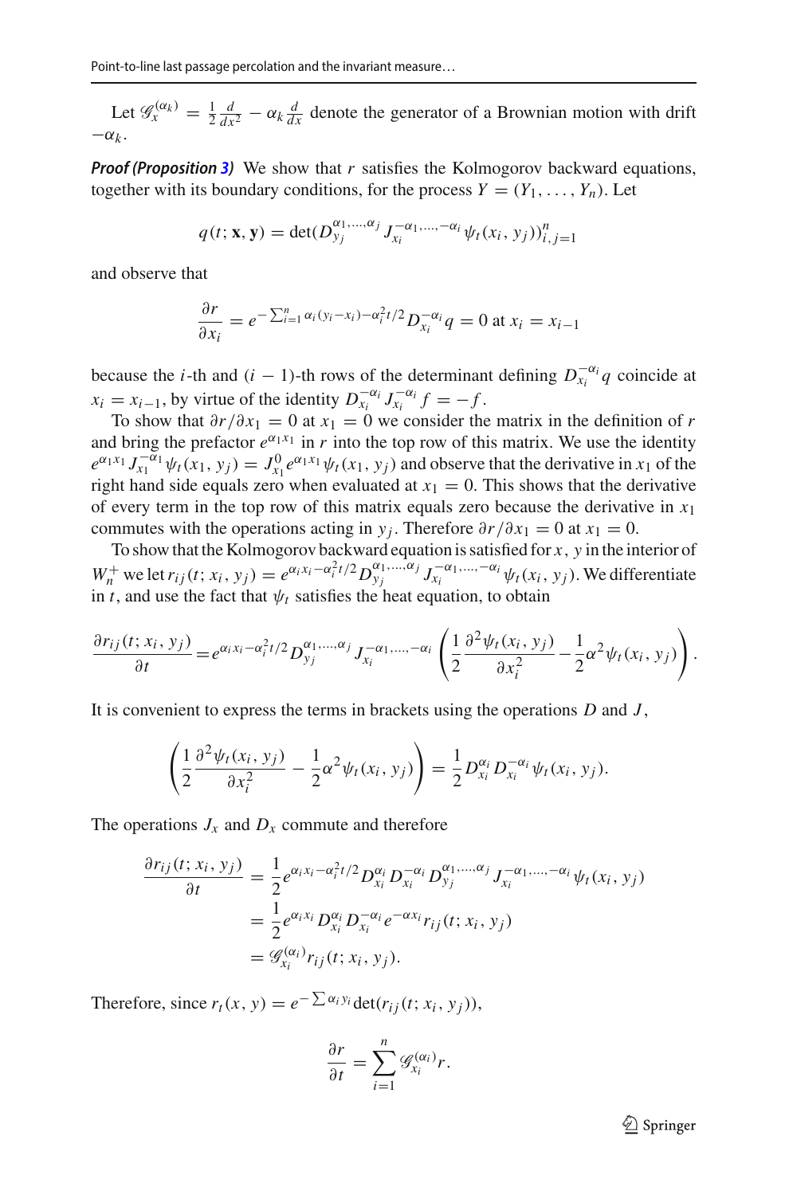Let $\mathscr{G}_x^{(\alpha_k)} = \frac{1}{2}\frac{d}{dx^2} - \alpha_k \frac{d}{dx}$ denote the generator of a Brownian motion with drift $-\alpha_k$.

***Proof (Proposition 3)*** We show that $r$ satisfies the Kolmogorov backward equations, together with its boundary conditions, for the process $Y = (Y_1, \ldots, Y_n)$. Let

$$q(t; \mathbf{x}, \mathbf{y}) = \det(D_{y_j}^{\alpha_1,\ldots,\alpha_j} J_{x_i}^{-\alpha_1,\ldots,-\alpha_i} \psi_t(x_i, y_j))_{i,j=1}^n$$

and observe that

$$\frac{\partial r}{\partial x_i} = e^{-\sum_{i=1}^n \alpha_i(y_i - x_i) - \alpha_i^2 t/2} D_{x_i}^{-\alpha_i} q = 0 \text{ at } x_i = x_{i-1}$$

because the $i$-th and $(i-1)$-th rows of the determinant defining $D_{x_i}^{-\alpha_i} q$ coincide at $x_i = x_{i-1}$, by virtue of the identity $D_{x_i}^{-\alpha_i} J_{x_i}^{-\alpha_i} f = -f$.

To show that $\partial r/\partial x_1 = 0$ at $x_1 = 0$ we consider the matrix in the definition of $r$ and bring the prefactor $e^{\alpha_1 x_1}$ in $r$ into the top row of this matrix. We use the identity $e^{\alpha_1 x_1} J_{x_1}^{-\alpha_1} \psi_t(x_1, y_j) = J_{x_1}^0 e^{\alpha_1 x_1} \psi_t(x_1, y_j)$ and observe that the derivative in $x_1$ of the right hand side equals zero when evaluated at $x_1 = 0$. This shows that the derivative of every term in the top row of this matrix equals zero because the derivative in $x_1$ commutes with the operations acting in $y_j$. Therefore $\partial r/\partial x_1 = 0$ at $x_1 = 0$.

To show that the Kolmogorov backward equation is satisfied for $x$, $y$ in the interior of $W_n^+$ we let $r_{ij}(t; x_i, y_j) = e^{\alpha_i x_i - \alpha_i^2 t/2} D_{y_j}^{\alpha_1,\ldots,\alpha_j} J_{x_i}^{-\alpha_1,\ldots,-\alpha_i} \psi_t(x_i, y_j)$. We differentiate in $t$, and use the fact that $\psi_t$ satisfies the heat equation, to obtain

$$\frac{\partial r_{ij}(t; x_i, y_j)}{\partial t} = e^{\alpha_i x_i - \alpha_i^2 t/2} D_{y_j}^{\alpha_1,\ldots,\alpha_j} J_{x_i}^{-\alpha_1,\ldots,-\alpha_i} \left( \frac{1}{2} \frac{\partial^2 \psi_t(x_i, y_j)}{\partial x_i^2} - \frac{1}{2}\alpha^2 \psi_t(x_i, y_j) \right).$$

It is convenient to express the terms in brackets using the operations $D$ and $J$,

$$\left( \frac{1}{2} \frac{\partial^2 \psi_t(x_i, y_j)}{\partial x_i^2} - \frac{1}{2}\alpha^2 \psi_t(x_i, y_j) \right) = \frac{1}{2} D_{x_i}^{\alpha_i} D_{x_i}^{-\alpha_i} \psi_t(x_i, y_j).$$

The operations $J_x$ and $D_x$ commute and therefore

$$\begin{aligned}
\frac{\partial r_{ij}(t; x_i, y_j)}{\partial t} &= \frac{1}{2} e^{\alpha_i x_i - \alpha_i^2 t/2} D_{x_i}^{\alpha_i} D_{x_i}^{-\alpha_i} D_{y_j}^{\alpha_1,\ldots,\alpha_j} J_{x_i}^{-\alpha_1,\ldots,-\alpha_i} \psi_t(x_i, y_j) \\
&= \frac{1}{2} e^{\alpha_i x_i} D_{x_i}^{\alpha_i} D_{x_i}^{-\alpha_i} e^{-\alpha x_i} r_{ij}(t; x_i, y_j) \\
&= \mathscr{G}_{x_i}^{(\alpha_i)} r_{ij}(t; x_i, y_j).
\end{aligned}$$

Therefore, since $r_t(x, y) = e^{-\sum \alpha_i y_i} \det(r_{ij}(t; x_i, y_j))$,

$$\frac{\partial r}{\partial t} = \sum_{i=1}^n \mathscr{G}_{x_i}^{(\alpha_i)} r.$$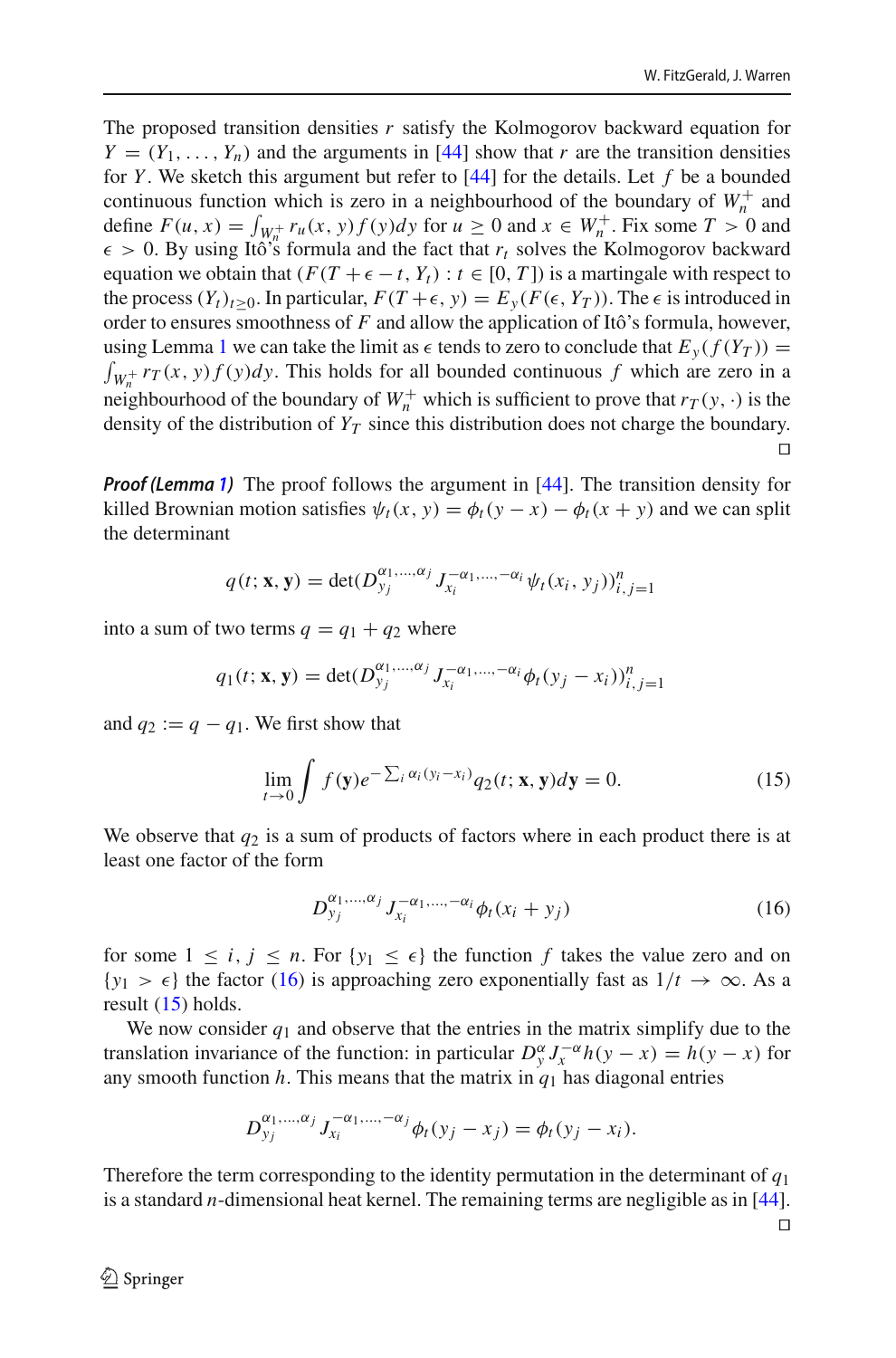The proposed transition densities $r$ satisfy the Kolmogorov backward equation for $Y = (Y_1, \ldots, Y_n)$ and the arguments in [44] show that $r$ are the transition densities for $Y$. We sketch this argument but refer to [44] for the details. Let $f$ be a bounded continuous function which is zero in a neighbourhood of the boundary of $W_n^+$ and define $F(u, x) = \int_{W_n^+} r_u(x, y) f(y) dy$ for $u \geq 0$ and $x \in W_n^+$. Fix some $T > 0$ and $\epsilon > 0$. By using Itô's formula and the fact that $r_t$ solves the Kolmogorov backward equation we obtain that $(F(T + \epsilon - t, Y_t) : t \in [0, T])$ is a martingale with respect to the process $(Y_t)_{t \geq 0}$. In particular, $F(T + \epsilon, y) = E_y(F(\epsilon, Y_T))$. The $\epsilon$ is introduced in order to ensures smoothness of $F$ and allow the application of Itô's formula, however, using Lemma 1 we can take the limit as $\epsilon$ tends to zero to conclude that $E_y(f(Y_T)) = \int_{W_n^+} r_T(x, y) f(y) dy$. This holds for all bounded continuous $f$ which are zero in a neighbourhood of the boundary of $W_n^+$ which is sufficient to prove that $r_T(y, \cdot)$ is the density of the distribution of $Y_T$ since this distribution does not charge the boundary. ◻

***Proof (Lemma 1)*** The proof follows the argument in [44]. The transition density for killed Brownian motion satisfies $\psi_t(x, y) = \phi_t(y - x) - \phi_t(x + y)$ and we can split the determinant

$$q(t; \mathbf{x}, \mathbf{y}) = \det(D_{y_j}^{\alpha_1, \ldots, \alpha_j} J_{x_i}^{-\alpha_1, \ldots, -\alpha_i} \psi_t(x_i, y_j))_{i,j=1}^n$$

into a sum of two terms $q = q_1 + q_2$ where

$$q_1(t; \mathbf{x}, \mathbf{y}) = \det(D_{y_j}^{\alpha_1, \ldots, \alpha_j} J_{x_i}^{-\alpha_1, \ldots, -\alpha_i} \phi_t(y_j - x_i))_{i,j=1}^n$$

and $q_2 := q - q_1$. We first show that

$$\lim_{t \to 0} \int f(\mathbf{y}) e^{-\sum_i \alpha_i (y_i - x_i)} q_2(t; \mathbf{x}, \mathbf{y}) d\mathbf{y} = 0. \tag{15}$$

We observe that $q_2$ is a sum of products of factors where in each product there is at least one factor of the form

$$D_{y_j}^{\alpha_1, \ldots, \alpha_j} J_{x_i}^{-\alpha_1, \ldots, -\alpha_i} \phi_t(x_i + y_j) \tag{16}$$

for some $1 \leq i, j \leq n$. For $\{y_1 \leq \epsilon\}$ the function $f$ takes the value zero and on $\{y_1 > \epsilon\}$ the factor (16) is approaching zero exponentially fast as $1/t \to \infty$. As a result (15) holds.

We now consider $q_1$ and observe that the entries in the matrix simplify due to the translation invariance of the function: in particular $D_y^{\alpha} J_x^{-\alpha} h(y - x) = h(y - x)$ for any smooth function $h$. This means that the matrix in $q_1$ has diagonal entries

$$D_{y_j}^{\alpha_1, \ldots, \alpha_j} J_{x_i}^{-\alpha_1, \ldots, -\alpha_j} \phi_t(y_j - x_j) = \phi_t(y_j - x_i).$$

Therefore the term corresponding to the identity permutation in the determinant of $q_1$ is a standard $n$-dimensional heat kernel. The remaining terms are negligible as in [44]. ◻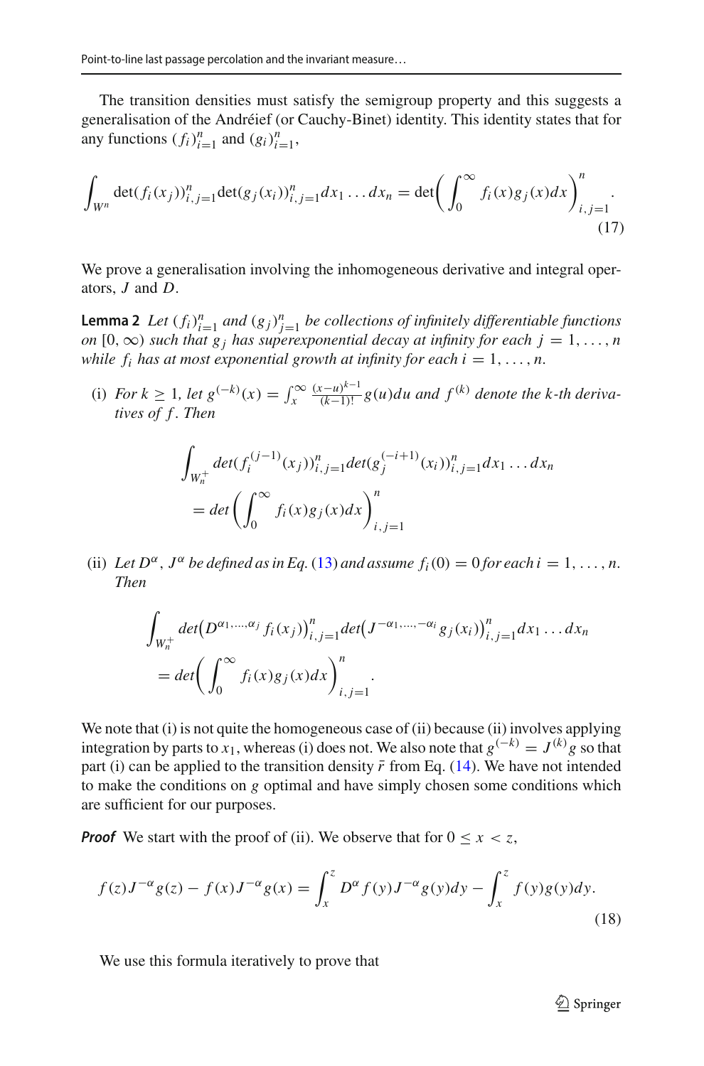The transition densities must satisfy the semigroup property and this suggests a generalisation of the Andréief (or Cauchy-Binet) identity. This identity states that for any functions $(f_i)_{i=1}^n$ and $(g_i)_{i=1}^n$,

$$\int_{W^n} \det(f_i(x_j))_{i,j=1}^n \det(g_j(x_i))_{i,j=1}^n dx_1 \dots dx_n = \det\left( \int_0^\infty f_i(x) g_j(x) dx \right)_{i,j=1}^n. \tag{17}$$

We prove a generalisation involving the inhomogeneous derivative and integral operators, $J$ and $D$.

**Lemma 2** *Let $(f_i)_{i=1}^n$ and $(g_j)_{j=1}^n$ be collections of infinitely differentiable functions on $[0,\infty)$ such that $g_j$ has superexponential decay at infinity for each $j = 1, \dots, n$ while $f_i$ has at most exponential growth at infinity for each $i = 1, \dots, n$.*

(i) *For $k \geq 1$, let $g^{(-k)}(x) = \int_x^\infty \frac{(x-u)^{k-1}}{(k-1)!} g(u) du$ and $f^{(k)}$ denote the $k$-th derivatives of $f$. Then*

$$\int_{W_n^+} det(f_i^{(j-1)}(x_j))_{i,j=1}^n det(g_j^{(-i+1)}(x_i))_{i,j=1}^n dx_1 \dots dx_n = det\left( \int_0^\infty f_i(x) g_j(x) dx \right)_{i,j=1}^n$$

(ii) *Let $D^\alpha$, $J^\alpha$ be defined as in Eq. (13) and assume $f_i(0) = 0$ for each $i = 1, \dots, n$. Then*

$$\int_{W_n^+} det\big(D^{\alpha_1,\dots,\alpha_j} f_i(x_j)\big)_{i,j=1}^n det\big(J^{-\alpha_1,\dots,-\alpha_i} g_j(x_i)\big)_{i,j=1}^n dx_1 \dots dx_n = det\bigg( \int_0^\infty f_i(x) g_j(x) dx \bigg)_{i,j=1}^n.$$

We note that (i) is not quite the homogeneous case of (ii) because (ii) involves applying integration by parts to $x_1$, whereas (i) does not. We also note that $g^{(-k)} = J^{(k)} g$ so that part (i) can be applied to the transition density $\bar{r}$ from Eq. (14). We have not intended to make the conditions on $g$ optimal and have simply chosen some conditions which are sufficient for our purposes.

***Proof*** We start with the proof of (ii). We observe that for $0 \leq x < z$,

$$f(z) J^{-\alpha} g(z) - f(x) J^{-\alpha} g(x) = \int_x^z D^\alpha f(y) J^{-\alpha} g(y) dy - \int_x^z f(y) g(y) dy. \tag{18}$$

We use this formula iteratively to prove that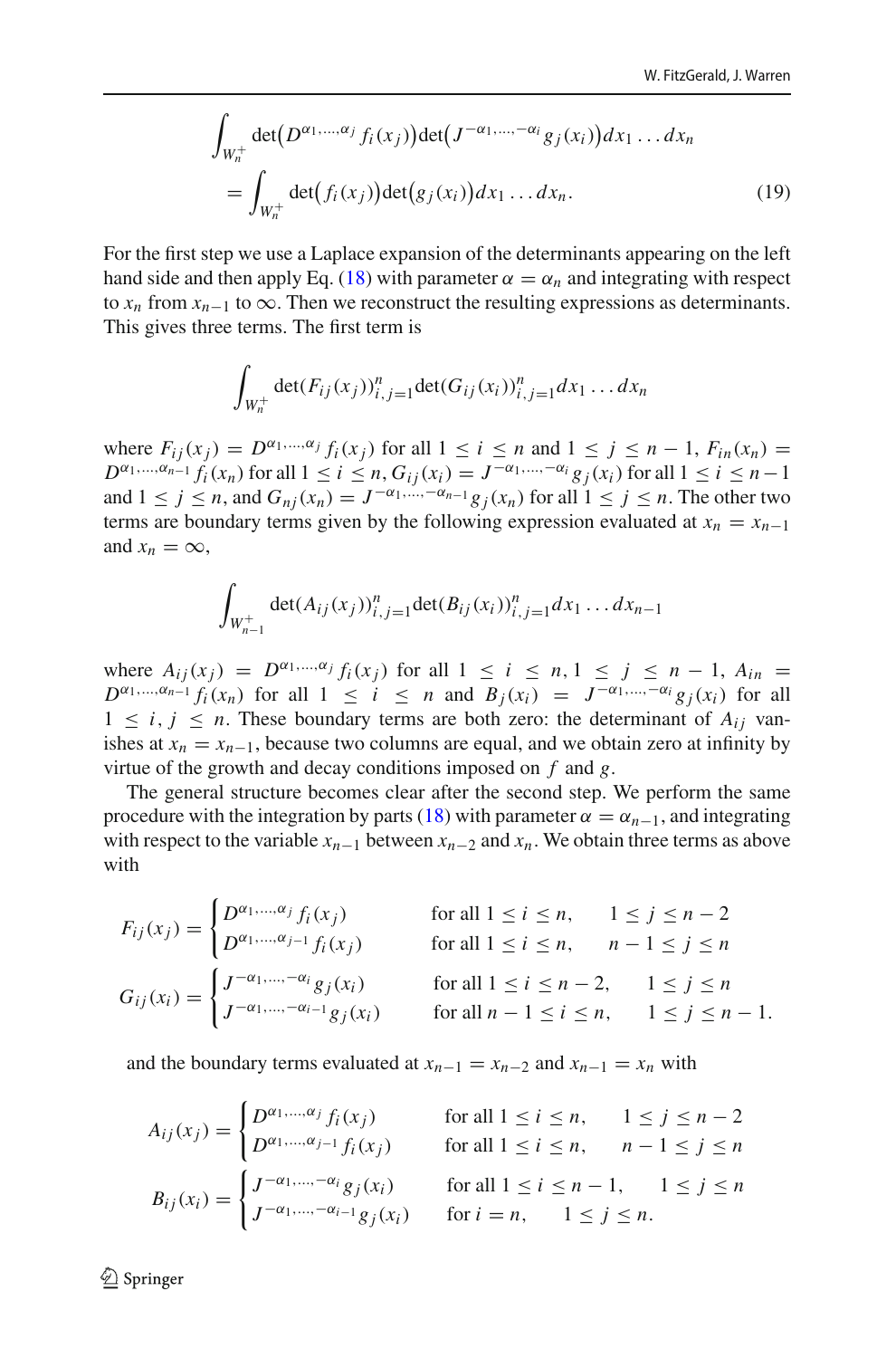$$
\int_{W_n^+} \det\big(D^{\alpha_1,\ldots,\alpha_j} f_i(x_j)\big)\det\big(J^{-\alpha_1,\ldots,-\alpha_i} g_j(x_i)\big)dx_1\ldots dx_n
$$

$$
= \int_{W_n^+} \det\big(f_i(x_j)\big)\det\big(g_j(x_i)\big)dx_1\ldots dx_n. \tag{19}
$$

For the first step we use a Laplace expansion of the determinants appearing on the left hand side and then apply Eq. (18) with parameter $\alpha = \alpha_n$ and integrating with respect to $x_n$ from $x_{n-1}$ to $\infty$. Then we reconstruct the resulting expressions as determinants. This gives three terms. The first term is

$$
\int_{W_n^+} \det(F_{ij}(x_j))_{i,j=1}^n \det(G_{ij}(x_i))_{i,j=1}^n dx_1\ldots dx_n
$$

where $F_{ij}(x_j) = D^{\alpha_1,\ldots,\alpha_j} f_i(x_j)$ for all $1 \le i \le n$ and $1 \le j \le n-1$, $F_{in}(x_n) = D^{\alpha_1,\ldots,\alpha_{n-1}} f_i(x_n)$ for all $1 \le i \le n$, $G_{ij}(x_i) = J^{-\alpha_1,\ldots,-\alpha_i} g_j(x_i)$ for all $1 \le i \le n-1$ and $1 \le j \le n$, and $G_{nj}(x_n) = J^{-\alpha_1,\ldots,-\alpha_{n-1}} g_j(x_n)$ for all $1 \le j \le n$. The other two terms are boundary terms given by the following expression evaluated at $x_n = x_{n-1}$ and $x_n = \infty$,

$$
\int_{W_{n-1}^+} \det(A_{ij}(x_j))_{i,j=1}^n \det(B_{ij}(x_i))_{i,j=1}^n dx_1\ldots dx_{n-1}
$$

where $A_{ij}(x_j) = D^{\alpha_1,\ldots,\alpha_j} f_i(x_j)$ for all $1 \le i \le n, 1 \le j \le n-1$, $A_{in} = D^{\alpha_1,\ldots,\alpha_{n-1}} f_i(x_n)$ for all $1 \le i \le n$ and $B_j(x_i) = J^{-\alpha_1,\ldots,-\alpha_i} g_j(x_i)$ for all $1 \le i, j \le n$. These boundary terms are both zero: the determinant of $A_{ij}$ vanishes at $x_n = x_{n-1}$, because two columns are equal, and we obtain zero at infinity by virtue of the growth and decay conditions imposed on $f$ and $g$.

The general structure becomes clear after the second step. We perform the same procedure with the integration by parts (18) with parameter $\alpha = \alpha_{n-1}$, and integrating with respect to the variable $x_{n-1}$ between $x_{n-2}$ and $x_n$. We obtain three terms as above with

$$
F_{ij}(x_j) = \begin{cases} D^{\alpha_1,\ldots,\alpha_j} f_i(x_j) & \text{for all } 1 \le i \le n, \quad 1 \le j \le n-2 \\ D^{\alpha_1,\ldots,\alpha_{j-1}} f_i(x_j) & \text{for all } 1 \le i \le n, \quad n-1 \le j \le n \end{cases}
$$

$$
G_{ij}(x_i) = \begin{cases} J^{-\alpha_1,\ldots,-\alpha_i} g_j(x_i) & \text{for all } 1 \le i \le n-2, \quad 1 \le j \le n \\ J^{-\alpha_1,\ldots,-\alpha_{i-1}} g_j(x_i) & \text{for all } n-1 \le i \le n, \quad 1 \le j \le n-1. \end{cases}
$$

and the boundary terms evaluated at $x_{n-1} = x_{n-2}$ and $x_{n-1} = x_n$ with

$$
A_{ij}(x_j) = \begin{cases} D^{\alpha_1,\ldots,\alpha_j} f_i(x_j) & \text{for all } 1 \le i \le n, \quad 1 \le j \le n-2 \\ D^{\alpha_1,\ldots,\alpha_{j-1}} f_i(x_j) & \text{for all } 1 \le i \le n, \quad n-1 \le j \le n \end{cases}
$$

$$
B_{ij}(x_i) = \begin{cases} J^{-\alpha_1,\ldots,-\alpha_i} g_j(x_i) & \text{for all } 1 \le i \le n-1, \quad 1 \le j \le n \\ J^{-\alpha_1,\ldots,-\alpha_{i-1}} g_j(x_i) & \text{for } i = n, \quad 1 \le j \le n. \end{cases}
$$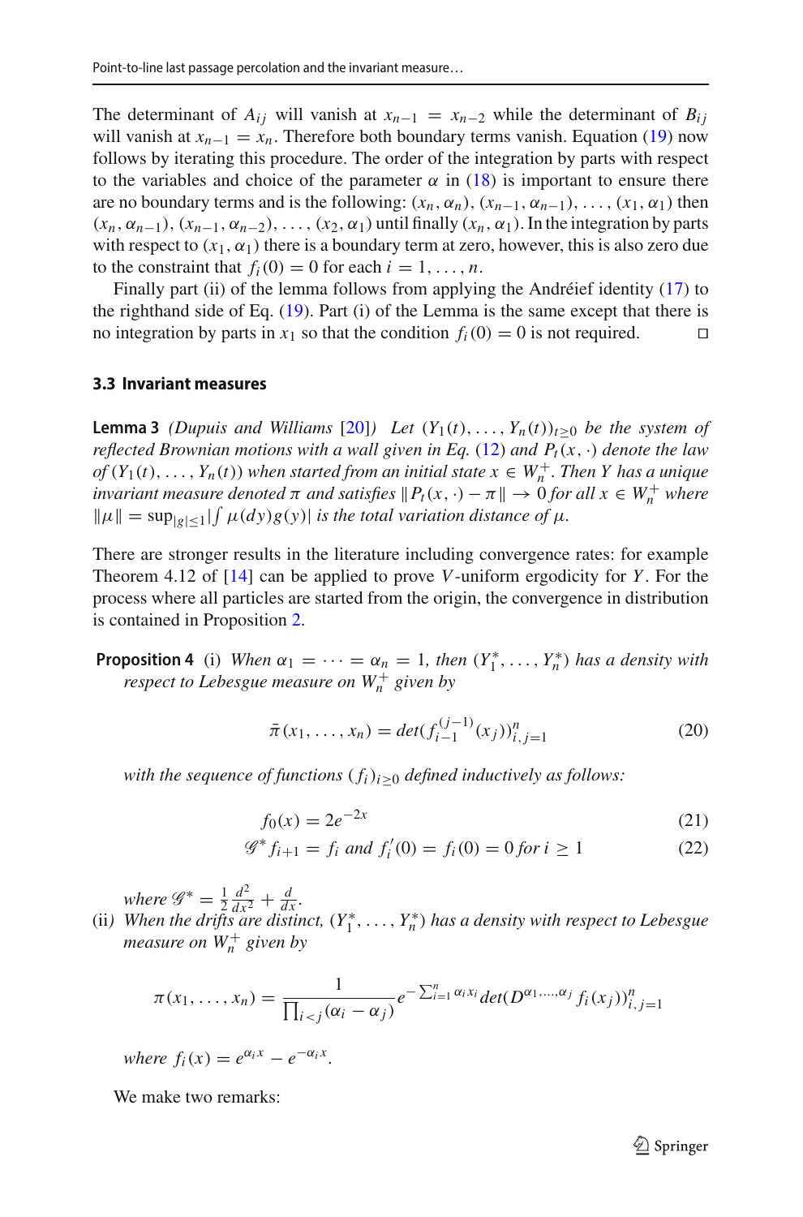The determinant of $A_{ij}$ will vanish at $x_{n-1} = x_{n-2}$ while the determinant of $B_{ij}$ will vanish at $x_{n-1} = x_n$. Therefore both boundary terms vanish. Equation (19) now follows by iterating this procedure. The order of the integration by parts with respect to the variables and choice of the parameter $\alpha$ in (18) is important to ensure there are no boundary terms and is the following: $(x_n, \alpha_n), (x_{n-1}, \alpha_{n-1}), \ldots, (x_1, \alpha_1)$ then $(x_n, \alpha_{n-1}), (x_{n-1}, \alpha_{n-2}), \ldots, (x_2, \alpha_1)$ until finally $(x_n, \alpha_1)$. In the integration by parts with respect to $(x_1, \alpha_1)$ there is a boundary term at zero, however, this is also zero due to the constraint that $f_i(0) = 0$ for each $i = 1, \ldots, n$.

Finally part (ii) of the lemma follows from applying the Andréief identity (17) to the righthand side of Eq. (19). Part (i) of the Lemma is the same except that there is no integration by parts in $x_1$ so that the condition $f_i(0) = 0$ is not required. □

### 3.3 Invariant measures

**Lemma 3** *(Dupuis and Williams [20]) Let $(Y_1(t), \ldots, Y_n(t))_{t \geq 0}$ be the system of reflected Brownian motions with a wall given in Eq. (12) and $P_t(x, \cdot)$ denote the law of $(Y_1(t), \ldots, Y_n(t))$ when started from an initial state $x \in W_n^+$. Then $Y$ has a unique invariant measure denoted $\pi$ and satisfies $\|P_t(x, \cdot) - \pi\| \to 0$ for all $x \in W_n^+$ where $\|\mu\| = \sup_{|g| \leq 1} |\int \mu(dy) g(y)|$ is the total variation distance of $\mu$.*

There are stronger results in the literature including convergence rates: for example Theorem 4.12 of [14] can be applied to prove $V$-uniform ergodicity for $Y$. For the process where all particles are started from the origin, the convergence in distribution is contained in Proposition 2.

**Proposition 4** (i) *When $\alpha_1 = \cdots = \alpha_n = 1$, then $(Y_1^*, \ldots, Y_n^*)$ has a density with respect to Lebesgue measure on $W_n^+$ given by*

$$\bar{\pi}(x_1, \ldots, x_n) = det(f_{i-1}^{(j-1)}(x_j))_{i,j=1}^n \tag{20}$$

*with the sequence of functions $(f_i)_{i \geq 0}$ defined inductively as follows:*

$$f_0(x) = 2e^{-2x} \tag{21}$$

$$\mathscr{G}^* f_{i+1} = f_i \text{ and } f_i'(0) = f_i(0) = 0 \text{ for } i \geq 1 \tag{22}$$

*where $\mathscr{G}^* = \frac{1}{2}\frac{d^2}{dx^2} + \frac{d}{dx}$.*

(ii) *When the drifts are distinct, $(Y_1^*, \ldots, Y_n^*)$ has a density with respect to Lebesgue measure on $W_n^+$ given by*

$$\pi(x_1, \ldots, x_n) = \frac{1}{\prod_{i<j}(\alpha_i - \alpha_j)} e^{-\sum_{i=1}^n \alpha_i x_i} det(D^{\alpha_1, \ldots, \alpha_j} f_i(x_j))_{i,j=1}^n$$

*where $f_i(x) = e^{\alpha_i x} - e^{-\alpha_i x}$.*

We make two remarks: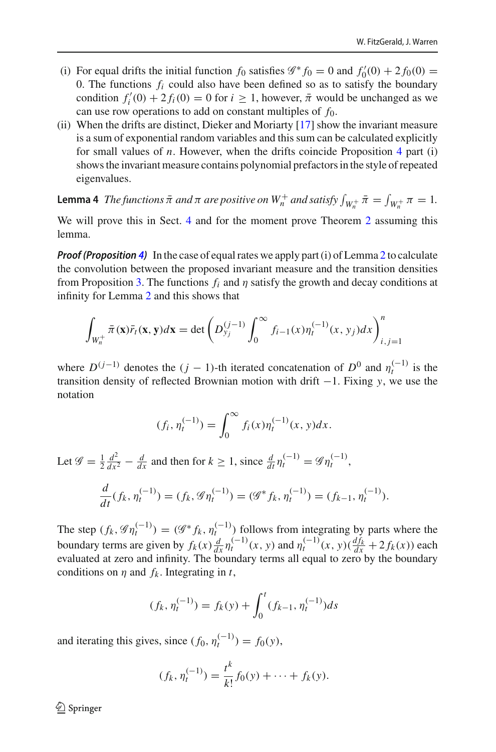(i) For equal drifts the initial function $f_0$ satisfies $\mathscr{G}^* f_0 = 0$ and $f_0'(0) + 2f_0(0) = 0$. The functions $f_i$ could also have been defined so as to satisfy the boundary condition $f_i'(0) + 2f_i(0) = 0$ for $i \geq 1$, however, $\bar{\pi}$ would be unchanged as we can use row operations to add on constant multiples of $f_0$.

(ii) When the drifts are distinct, Dieker and Moriarty [17] show the invariant measure is a sum of exponential random variables and this sum can be calculated explicitly for small values of $n$. However, when the drifts coincide Proposition 4 part (i) shows the invariant measure contains polynomial prefactors in the style of repeated eigenvalues.

**Lemma 4** *The functions $\bar{\pi}$ and $\pi$ are positive on $W_n^+$ and satisfy $\int_{W_n^+} \bar{\pi} = \int_{W_n^+} \pi = 1$.*

We will prove this in Sect. 4 and for the moment prove Theorem 2 assuming this lemma.

***Proof (Proposition 4)*** In the case of equal rates we apply part (i) of Lemma 2 to calculate the convolution between the proposed invariant measure and the transition densities from Proposition 3. The functions $f_i$ and $\eta$ satisfy the growth and decay conditions at infinity for Lemma 2 and this shows that

$$\int_{W_n^+} \bar{\pi}(\mathbf{x}) \bar{r}_t(\mathbf{x}, \mathbf{y}) d\mathbf{x} = \det \left( D_{y_j}^{(j-1)} \int_0^\infty f_{i-1}(x) \eta_t^{(-1)}(x, y_j) dx \right)_{i,j=1}^n$$

where $D^{(j-1)}$ denotes the $(j-1)$-th iterated concatenation of $D^0$ and $\eta_t^{(-1)}$ is the transition density of reflected Brownian motion with drift $-1$. Fixing $y$, we use the notation

$$(f_i, \eta_t^{(-1)}) = \int_0^\infty f_i(x) \eta_t^{(-1)}(x, y) dx.$$

Let $\mathscr{G} = \frac{1}{2} \frac{d^2}{dx^2} - \frac{d}{dx}$ and then for $k \geq 1$, since $\frac{d}{dt} \eta_t^{(-1)} = \mathscr{G} \eta_t^{(-1)}$,

$$\frac{d}{dt}(f_k, \eta_t^{(-1)}) = (f_k, \mathscr{G} \eta_t^{(-1)}) = (\mathscr{G}^* f_k, \eta_t^{(-1)}) = (f_{k-1}, \eta_t^{(-1)}).$$

The step $(f_k, \mathscr{G} \eta_t^{(-1)}) = (\mathscr{G}^* f_k, \eta_t^{(-1)})$ follows from integrating by parts where the boundary terms are given by $f_k(x) \frac{d}{dx} \eta_t^{(-1)}(x, y)$ and $\eta_t^{(-1)}(x, y)(\frac{df_k}{dx} + 2f_k(x))$ each evaluated at zero and infinity. The boundary terms all equal to zero by the boundary conditions on $\eta$ and $f_k$. Integrating in $t$,

$$(f_k, \eta_t^{(-1)}) = f_k(y) + \int_0^t (f_{k-1}, \eta_t^{(-1)}) ds$$

and iterating this gives, since $(f_0, \eta_t^{(-1)}) = f_0(y)$,

$$(f_k, \eta_t^{(-1)}) = \frac{t^k}{k!} f_0(y) + \cdots + f_k(y).$$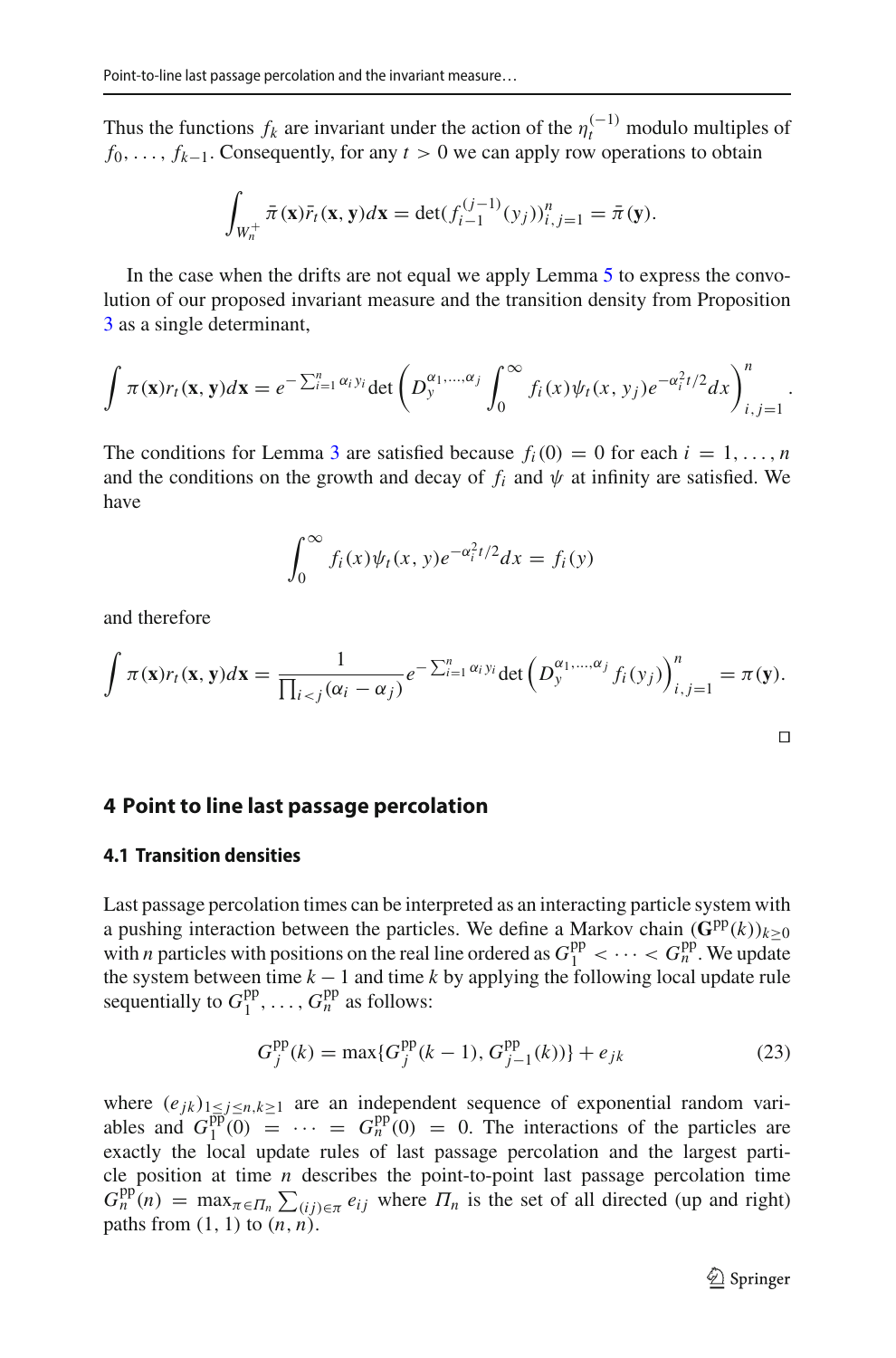Thus the functions $f_k$ are invariant under the action of the $\eta_t^{(-1)}$ modulo multiples of $f_0, \ldots, f_{k-1}$. Consequently, for any $t > 0$ we can apply row operations to obtain

$$\int_{W_n^+} \bar{\pi}(\mathbf{x}) \bar{r}_t(\mathbf{x}, \mathbf{y}) d\mathbf{x} = \det(f_{i-1}^{(j-1)}(y_j))_{i,j=1}^n = \bar{\pi}(\mathbf{y}).$$

In the case when the drifts are not equal we apply Lemma 5 to express the convolution of our proposed invariant measure and the transition density from Proposition 3 as a single determinant,

$$\int \pi(\mathbf{x}) r_t(\mathbf{x}, \mathbf{y}) d\mathbf{x} = e^{-\sum_{i=1}^n \alpha_i y_i} \det \left( D_y^{\alpha_1, \ldots, \alpha_j} \int_0^\infty f_i(x) \psi_t(x, y_j) e^{-\alpha_i^2 t/2} dx \right)_{i,j=1}^n.$$

The conditions for Lemma 3 are satisfied because $f_i(0) = 0$ for each $i = 1, \ldots, n$ and the conditions on the growth and decay of $f_i$ and $\psi$ at infinity are satisfied. We have

$$\int_0^\infty f_i(x) \psi_t(x, y) e^{-\alpha_i^2 t/2} dx = f_i(y)$$

and therefore

$$\int \pi(\mathbf{x}) r_t(\mathbf{x}, \mathbf{y}) d\mathbf{x} = \frac{1}{\prod_{i<j}(\alpha_i - \alpha_j)} e^{-\sum_{i=1}^n \alpha_i y_i} \det \left( D_y^{\alpha_1, \ldots, \alpha_j} f_i(y_j) \right)_{i,j=1}^n = \pi(\mathbf{y}).$$

□

## 4 Point to line last passage percolation

### 4.1 Transition densities

Last passage percolation times can be interpreted as an interacting particle system with a pushing interaction between the particles. We define a Markov chain $(\mathbf{G}^{\text{pp}}(k))_{k \geq 0}$ with $n$ particles with positions on the real line ordered as $G_1^{\text{pp}} < \cdots < G_n^{\text{pp}}$. We update the system between time $k-1$ and time $k$ by applying the following local update rule sequentially to $G_1^{\text{pp}}, \ldots, G_n^{\text{pp}}$ as follows:

$$G_j^{\text{pp}}(k) = \max\{G_j^{\text{pp}}(k-1), G_{j-1}^{\text{pp}}(k)\} + e_{jk} \tag{23}$$

where $(e_{jk})_{1 \leq j \leq n, k \geq 1}$ are an independent sequence of exponential random variables and $G_1^{\text{pp}}(0) = \cdots = G_n^{\text{pp}}(0) = 0$. The interactions of the particles are exactly the local update rules of last passage percolation and the largest particle position at time $n$ describes the point-to-point last passage percolation time $G_n^{\text{pp}}(n) = \max_{\pi \in \Pi_n} \sum_{(ij) \in \pi} e_{ij}$ where $\Pi_n$ is the set of all directed (up and right) paths from $(1, 1)$ to $(n, n)$.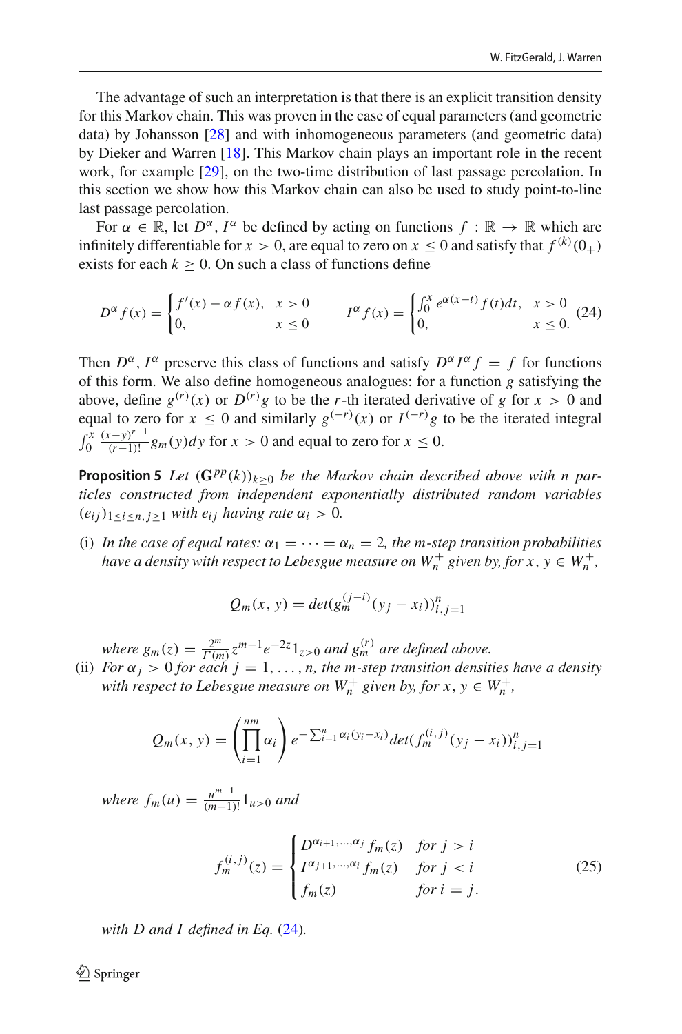The advantage of such an interpretation is that there is an explicit transition density for this Markov chain. This was proven in the case of equal parameters (and geometric data) by Johansson [28] and with inhomogeneous parameters (and geometric data) by Dieker and Warren [18]. This Markov chain plays an important role in the recent work, for example [29], on the two-time distribution of last passage percolation. In this section we show how this Markov chain can also be used to study point-to-line last passage percolation.

For $\alpha \in \mathbb{R}$, let $D^\alpha, I^\alpha$ be defined by acting on functions $f : \mathbb{R} \to \mathbb{R}$ which are infinitely differentiable for $x > 0$, are equal to zero on $x \leq 0$ and satisfy that $f^{(k)}(0_+)$ exists for each $k \geq 0$. On such a class of functions define

$$D^\alpha f(x) = \begin{cases} f'(x) - \alpha f(x), & x > 0 \\ 0, & x \leq 0 \end{cases} \qquad I^\alpha f(x) = \begin{cases} \int_0^x e^{\alpha(x-t)} f(t) dt, & x > 0 \\ 0, & x \leq 0. \end{cases} \tag{24}$$

Then $D^\alpha, I^\alpha$ preserve this class of functions and satisfy $D^\alpha I^\alpha f = f$ for functions of this form. We also define homogeneous analogues: for a function $g$ satisfying the above, define $g^{(r)}(x)$ or $D^{(r)}g$ to be the $r$-th iterated derivative of $g$ for $x > 0$ and equal to zero for $x \leq 0$ and similarly $g^{(-r)}(x)$ or $I^{(-r)}g$ to be the iterated integral $\int_0^x \frac{(x-y)^{r-1}}{(r-1)!} g_m(y) dy$ for $x > 0$ and equal to zero for $x \leq 0$.

**Proposition 5** *Let $(\mathbf{G}^{pp}(k))_{k \geq 0}$ be the Markov chain described above with $n$ particles constructed from independent exponentially distributed random variables $(e_{ij})_{1 \leq i \leq n, j \geq 1}$ with $e_{ij}$ having rate $\alpha_i > 0$.*

(i) *In the case of equal rates: $\alpha_1 = \cdots = \alpha_n = 2$, the $m$-step transition probabilities have a density with respect to Lebesgue measure on $W_n^+$ given by, for $x, y \in W_n^+$,*

$$Q_m(x, y) = det(g_m^{(j-i)}(y_j - x_i))_{i,j=1}^n$$

*where $g_m(z) = \frac{2^m}{\Gamma(m)} z^{m-1} e^{-2z} 1_{z>0}$ and $g_m^{(r)}$ are defined above.*

(ii) *For $\alpha_j > 0$ for each $j = 1, \ldots, n$, the $m$-step transition densities have a density with respect to Lebesgue measure on $W_n^+$ given by, for $x, y \in W_n^+$,*

$$Q_m(x, y) = \left( \prod_{i=1}^{nm} \alpha_i \right) e^{-\sum_{i=1}^n \alpha_i (y_i - x_i)} det(f_m^{(i,j)}(y_j - x_i))_{i,j=1}^n$$

*where $f_m(u) = \frac{u^{m-1}}{(m-1)!} 1_{u>0}$ and*

$$f_m^{(i,j)}(z) = \begin{cases} D^{\alpha_{i+1}, \ldots, \alpha_j} f_m(z) & \text{for } j > i \\ I^{\alpha_{j+1}, \ldots, \alpha_i} f_m(z) & \text{for } j < i \\ f_m(z) & \text{for } i = j. \end{cases} \tag{25}$$

*with $D$ and $I$ defined in Eq. (24).*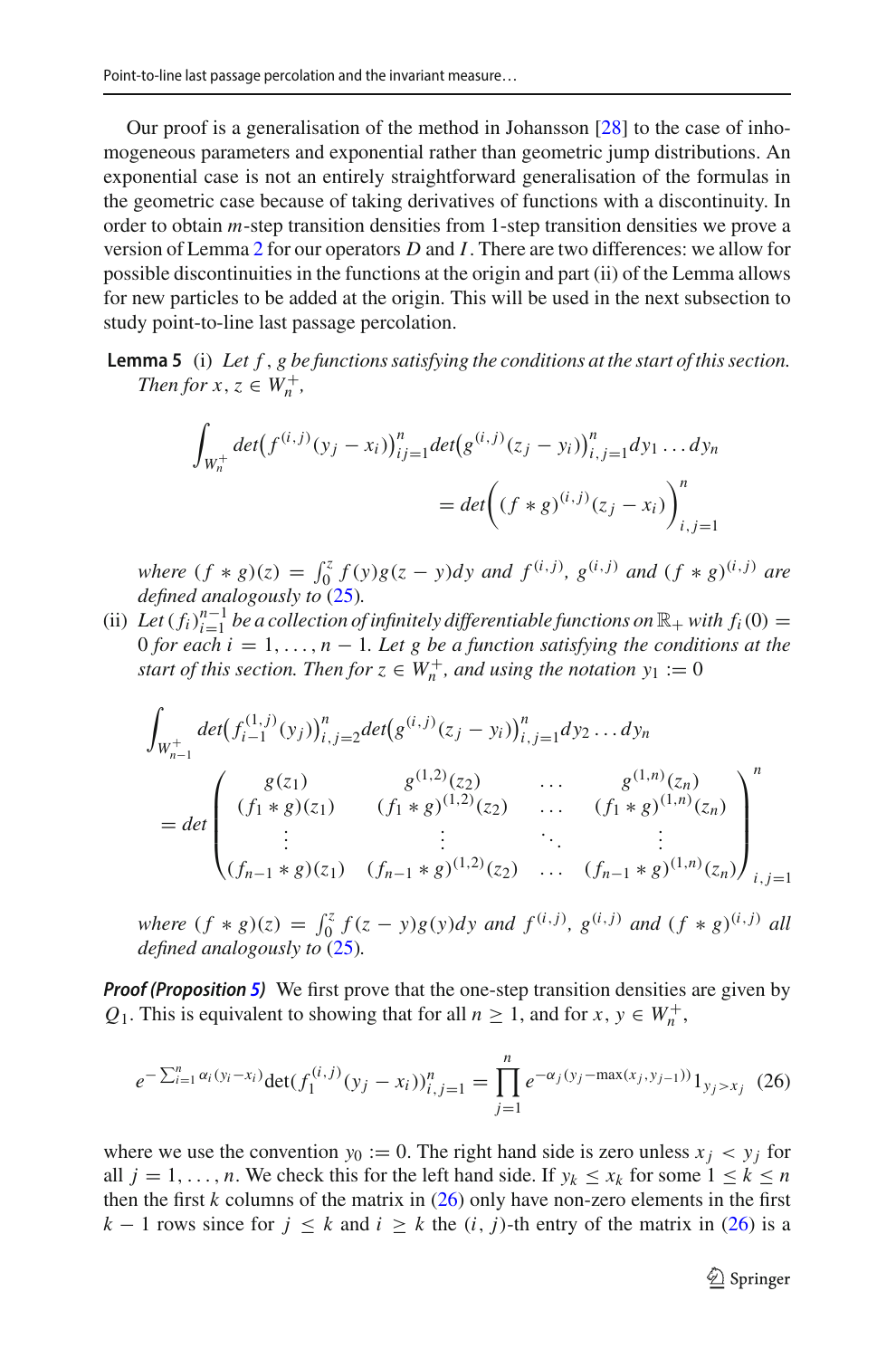Our proof is a generalisation of the method in Johansson [28] to the case of inhomogeneous parameters and exponential rather than geometric jump distributions. An exponential case is not an entirely straightforward generalisation of the formulas in the geometric case because of taking derivatives of functions with a discontinuity. In order to obtain $m$-step transition densities from 1-step transition densities we prove a version of Lemma 2 for our operators $D$ and $I$. There are two differences: we allow for possible discontinuities in the functions at the origin and part (ii) of the Lemma allows for new particles to be added at the origin. This will be used in the next subsection to study point-to-line last passage percolation.

**Lemma 5** (i) *Let $f, g$ be functions satisfying the conditions at the start of this section. Then for $x, z \in W_n^+$,*

$$\int_{W_n^+} det\big(f^{(i,j)}(y_j - x_i)\big)_{ij=1}^n det\big(g^{(i,j)}(z_j - y_i)\big)_{i,j=1}^n dy_1 \dots dy_n = det\Big((f * g)^{(i,j)}(z_j - x_i)\Big)_{i,j=1}^n$$

*where $(f * g)(z) = \int_0^z f(y)g(z-y)dy$ and $f^{(i,j)}$, $g^{(i,j)}$ and $(f*g)^{(i,j)}$ are defined analogously to (25).*

(ii) *Let $(f_i)_{i=1}^{n-1}$ be a collection of infinitely differentiable functions on $\mathbb{R}_+$ with $f_i(0) = 0$ for each $i = 1, \dots, n-1$. Let $g$ be a function satisfying the conditions at the start of this section. Then for $z \in W_n^+$, and using the notation $y_1 := 0$*

$$\int_{W_{n-1}^+} det\big(f_{i-1}^{(1,j)}(y_j)\big)_{i,j=2}^n det\big(g^{(i,j)}(z_j - y_i)\big)_{i,j=1}^n dy_2 \dots dy_n$$
$$= det\begin{pmatrix} g(z_1) & g^{(1,2)}(z_2) & \dots & g^{(1,n)}(z_n) \\ (f_1 * g)(z_1) & (f_1 * g)^{(1,2)}(z_2) & \dots & (f_1 * g)^{(1,n)}(z_n) \\ \vdots & \vdots & \ddots & \vdots \\ (f_{n-1} * g)(z_1) & (f_{n-1} * g)^{(1,2)}(z_2) & \dots & (f_{n-1} * g)^{(1,n)}(z_n) \end{pmatrix}_{i,j=1}^n$$

*where $(f * g)(z) = \int_0^z f(z-y)g(y)dy$ and $f^{(i,j)}$, $g^{(i,j)}$ and $(f*g)^{(i,j)}$ all defined analogously to (25).*

***Proof (Proposition 5)*** We first prove that the one-step transition densities are given by $Q_1$. This is equivalent to showing that for all $n \geq 1$, and for $x, y \in W_n^+$,

$$e^{-\sum_{i=1}^n \alpha_i (y_i - x_i)} \det\big(f_1^{(i,j)}(y_j - x_i)\big)_{i,j=1}^n = \prod_{j=1}^n e^{-\alpha_j (y_j - \max(x_j, y_{j-1}))} 1_{y_j > x_j} \quad (26)$$

where we use the convention $y_0 := 0$. The right hand side is zero unless $x_j < y_j$ for all $j = 1, \dots, n$. We check this for the left hand side. If $y_k \leq x_k$ for some $1 \leq k \leq n$ then the first $k$ columns of the matrix in (26) only have non-zero elements in the first $k-1$ rows since for $j \leq k$ and $i \geq k$ the $(i, j)$-th entry of the matrix in (26) is a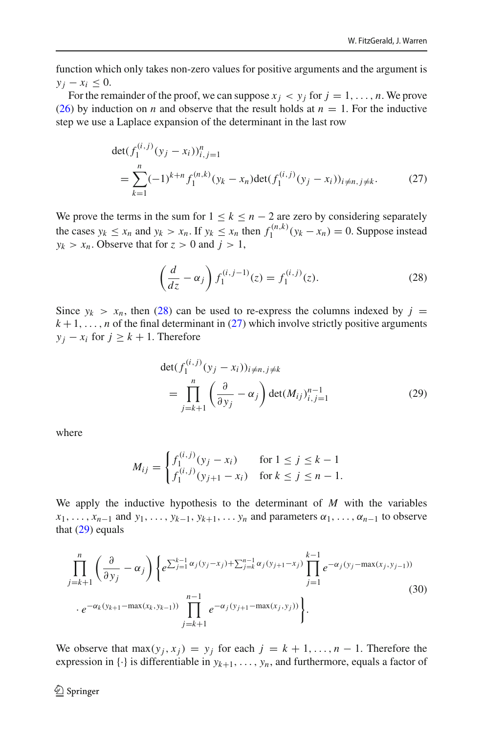function which only takes non-zero values for positive arguments and the argument is $y_j - x_i \leq 0$.

For the remainder of the proof, we can suppose $x_j < y_j$ for $j = 1, \ldots, n$. We prove (26) by induction on $n$ and observe that the result holds at $n = 1$. For the inductive step we use a Laplace expansion of the determinant in the last row

$$
\begin{aligned}
&\det(f_1^{(i,j)}(y_j - x_i))_{i,j=1}^n \\
&\quad = \sum_{k=1}^n (-1)^{k+n} f_1^{(n,k)}(y_k - x_n) \det(f_1^{(i,j)}(y_j - x_i))_{i \neq n, j \neq k}.
\end{aligned}
\tag{27}
$$

We prove the terms in the sum for $1 \leq k \leq n-2$ are zero by considering separately the cases $y_k \leq x_n$ and $y_k > x_n$. If $y_k \leq x_n$ then $f_1^{(n,k)}(y_k - x_n) = 0$. Suppose instead $y_k > x_n$. Observe that for $z > 0$ and $j > 1$,

$$
\left(\frac{d}{dz} - \alpha_j\right) f_1^{(i,j-1)}(z) = f_1^{(i,j)}(z).
\tag{28}
$$

Since $y_k > x_n$, then (28) can be used to re-express the columns indexed by $j = k+1, \ldots, n$ of the final determinant in (27) which involve strictly positive arguments $y_j - x_i$ for $j \geq k+1$. Therefore

$$
\begin{aligned}
&\det(f_1^{(i,j)}(y_j - x_i))_{i \neq n, j \neq k} \\
&\quad = \prod_{j=k+1}^n \left(\frac{\partial}{\partial y_j} - \alpha_j\right) \det(M_{ij})_{i,j=1}^{n-1}
\end{aligned}
\tag{29}
$$

where

$$
M_{ij} = \begin{cases} f_1^{(i,j)}(y_j - x_i) & \text{for } 1 \leq j \leq k-1 \\ f_1^{(i,j)}(y_{j+1} - x_i) & \text{for } k \leq j \leq n-1. \end{cases}
$$

We apply the inductive hypothesis to the determinant of $M$ with the variables $x_1, \ldots, x_{n-1}$ and $y_1, \ldots, y_{k-1}, y_{k+1}, \ldots y_n$ and parameters $\alpha_1, \ldots, \alpha_{n-1}$ to observe that (29) equals

$$
\begin{aligned}
&\prod_{j=k+1}^n \left(\frac{\partial}{\partial y_j} - \alpha_j\right) \left\{ e^{\sum_{j=1}^{k-1} \alpha_j (y_j - x_j) + \sum_{j=k}^{n-1} \alpha_j (y_{j+1} - x_j)} \prod_{j=1}^{k-1} e^{-\alpha_j (y_j - \max(x_j, y_{j-1}))} \right. \\
&\quad \left. \cdot\, e^{-\alpha_k (y_{k+1} - \max(x_k, y_{k-1}))} \prod_{j=k+1}^{n-1} e^{-\alpha_j (y_{j+1} - \max(x_j, y_j))} \right\}.
\end{aligned}
\tag{30}
$$

We observe that $\max(y_j, x_j) = y_j$ for each $j = k+1, \ldots, n-1$. Therefore the expression in $\{\cdot\}$ is differentiable in $y_{k+1}, \ldots, y_n$, and furthermore, equals a factor of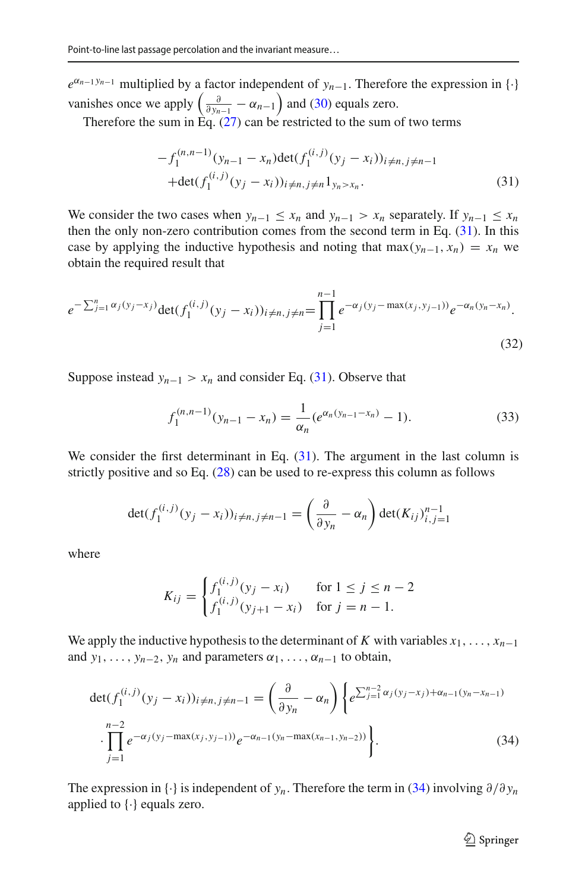$e^{\alpha_{n-1} y_{n-1}}$ multiplied by a factor independent of $y_{n-1}$. Therefore the expression in $\{\cdot\}$ vanishes once we apply $\left(\frac{\partial}{\partial y_{n-1}} - \alpha_{n-1}\right)$ and (30) equals zero.

Therefore the sum in Eq. (27) can be restricted to the sum of two terms

$$
\begin{aligned}
&-f_1^{(n,n-1)}(y_{n-1}-x_n)\det(f_1^{(i,j)}(y_j-x_i))_{i\neq n, j\neq n-1} \\
&+\det(f_1^{(i,j)}(y_j-x_i))_{i\neq n, j\neq n} 1_{y_n > x_n}.
\end{aligned} \tag{31}
$$

We consider the two cases when $y_{n-1} \leq x_n$ and $y_{n-1} > x_n$ separately. If $y_{n-1} \leq x_n$ then the only non-zero contribution comes from the second term in Eq. (31). In this case by applying the inductive hypothesis and noting that $\max(y_{n-1}, x_n) = x_n$ we obtain the required result that

$$
e^{-\sum_{j=1}^{n} \alpha_j (y_j - x_j)} \det(f_1^{(i,j)}(y_j - x_i))_{i\neq n, j\neq n} = \prod_{j=1}^{n-1} e^{-\alpha_j (y_j - \max(x_j, y_{j-1}))} e^{-\alpha_n (y_n - x_n)}. \tag{32}
$$

Suppose instead $y_{n-1} > x_n$ and consider Eq. (31). Observe that

$$
f_1^{(n,n-1)}(y_{n-1} - x_n) = \frac{1}{\alpha_n}(e^{\alpha_n (y_{n-1} - x_n)} - 1). \tag{33}
$$

We consider the first determinant in Eq. (31). The argument in the last column is strictly positive and so Eq. (28) can be used to re-express this column as follows

$$
\det(f_1^{(i,j)}(y_j - x_i))_{i\neq n, j\neq n-1} = \left(\frac{\partial}{\partial y_n} - \alpha_n\right) \det(K_{ij})_{i,j=1}^{n-1}
$$

where

$$
K_{ij} = \begin{cases} f_1^{(i,j)}(y_j - x_i) & \text{for } 1 \leq j \leq n-2 \\ f_1^{(i,j)}(y_{j+1} - x_i) & \text{for } j = n-1. \end{cases}
$$

We apply the inductive hypothesis to the determinant of $K$ with variables $x_1, \ldots, x_{n-1}$ and $y_1, \ldots, y_{n-2}, y_n$ and parameters $\alpha_1, \ldots, \alpha_{n-1}$ to obtain,

$$
\begin{aligned}
\det(f_1^{(i,j)}(y_j - x_i))_{i\neq n, j\neq n-1} = \left(\frac{\partial}{\partial y_n} - \alpha_n\right) \Bigg\{ & e^{\sum_{j=1}^{n-2} \alpha_j (y_j - x_j) + \alpha_{n-1}(y_n - x_{n-1})} \\
& \cdot \prod_{j=1}^{n-2} e^{-\alpha_j (y_j - \max(x_j, y_{j-1}))} e^{-\alpha_{n-1}(y_n - \max(x_{n-1}, y_{n-2}))} \Bigg\}.
\end{aligned} \tag{34}
$$

The expression in $\{\cdot\}$ is independent of $y_n$. Therefore the term in (34) involving $\partial/\partial y_n$ applied to $\{\cdot\}$ equals zero.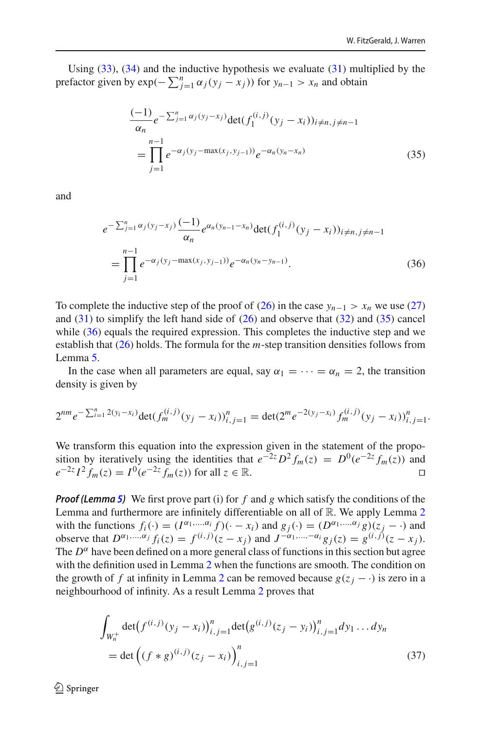Using (33), (34) and the inductive hypothesis we evaluate (31) multiplied by the prefactor given by $\exp(-\sum_{j=1}^{n} \alpha_j (y_j - x_j))$ for $y_{n-1} > x_n$ and obtain

$$\frac{(-1)}{\alpha_n} e^{-\sum_{j=1}^{n} \alpha_j (y_j - x_j)} \det(f_1^{(i,j)}(y_j - x_i))_{i \neq n, j \neq n-1}$$
$$= \prod_{j=1}^{n-1} e^{-\alpha_j (y_j - \max(x_j, y_{j-1}))} e^{-\alpha_n (y_n - x_n)} \tag{35}$$

and

$$e^{-\sum_{j=1}^{n} \alpha_j (y_j - x_j)} \frac{(-1)}{\alpha_n} e^{\alpha_n (y_{n-1} - x_n)} \det(f_1^{(i,j)}(y_j - x_i))_{i \neq n, j \neq n-1}$$
$$= \prod_{j=1}^{n-1} e^{-\alpha_j (y_j - \max(x_j, y_{j-1}))} e^{-\alpha_n (y_n - y_{n-1})}. \tag{36}$$

To complete the inductive step of the proof of (26) in the case $y_{n-1} > x_n$ we use (27) and (31) to simplify the left hand side of (26) and observe that (32) and (35) cancel while (36) equals the required expression. This completes the inductive step and we establish that (26) holds. The formula for the $m$-step transition densities follows from Lemma 5.

In the case when all parameters are equal, say $\alpha_1 = \cdots = \alpha_n = 2$, the transition density is given by

$$2^{nm} e^{-\sum_{i=1}^{n} 2(y_i - x_i)} \det(f_m^{(i,j)}(y_j - x_i))_{i,j=1}^{n} = \det(2^m e^{-2(y_j - x_i)} f_m^{(i,j)}(y_j - x_i))_{i,j=1}^{n}.$$

We transform this equation into the expression given in the statement of the proposition by iteratively using the identities that $e^{-2z} D^2 f_m(z) = D^0(e^{-2z} f_m(z))$ and $e^{-2z} I^2 f_m(z) = I^0(e^{-2z} f_m(z))$ for all $z \in \mathbb{R}$. ◻

***Proof (Lemma 5)*** We first prove part (i) for $f$ and $g$ which satisfy the conditions of the Lemma and furthermore are infinitely differentiable on all of $\mathbb{R}$. We apply Lemma 2 with the functions $f_i(\cdot) = (I^{\alpha_1, \ldots, \alpha_i} f)(\cdot - x_i)$ and $g_j(\cdot) = (D^{\alpha_1, \ldots, \alpha_j} g)(z_j - \cdot)$ and observe that $D^{\alpha_1, \ldots, \alpha_j} f_i(z) = f^{(i,j)}(z - x_j)$ and $J^{-\alpha_1, \ldots, -\alpha_i} g_j(z) = g^{(i,j)}(z - x_j)$. The $D^{\alpha}$ have been defined on a more general class of functions in this section but agree with the definition used in Lemma 2 when the functions are smooth. The condition on the growth of $f$ at infinity in Lemma 2 can be removed because $g(z_j - \cdot)$ is zero in a neighbourhood of infinity. As a result Lemma 2 proves that

$$\int_{W_n^+} \det\big(f^{(i,j)}(y_j - x_i)\big)_{i,j=1}^{n} \det\big(g^{(i,j)}(z_j - y_i)\big)_{i,j=1}^{n} dy_1 \ldots dy_n$$
$$= \det\Big((f * g)^{(i,j)}(z_j - x_i)\Big)_{i,j=1}^{n} \tag{37}$$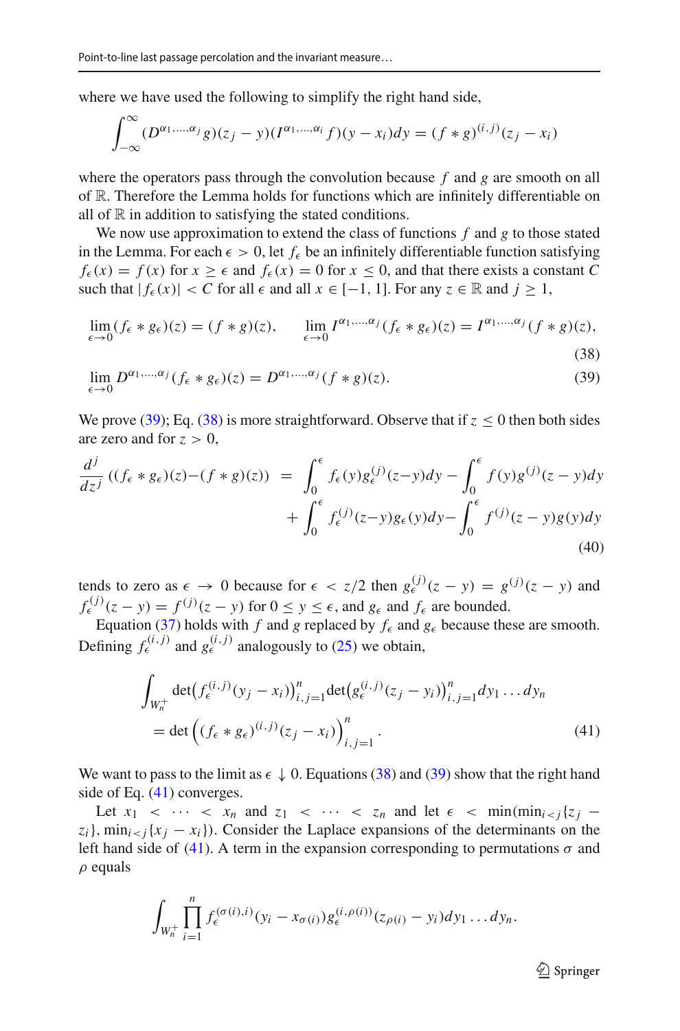where we have used the following to simplify the right hand side,

$$\int_{-\infty}^{\infty} (D^{\alpha_1,\ldots,\alpha_j} g)(z_j - y)(I^{\alpha_1,\ldots,\alpha_i} f)(y - x_i)dy = (f * g)^{(i,j)}(z_j - x_i)$$

where the operators pass through the convolution because $f$ and $g$ are smooth on all of $\mathbb{R}$. Therefore the Lemma holds for functions which are infinitely differentiable on all of $\mathbb{R}$ in addition to satisfying the stated conditions.

We now use approximation to extend the class of functions $f$ and $g$ to those stated in the Lemma. For each $\epsilon > 0$, let $f_\epsilon$ be an infinitely differentiable function satisfying $f_\epsilon(x) = f(x)$ for $x \geq \epsilon$ and $f_\epsilon(x) = 0$ for $x \leq 0$, and that there exists a constant $C$ such that $|f_\epsilon(x)| < C$ for all $\epsilon$ and all $x \in [-1, 1]$. For any $z \in \mathbb{R}$ and $j \geq 1$,

$$\lim_{\epsilon \to 0} (f_\epsilon * g_\epsilon)(z) = (f * g)(z), \qquad \lim_{\epsilon \to 0} I^{\alpha_1,\ldots,\alpha_j}(f_\epsilon * g_\epsilon)(z) = I^{\alpha_1,\ldots,\alpha_j}(f * g)(z), \tag{38}$$

$$\lim_{\epsilon \to 0} D^{\alpha_1,\ldots,\alpha_j}(f_\epsilon * g_\epsilon)(z) = D^{\alpha_1,\ldots,\alpha_j}(f * g)(z). \tag{39}$$

We prove (39); Eq. (38) is more straightforward. Observe that if $z \leq 0$ then both sides are zero and for $z > 0$,

$$\begin{aligned} \frac{d^j}{dz^j}\left((f_\epsilon * g_\epsilon)(z) - (f * g)(z)\right) &= \int_0^\epsilon f_\epsilon(y) g_\epsilon^{(j)}(z-y)dy - \int_0^\epsilon f(y) g^{(j)}(z-y)dy \\ &\quad + \int_0^\epsilon f_\epsilon^{(j)}(z-y) g_\epsilon(y)dy - \int_0^\epsilon f^{(j)}(z-y) g(y)dy \end{aligned} \tag{40}$$

tends to zero as $\epsilon \to 0$ because for $\epsilon < z/2$ then $g_\epsilon^{(j)}(z-y) = g^{(j)}(z-y)$ and $f_\epsilon^{(j)}(z-y) = f^{(j)}(z-y)$ for $0 \leq y \leq \epsilon$, and $g_\epsilon$ and $f_\epsilon$ are bounded.

Equation (37) holds with $f$ and $g$ replaced by $f_\epsilon$ and $g_\epsilon$ because these are smooth. Defining $f_\epsilon^{(i,j)}$ and $g_\epsilon^{(i,j)}$ analogously to (25) we obtain,

$$\begin{aligned} &\int_{W_n^+} \det\left(f_\epsilon^{(i,j)}(y_j - x_i)\right)_{i,j=1}^n \det\left(g_\epsilon^{(i,j)}(z_j - y_i)\right)_{i,j=1}^n dy_1 \ldots dy_n \\ &\quad = \det\left((f_\epsilon * g_\epsilon)^{(i,j)}(z_j - x_i)\right)_{i,j=1}^n. \end{aligned} \tag{41}$$

We want to pass to the limit as $\epsilon \downarrow 0$. Equations (38) and (39) show that the right hand side of Eq. (41) converges.

Let $x_1 < \cdots < x_n$ and $z_1 < \cdots < z_n$ and let $\epsilon < \min(\min_{i<j}\{z_j - z_i\}, \min_{i<j}\{x_j - x_i\})$. Consider the Laplace expansions of the determinants on the left hand side of (41). A term in the expansion corresponding to permutations $\sigma$ and $\rho$ equals

$$\int_{W_n^+} \prod_{i=1}^n f_\epsilon^{(\sigma(i),i)}(y_i - x_{\sigma(i)}) g_\epsilon^{(i,\rho(i))}(z_{\rho(i)} - y_i) dy_1 \ldots dy_n.$$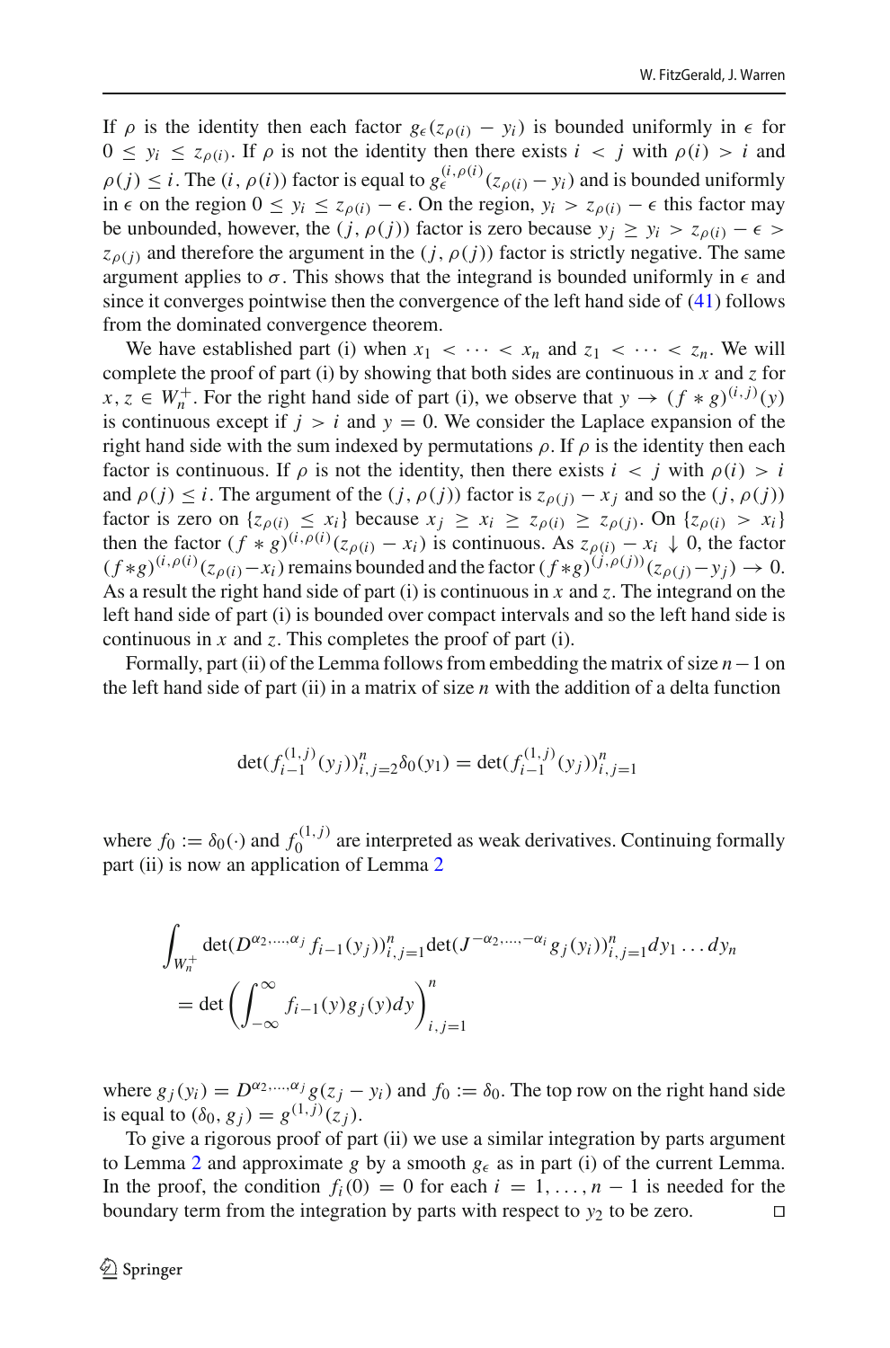If $\rho$ is the identity then each factor $g_\epsilon(z_{\rho(i)} - y_i)$ is bounded uniformly in $\epsilon$ for $0 \le y_i \le z_{\rho(i)}$. If $\rho$ is not the identity then there exists $i < j$ with $\rho(i) > i$ and $\rho(j) \le i$. The $(i, \rho(i))$ factor is equal to $g_\epsilon^{(i,\rho(i))}(z_{\rho(i)} - y_i)$ and is bounded uniformly in $\epsilon$ on the region $0 \le y_i \le z_{\rho(i)} - \epsilon$. On the region, $y_i > z_{\rho(i)} - \epsilon$ this factor may be unbounded, however, the $(j, \rho(j))$ factor is zero because $y_j \ge y_i > z_{\rho(i)} - \epsilon > z_{\rho(j)}$ and therefore the argument in the $(j, \rho(j))$ factor is strictly negative. The same argument applies to $\sigma$. This shows that the integrand is bounded uniformly in $\epsilon$ and since it converges pointwise then the convergence of the left hand side of (41) follows from the dominated convergence theorem.

We have established part (i) when $x_1 < \cdots < x_n$ and $z_1 < \cdots < z_n$. We will complete the proof of part (i) by showing that both sides are continuous in $x$ and $z$ for $x, z \in W_n^+$. For the right hand side of part (i), we observe that $y \to (f * g)^{(i,j)}(y)$ is continuous except if $j > i$ and $y = 0$. We consider the Laplace expansion of the right hand side with the sum indexed by permutations $\rho$. If $\rho$ is the identity then each factor is continuous. If $\rho$ is not the identity, then there exists $i < j$ with $\rho(i) > i$ and $\rho(j) \le i$. The argument of the $(j, \rho(j))$ factor is $z_{\rho(j)} - x_j$ and so the $(j, \rho(j))$ factor is zero on $\{z_{\rho(i)} \le x_i\}$ because $x_j \ge x_i \ge z_{\rho(i)} \ge z_{\rho(j)}$. On $\{z_{\rho(i)} > x_i\}$ then the factor $(f * g)^{(i,\rho(i))}(z_{\rho(i)} - x_i)$ is continuous. As $z_{\rho(i)} - x_i \downarrow 0$, the factor $(f * g)^{(i,\rho(i))}(z_{\rho(i)} - x_i)$ remains bounded and the factor $(f * g)^{(j,\rho(j))}(z_{\rho(j)} - y_j) \to 0$. As a result the right hand side of part (i) is continuous in $x$ and $z$. The integrand on the left hand side of part (i) is bounded over compact intervals and so the left hand side is continuous in $x$ and $z$. This completes the proof of part (i).

Formally, part (ii) of the Lemma follows from embedding the matrix of size $n-1$ on the left hand side of part (ii) in a matrix of size $n$ with the addition of a delta function

$$
\det(f_{i-1}^{(1,j)}(y_j))_{i,j=2}^n \delta_0(y_1) = \det(f_{i-1}^{(1,j)}(y_j))_{i,j=1}^n
$$

where $f_0 := \delta_0(\cdot)$ and $f_0^{(1,j)}$ are interpreted as weak derivatives. Continuing formally part (ii) is now an application of Lemma 2

$$
\begin{aligned}
&\int_{W_n^+} \det(D^{\alpha_2,\ldots,\alpha_j} f_{i-1}(y_j))_{i,j=1}^n \det(J^{-\alpha_2,\ldots,-\alpha_i} g_j(y_i))_{i,j=1}^n dy_1 \ldots dy_n \\
&= \det\left(\int_{-\infty}^{\infty} f_{i-1}(y) g_j(y) dy\right)_{i,j=1}^n
\end{aligned}
$$

where $g_j(y_i) = D^{\alpha_2,\ldots,\alpha_j} g(z_j - y_i)$ and $f_0 := \delta_0$. The top row on the right hand side is equal to $(\delta_0, g_j) = g^{(1,j)}(z_j)$.

To give a rigorous proof of part (ii) we use a similar integration by parts argument to Lemma 2 and approximate $g$ by a smooth $g_\epsilon$ as in part (i) of the current Lemma. In the proof, the condition $f_i(0) = 0$ for each $i = 1, \ldots, n-1$ is needed for the boundary term from the integration by parts with respect to $y_2$ to be zero. $\square$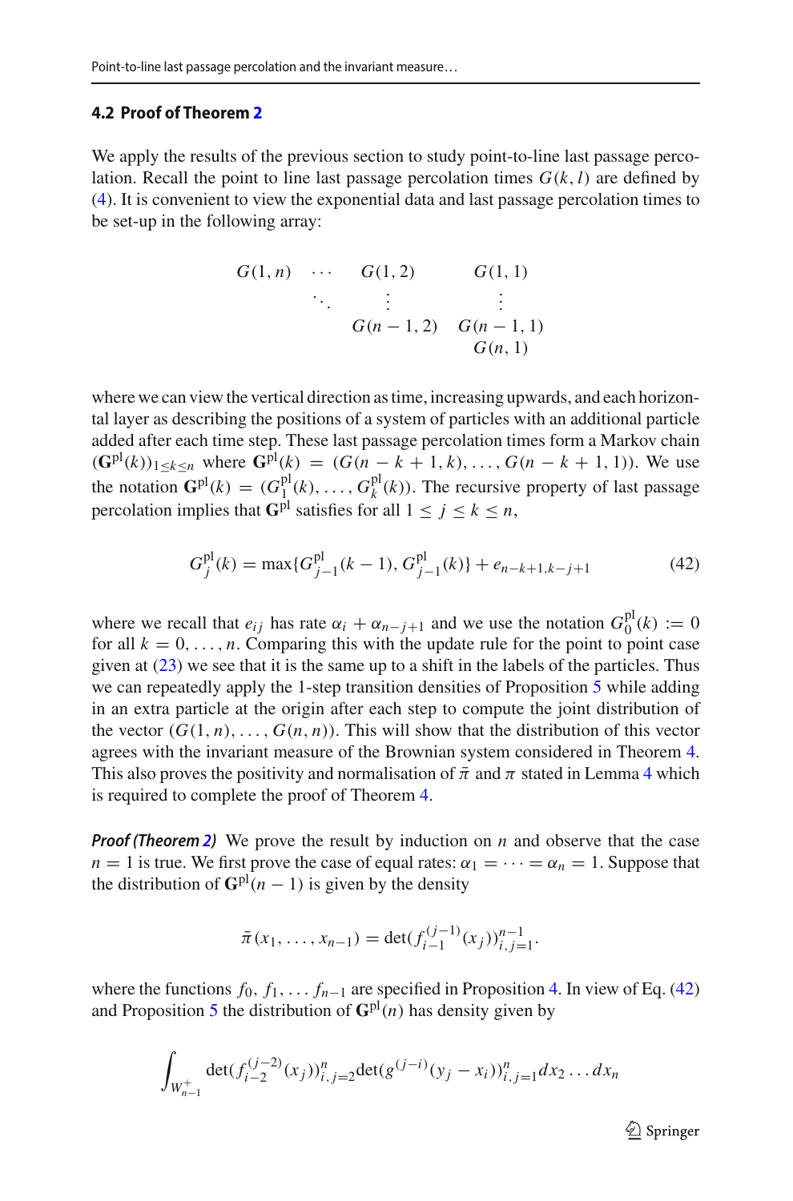### 4.2 Proof of Theorem 2

We apply the results of the previous section to study point-to-line last passage percolation. Recall the point to line last passage percolation times $G(k, l)$ are defined by (4). It is convenient to view the exponential data and last passage percolation times to be set-up in the following array:

$$
\begin{array}{ccccc}
G(1,n) & \cdots & G(1,2) & & G(1,1) \\
 & \ddots & \vdots & & \vdots \\
 & & G(n-1,2) & & G(n-1,1) \\
 & & & & G(n,1)
\end{array}
$$

where we can view the vertical direction as time, increasing upwards, and each horizontal layer as describing the positions of a system of particles with an additional particle added after each time step. These last passage percolation times form a Markov chain $(\mathbf{G}^{\text{pl}}(k))_{1 \leq k \leq n}$ where $\mathbf{G}^{\text{pl}}(k) = (G(n-k+1, k), \ldots, G(n-k+1, 1))$. We use the notation $\mathbf{G}^{\text{pl}}(k) = (G_1^{\text{pl}}(k), \ldots, G_k^{\text{pl}}(k))$. The recursive property of last passage percolation implies that $\mathbf{G}^{\text{pl}}$ satisfies for all $1 \leq j \leq k \leq n$,

$$
G_j^{\text{pl}}(k) = \max\{G_{j-1}^{\text{pl}}(k-1), G_{j-1}^{\text{pl}}(k)\} + e_{n-k+1,k-j+1} \tag{42}
$$

where we recall that $e_{ij}$ has rate $\alpha_i + \alpha_{n-j+1}$ and we use the notation $G_0^{\text{pl}}(k) := 0$ for all $k = 0, \ldots, n$. Comparing this with the update rule for the point to point case given at (23) we see that it is the same up to a shift in the labels of the particles. Thus we can repeatedly apply the 1-step transition densities of Proposition 5 while adding in an extra particle at the origin after each step to compute the joint distribution of the vector $(G(1, n), \ldots, G(n, n))$. This will show that the distribution of this vector agrees with the invariant measure of the Brownian system considered in Theorem 4. This also proves the positivity and normalisation of $\bar{\pi}$ and $\pi$ stated in Lemma 4 which is required to complete the proof of Theorem 4.

***Proof (Theorem 2)*** We prove the result by induction on $n$ and observe that the case $n = 1$ is true. We first prove the case of equal rates: $\alpha_1 = \cdots = \alpha_n = 1$. Suppose that the distribution of $\mathbf{G}^{\text{pl}}(n-1)$ is given by the density

$$
\bar{\pi}(x_1, \ldots, x_{n-1}) = \det(f_{i-1}^{(j-1)}(x_j))_{i,j=1}^{n-1}.
$$

where the functions $f_0, f_1, \ldots f_{n-1}$ are specified in Proposition 4. In view of Eq. (42) and Proposition 5 the distribution of $\mathbf{G}^{\text{pl}}(n)$ has density given by

$$
\int_{W_{n-1}^{+}} \det(f_{i-2}^{(j-2)}(x_j))_{i,j=2}^{n} \det(g^{(j-i)}(y_j - x_i))_{i,j=1}^{n} dx_2 \ldots dx_n
$$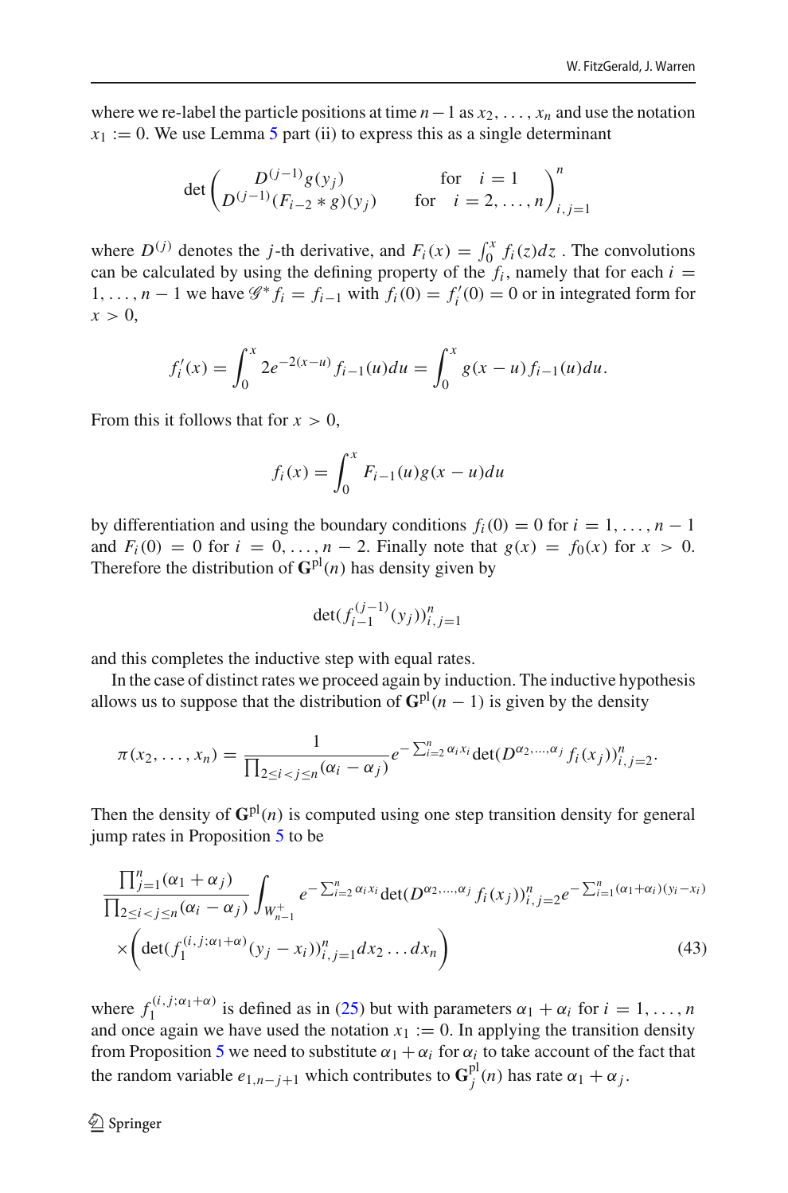where we re-label the particle positions at time $n-1$ as $x_2, \ldots, x_n$ and use the notation $x_1 := 0$. We use Lemma 5 part (ii) to express this as a single determinant

$$\det \begin{pmatrix} D^{(j-1)} g(y_j) & \text{for} \quad i = 1 \\ D^{(j-1)}(F_{i-2} * g)(y_j) & \text{for} \quad i = 2, \ldots, n \end{pmatrix}_{i,j=1}^{n}$$

where $D^{(j)}$ denotes the $j$-th derivative, and $F_i(x) = \int_0^x f_i(z)dz$ . The convolutions can be calculated by using the defining property of the $f_i$, namely that for each $i = 1, \ldots, n-1$ we have $\mathscr{G}^* f_i = f_{i-1}$ with $f_i(0) = f_i'(0) = 0$ or in integrated form for $x > 0$,

$$f_i'(x) = \int_0^x 2e^{-2(x-u)} f_{i-1}(u)du = \int_0^x g(x-u) f_{i-1}(u)du.$$

From this it follows that for $x > 0$,

$$f_i(x) = \int_0^x F_{i-1}(u) g(x-u)du$$

by differentiation and using the boundary conditions $f_i(0) = 0$ for $i = 1, \ldots, n-1$ and $F_i(0) = 0$ for $i = 0, \ldots, n-2$. Finally note that $g(x) = f_0(x)$ for $x > 0$. Therefore the distribution of $\mathbf{G}^{\text{pl}}(n)$ has density given by

$$\det(f_{i-1}^{(j-1)}(y_j))_{i,j=1}^n$$

and this completes the inductive step with equal rates.

In the case of distinct rates we proceed again by induction. The inductive hypothesis allows us to suppose that the distribution of $\mathbf{G}^{\text{pl}}(n-1)$ is given by the density

$$\pi(x_2, \ldots, x_n) = \frac{1}{\prod_{2 \le i < j \le n}(\alpha_i - \alpha_j)} e^{-\sum_{i=2}^n \alpha_i x_i} \det(D^{\alpha_2, \ldots, \alpha_j} f_i(x_j))_{i,j=2}^n.$$

Then the density of $\mathbf{G}^{\text{pl}}(n)$ is computed using one step transition density for general jump rates in Proposition 5 to be

$$\begin{aligned} &\frac{\prod_{j=1}^n (\alpha_1 + \alpha_j)}{\prod_{2 \le i < j \le n}(\alpha_i - \alpha_j)} \int_{W_{n-1}^+} e^{-\sum_{i=2}^n \alpha_i x_i} \det(D^{\alpha_2, \ldots, \alpha_j} f_i(x_j))_{i,j=2}^n e^{-\sum_{i=1}^n (\alpha_1 + \alpha_i)(y_i - x_i)} \\ &\times \left( \det(f_1^{(i,j;\alpha_1+\alpha)}(y_j - x_i))_{i,j=1}^n dx_2 \ldots dx_n \right) \end{aligned} \tag{43}$$

where $f_1^{(i,j;\alpha_1+\alpha)}$ is defined as in (25) but with parameters $\alpha_1 + \alpha_i$ for $i = 1, \ldots, n$ and once again we have used the notation $x_1 := 0$. In applying the transition density from Proposition 5 we need to substitute $\alpha_1 + \alpha_i$ for $\alpha_i$ to take account of the fact that the random variable $e_{1,n-j+1}$ which contributes to $\mathbf{G}_j^{\text{pl}}(n)$ has rate $\alpha_1 + \alpha_j$.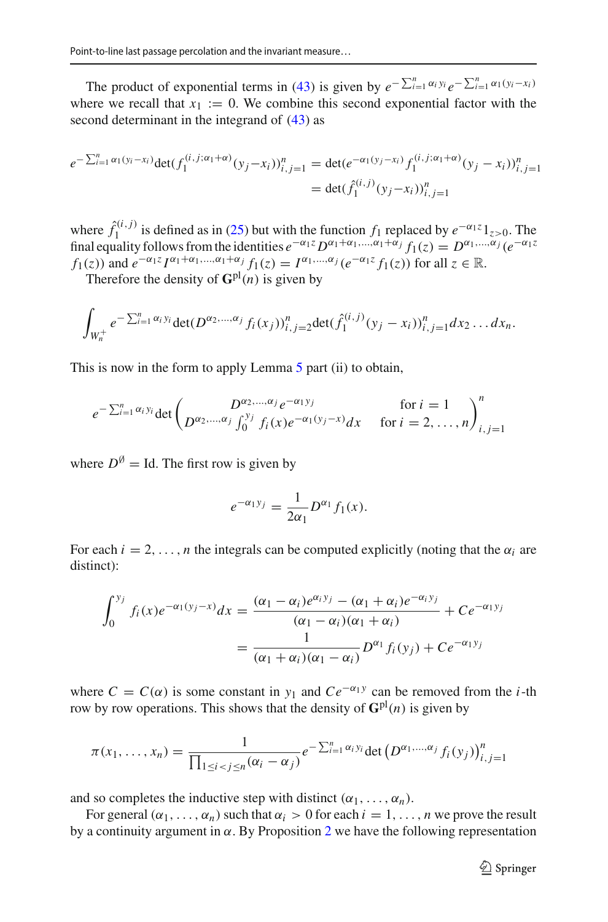The product of exponential terms in (43) is given by $e^{-\sum_{i=1}^n \alpha_i y_i} e^{-\sum_{i=1}^n \alpha_1(y_i - x_i)}$ where we recall that $x_1 := 0$. We combine this second exponential factor with the second determinant in the integrand of (43) as

$$
\begin{aligned}
e^{-\sum_{i=1}^n \alpha_1(y_i - x_i)} \det(f_1^{(i,j;\alpha_1+\alpha)}(y_j - x_i))_{i,j=1}^n &= \det(e^{-\alpha_1(y_j - x_i)} f_1^{(i,j;\alpha_1+\alpha)}(y_j - x_i))_{i,j=1}^n \\
&= \det(\hat{f}_1^{(i,j)}(y_j - x_i))_{i,j=1}^n
\end{aligned}
$$

where $\hat{f}_1^{(i,j)}$ is defined as in (25) but with the function $f_1$ replaced by $e^{-\alpha_1 z} 1_{z>0}$. The final equality follows from the identities $e^{-\alpha_1 z} D^{\alpha_1+\alpha_1, \ldots, \alpha_1+\alpha_j} f_1(z) = D^{\alpha_1, \ldots, \alpha_j}(e^{-\alpha_1 z} f_1(z))$ and $e^{-\alpha_1 z} I^{\alpha_1+\alpha_1, \ldots, \alpha_1+\alpha_j} f_1(z) = I^{\alpha_1, \ldots, \alpha_j}(e^{-\alpha_1 z} f_1(z))$ for all $z \in \mathbb{R}$.

Therefore the density of $\mathbf{G}^{\text{pl}}(n)$ is given by

$$
\int_{W_n^+} e^{-\sum_{i=1}^n \alpha_i y_i} \det(D^{\alpha_2, \ldots, \alpha_j} f_i(x_j))_{i,j=2}^n \det(\hat{f}_1^{(i,j)}(y_j - x_i))_{i,j=1}^n dx_2 \ldots dx_n.
$$

This is now in the form to apply Lemma 5 part (ii) to obtain,

$$
e^{-\sum_{i=1}^n \alpha_i y_i} \det \begin{pmatrix} D^{\alpha_2, \ldots, \alpha_j} e^{-\alpha_1 y_j} & \text{for } i = 1 \\ D^{\alpha_2, \ldots, \alpha_j} \int_0^{y_j} f_i(x) e^{-\alpha_1(y_j - x)} dx & \text{for } i = 2, \ldots, n \end{pmatrix}_{i,j=1}^n
$$

where $D^{\emptyset} = \text{Id}$. The first row is given by

$$
e^{-\alpha_1 y_j} = \frac{1}{2\alpha_1} D^{\alpha_1} f_1(x).
$$

For each $i = 2, \ldots, n$ the integrals can be computed explicitly (noting that the $\alpha_i$ are distinct):

$$
\begin{aligned}
\int_0^{y_j} f_i(x) e^{-\alpha_1(y_j - x)} dx &= \frac{(\alpha_1 - \alpha_i) e^{\alpha_i y_j} - (\alpha_1 + \alpha_i) e^{-\alpha_i y_j}}{(\alpha_1 - \alpha_i)(\alpha_1 + \alpha_i)} + C e^{-\alpha_1 y_j} \\
&= \frac{1}{(\alpha_1 + \alpha_i)(\alpha_1 - \alpha_i)} D^{\alpha_1} f_i(y_j) + C e^{-\alpha_1 y_j}
\end{aligned}
$$

where $C = C(\alpha)$ is some constant in $y_1$ and $C e^{-\alpha_1 y}$ can be removed from the $i$-th row by row operations. This shows that the density of $\mathbf{G}^{\text{pl}}(n)$ is given by

$$
\pi(x_1, \ldots, x_n) = \frac{1}{\prod_{1 \le i < j \le n} (\alpha_i - \alpha_j)} e^{-\sum_{i=1}^n \alpha_i y_i} \det \left( D^{\alpha_1, \ldots, \alpha_j} f_i(y_j) \right)_{i,j=1}^n
$$

and so completes the inductive step with distinct $(\alpha_1, \ldots, \alpha_n)$.

For general $(\alpha_1, \ldots, \alpha_n)$ such that $\alpha_i > 0$ for each $i = 1, \ldots, n$ we prove the result by a continuity argument in $\alpha$. By Proposition 2 we have the following representation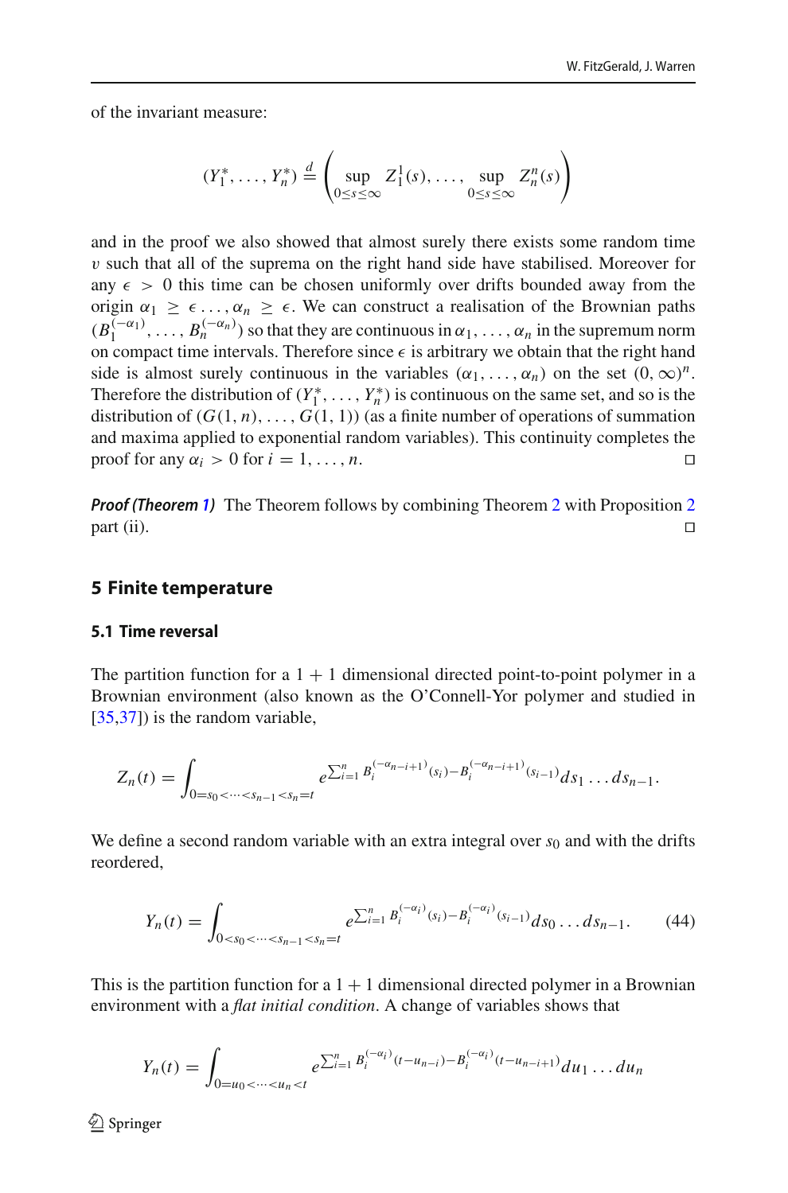of the invariant measure:

$$(Y_1^*, \ldots, Y_n^*) \stackrel{d}{=} \left( \sup_{0 \leq s \leq \infty} Z_1^1(s), \ldots, \sup_{0 \leq s \leq \infty} Z_n^n(s) \right)$$

and in the proof we also showed that almost surely there exists some random time $\upsilon$ such that all of the suprema on the right hand side have stabilised. Moreover for any $\epsilon > 0$ this time can be chosen uniformly over drifts bounded away from the origin $\alpha_1 \geq \epsilon \ldots, \alpha_n \geq \epsilon$. We can construct a realisation of the Brownian paths $(B_1^{(-\alpha_1)}, \ldots, B_n^{(-\alpha_n)})$ so that they are continuous in $\alpha_1, \ldots, \alpha_n$ in the supremum norm on compact time intervals. Therefore since $\epsilon$ is arbitrary we obtain that the right hand side is almost surely continuous in the variables $(\alpha_1, \ldots, \alpha_n)$ on the set $(0, \infty)^n$. Therefore the distribution of $(Y_1^*, \ldots, Y_n^*)$ is continuous on the same set, and so is the distribution of $(G(1, n), \ldots, G(1, 1))$ (as a finite number of operations of summation and maxima applied to exponential random variables). This continuity completes the proof for any $\alpha_i > 0$ for $i = 1, \ldots, n$. $\square$

***Proof (Theorem 1)*** The Theorem follows by combining Theorem 2 with Proposition 2 part (ii). $\square$

## 5 Finite temperature

### 5.1 Time reversal

The partition function for a $1+1$ dimensional directed point-to-point polymer in a Brownian environment (also known as the O'Connell-Yor polymer and studied in [35,37]) is the random variable,

$$Z_n(t) = \int_{0=s_0 < \cdots < s_{n-1} < s_n = t} e^{\sum_{i=1}^n B_i^{(-\alpha_{n-i+1})}(s_i) - B_i^{(-\alpha_{n-i+1})}(s_{i-1})} ds_1 \ldots ds_{n-1}.$$

We define a second random variable with an extra integral over $s_0$ and with the drifts reordered,

$$Y_n(t) = \int_{0 < s_0 < \cdots < s_{n-1} < s_n = t} e^{\sum_{i=1}^n B_i^{(-\alpha_i)}(s_i) - B_i^{(-\alpha_i)}(s_{i-1})} ds_0 \ldots ds_{n-1}. \tag{44}$$

This is the partition function for a $1+1$ dimensional directed polymer in a Brownian environment with a *flat initial condition*. A change of variables shows that

$$Y_n(t) = \int_{0=u_0 < \cdots < u_n < t} e^{\sum_{i=1}^n B_i^{(-\alpha_i)}(t - u_{n-i}) - B_i^{(-\alpha_i)}(t - u_{n-i+1})} du_1 \ldots du_n$$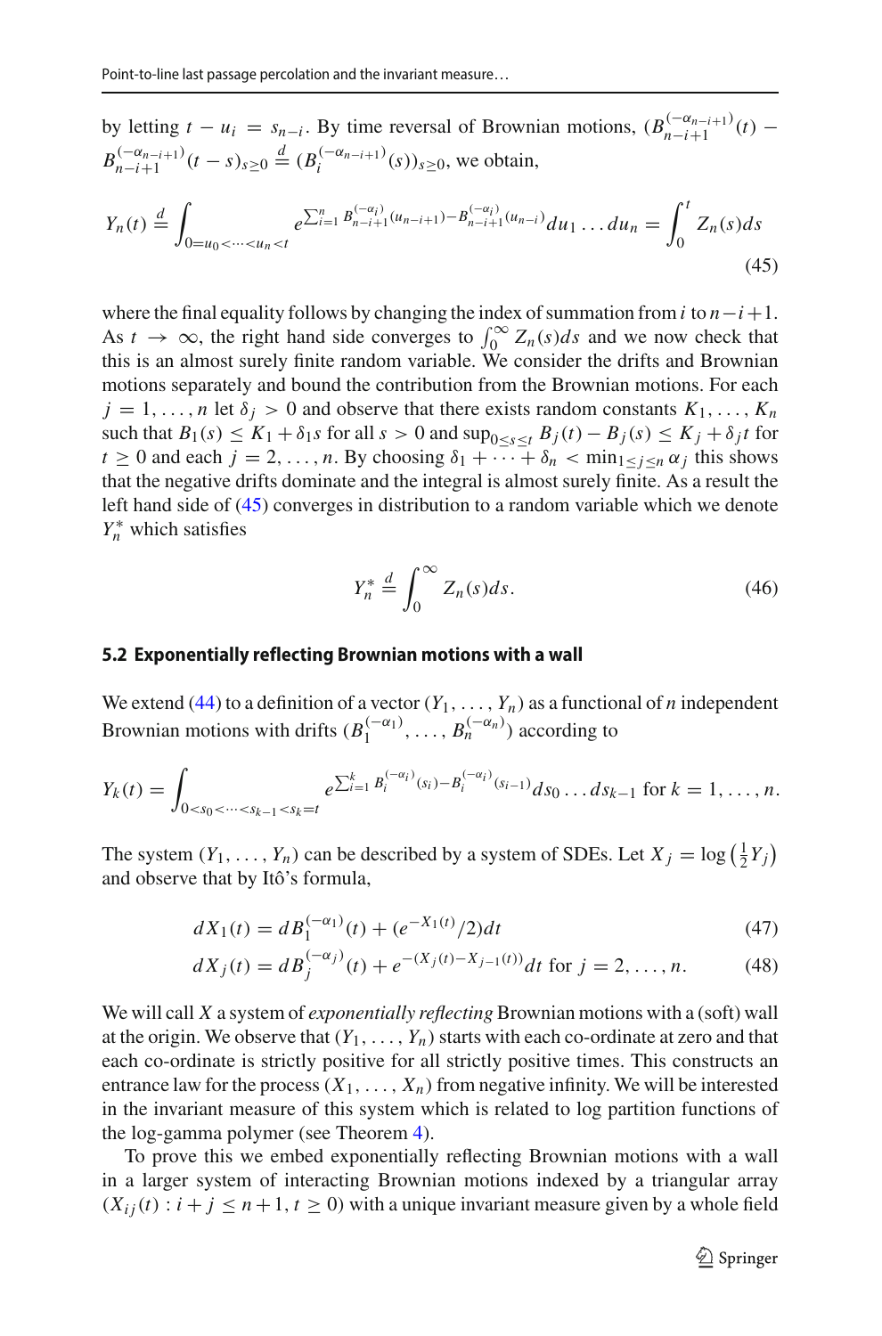by letting $t - u_i = s_{n-i}$. By time reversal of Brownian motions, $(B_{n-i+1}^{(-\alpha_{n-i+1})}(t) - B_{n-i+1}^{(-\alpha_{n-i+1})}(t-s))_{s \geq 0} \stackrel{d}{=} (B_i^{(-\alpha_{n-i+1})}(s))_{s \geq 0}$, we obtain,

$$Y_n(t) \stackrel{d}{=} \int_{0=u_0<\cdots<u_n<t} e^{\sum_{i=1}^n B_{n-i+1}^{(-\alpha_i)}(u_{n-i+1}) - B_{n-i+1}^{(-\alpha_i)}(u_{n-i})} du_1 \ldots du_n = \int_0^t Z_n(s) ds \tag{45}$$

where the final equality follows by changing the index of summation from $i$ to $n-i+1$. As $t \to \infty$, the right hand side converges to $\int_0^\infty Z_n(s) ds$ and we now check that this is an almost surely finite random variable. We consider the drifts and Brownian motions separately and bound the contribution from the Brownian motions. For each $j = 1, \ldots, n$ let $\delta_j > 0$ and observe that there exists random constants $K_1, \ldots, K_n$ such that $B_1(s) \leq K_1 + \delta_1 s$ for all $s > 0$ and $\sup_{0 \leq s \leq t} B_j(t) - B_j(s) \leq K_j + \delta_j t$ for $t \geq 0$ and each $j = 2, \ldots, n$. By choosing $\delta_1 + \cdots + \delta_n < \min_{1 \leq j \leq n} \alpha_j$ this shows that the negative drifts dominate and the integral is almost surely finite. As a result the left hand side of (45) converges in distribution to a random variable which we denote $Y_n^*$ which satisfies

$$Y_n^* \stackrel{d}{=} \int_0^\infty Z_n(s) ds. \tag{46}$$

### 5.2 Exponentially reflecting Brownian motions with a wall

We extend (44) to a definition of a vector $(Y_1, \ldots, Y_n)$ as a functional of $n$ independent Brownian motions with drifts $(B_1^{(-\alpha_1)}, \ldots, B_n^{(-\alpha_n)})$ according to

$$Y_k(t) = \int_{0<s_0<\cdots<s_{k-1}<s_k=t} e^{\sum_{i=1}^k B_i^{(-\alpha_i)}(s_i) - B_i^{(-\alpha_i)}(s_{i-1})} ds_0 \ldots ds_{k-1} \text{ for } k = 1, \ldots, n.$$

The system $(Y_1, \ldots, Y_n)$ can be described by a system of SDEs. Let $X_j = \log\left(\frac{1}{2} Y_j\right)$ and observe that by Itô's formula,

$$dX_1(t) = dB_1^{(-\alpha_1)}(t) + (e^{-X_1(t)}/2) dt \tag{47}$$

$$dX_j(t) = dB_j^{(-\alpha_j)}(t) + e^{-(X_j(t) - X_{j-1}(t))} dt \text{ for } j = 2, \ldots, n. \tag{48}$$

We will call $X$ a system of *exponentially reflecting* Brownian motions with a (soft) wall at the origin. We observe that $(Y_1, \ldots, Y_n)$ starts with each co-ordinate at zero and that each co-ordinate is strictly positive for all strictly positive times. This constructs an entrance law for the process $(X_1, \ldots, X_n)$ from negative infinity. We will be interested in the invariant measure of this system which is related to log partition functions of the log-gamma polymer (see Theorem 4).

To prove this we embed exponentially reflecting Brownian motions with a wall in a larger system of interacting Brownian motions indexed by a triangular array $(X_{ij}(t) : i + j \leq n + 1, t \geq 0)$ with a unique invariant measure given by a whole field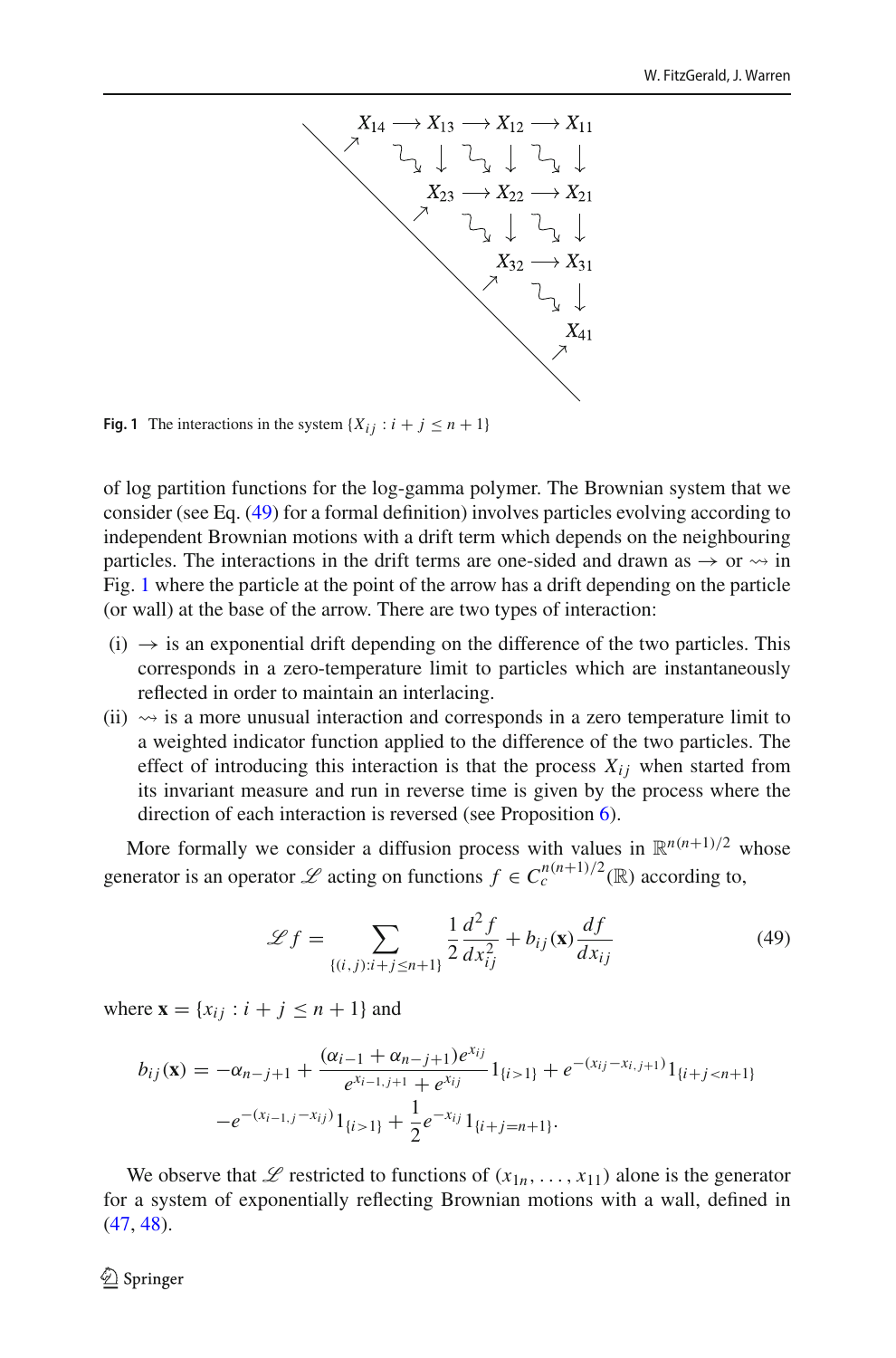Fig. 1 The interactions in the system $\{X_{ij} : i+j \le n+1\}$

of log partition functions for the log-gamma polymer. The Brownian system that we consider (see Eq. (49) for a formal definition) involves particles evolving according to independent Brownian motions with a drift term which depends on the neighbouring particles. The interactions in the drift terms are one-sided and drawn as $\rightarrow$ or $\rightsquigarrow$ in Fig. 1 where the particle at the point of the arrow has a drift depending on the particle (or wall) at the base of the arrow. There are two types of interaction:

(i) $\rightarrow$ is an exponential drift depending on the difference of the two particles. This corresponds in a zero-temperature limit to particles which are instantaneously reflected in order to maintain an interlacing.

(ii) $\rightsquigarrow$ is a more unusual interaction and corresponds in a zero temperature limit to a weighted indicator function applied to the difference of the two particles. The effect of introducing this interaction is that the process $X_{ij}$ when started from its invariant measure and run in reverse time is given by the process where the direction of each interaction is reversed (see Proposition 6).

More formally we consider a diffusion process with values in $\mathbb{R}^{n(n+1)/2}$ whose generator is an operator $\mathscr{L}$ acting on functions $f \in C_c^{n(n+1)/2}(\mathbb{R})$ according to,

$$\mathscr{L} f = \sum_{\{(i,j): i+j \le n+1\}} \frac{1}{2} \frac{d^2 f}{dx_{ij}^2} + b_{ij}(\mathbf{x}) \frac{df}{dx_{ij}} \tag{49}$$

where $\mathbf{x} = \{x_{ij} : i+j \le n+1\}$ and

$$b_{ij}(\mathbf{x}) = -\alpha_{n-j+1} + \frac{(\alpha_{i-1} + \alpha_{n-j+1}) e^{x_{ij}}}{e^{x_{i-1,j+1}} + e^{x_{ij}}} 1_{\{i>1\}} + e^{-(x_{ij} - x_{i,j+1})} 1_{\{i+j<n+1\}}$$
$$- e^{-(x_{i-1,j} - x_{ij})} 1_{\{i>1\}} + \frac{1}{2} e^{-x_{ij}} 1_{\{i+j=n+1\}}.$$

We observe that $\mathscr{L}$ restricted to functions of $(x_{1n}, \ldots, x_{11})$ alone is the generator for a system of exponentially reflecting Brownian motions with a wall, defined in (47, 48).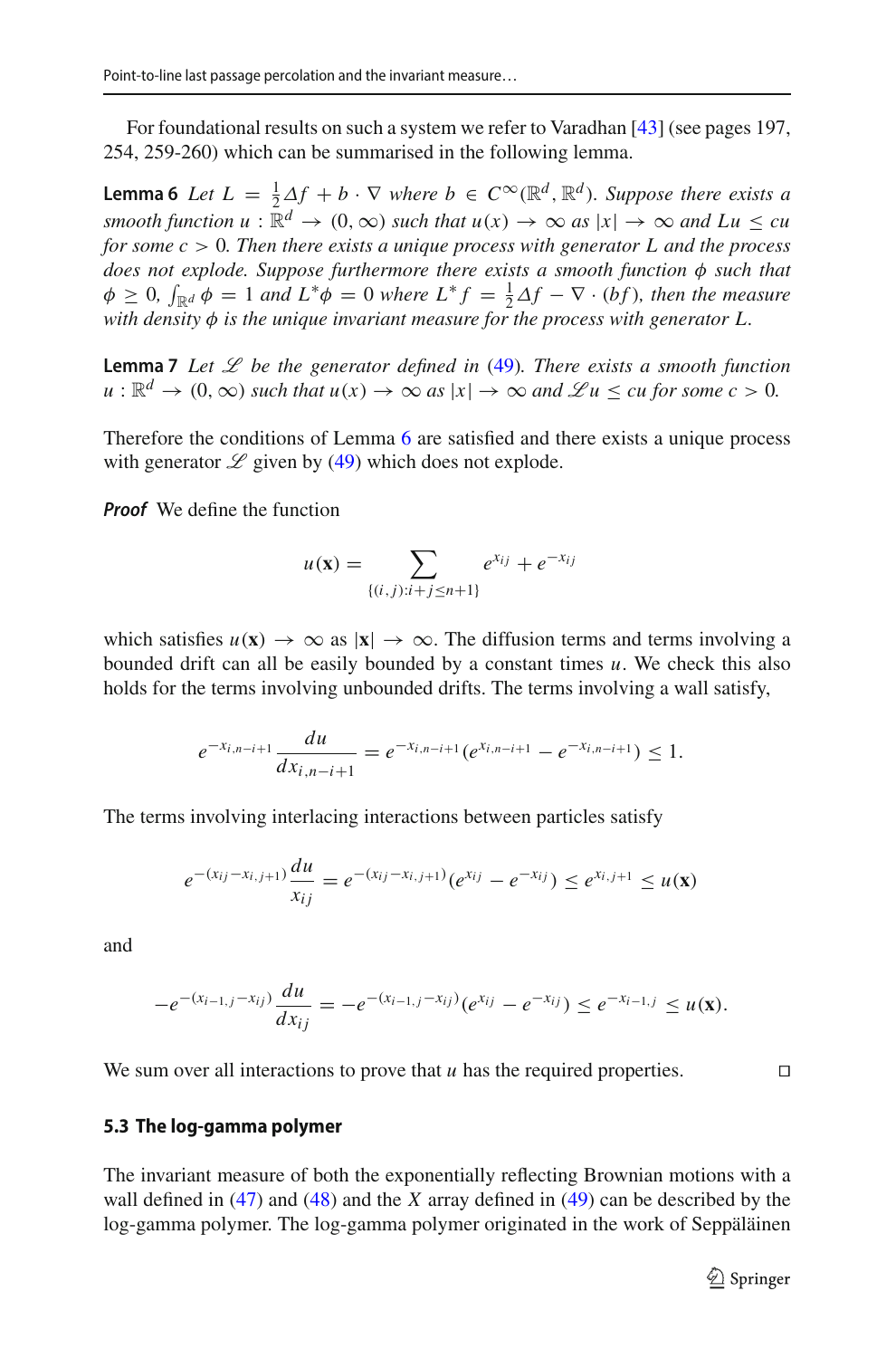For foundational results on such a system we refer to Varadhan [43] (see pages 197, 254, 259-260) which can be summarised in the following lemma.

**Lemma 6** *Let $L = \frac{1}{2}\Delta f + b \cdot \nabla$ where $b \in C^\infty(\mathbb{R}^d, \mathbb{R}^d)$. Suppose there exists a smooth function $u : \mathbb{R}^d \to (0, \infty)$ such that $u(x) \to \infty$ as $|x| \to \infty$ and $Lu \leq cu$ for some $c > 0$. Then there exists a unique process with generator $L$ and the process does not explode. Suppose furthermore there exists a smooth function $\phi$ such that $\phi \geq 0$, $\int_{\mathbb{R}^d} \phi = 1$ and $L^* \phi = 0$ where $L^* f = \frac{1}{2}\Delta f - \nabla \cdot (bf)$, then the measure with density $\phi$ is the unique invariant measure for the process with generator $L$.*

**Lemma 7** *Let $\mathscr{L}$ be the generator defined in (49). There exists a smooth function $u : \mathbb{R}^d \to (0, \infty)$ such that $u(x) \to \infty$ as $|x| \to \infty$ and $\mathscr{L}u \leq cu$ for some $c > 0$.*

Therefore the conditions of Lemma 6 are satisfied and there exists a unique process with generator $\mathscr{L}$ given by (49) which does not explode.

***Proof*** We define the function

$$u(\mathbf{x}) = \sum_{\{(i,j): i+j \leq n+1\}} e^{x_{ij}} + e^{-x_{ij}}$$

which satisfies $u(\mathbf{x}) \to \infty$ as $|\mathbf{x}| \to \infty$. The diffusion terms and terms involving a bounded drift can all be easily bounded by a constant times $u$. We check this also holds for the terms involving unbounded drifts. The terms involving a wall satisfy,

$$e^{-x_{i,n-i+1}} \frac{du}{dx_{i,n-i+1}} = e^{-x_{i,n-i+1}}(e^{x_{i,n-i+1}} - e^{-x_{i,n-i+1}}) \leq 1.$$

The terms involving interlacing interactions between particles satisfy

$$e^{-(x_{ij} - x_{i,j+1})} \frac{du}{x_{ij}} = e^{-(x_{ij} - x_{i,j+1})}(e^{x_{ij}} - e^{-x_{ij}}) \leq e^{x_{i,j+1}} \leq u(\mathbf{x})$$

and

$$-e^{-(x_{i-1,j} - x_{ij})} \frac{du}{dx_{ij}} = -e^{-(x_{i-1,j} - x_{ij})}(e^{x_{ij}} - e^{-x_{ij}}) \leq e^{-x_{i-1,j}} \leq u(\mathbf{x}).$$

We sum over all interactions to prove that $u$ has the required properties. □

### 5.3 The log-gamma polymer

The invariant measure of both the exponentially reflecting Brownian motions with a wall defined in (47) and (48) and the $X$ array defined in (49) can be described by the log-gamma polymer. The log-gamma polymer originated in the work of Seppäläinen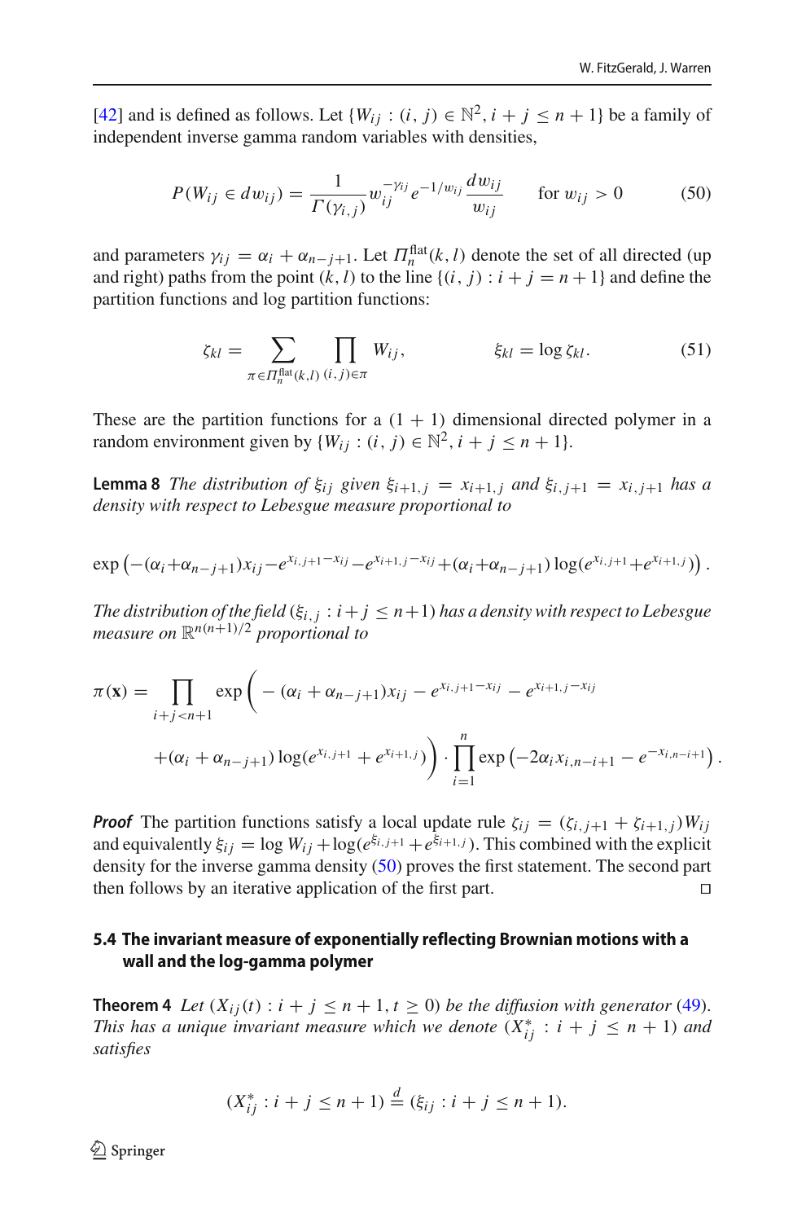[42] and is defined as follows. Let $\{W_{ij} : (i, j) \in \mathbb{N}^2, i + j \leq n + 1\}$ be a family of independent inverse gamma random variables with densities,

$$P(W_{ij} \in dw_{ij}) = \frac{1}{\Gamma(\gamma_{i,j})} w_{ij}^{-\gamma_{ij}} e^{-1/w_{ij}} \frac{dw_{ij}}{w_{ij}} \qquad \text{for } w_{ij} > 0 \tag{50}$$

and parameters $\gamma_{ij} = \alpha_i + \alpha_{n-j+1}$. Let $\Pi_n^{\text{flat}}(k, l)$ denote the set of all directed (up and right) paths from the point $(k, l)$ to the line $\{(i, j) : i + j = n + 1\}$ and define the partition functions and log partition functions:

$$\zeta_{kl} = \sum_{\pi \in \Pi_n^{\text{flat}}(k,l)} \prod_{(i,j)\in\pi} W_{ij}, \qquad\qquad \xi_{kl} = \log \zeta_{kl}. \tag{51}$$

These are the partition functions for a $(1 + 1)$ dimensional directed polymer in a random environment given by $\{W_{ij} : (i, j) \in \mathbb{N}^2, i + j \leq n + 1\}$.

**Lemma 8** *The distribution of $\xi_{ij}$ given $\xi_{i+1,j} = x_{i+1,j}$ and $\xi_{i,j+1} = x_{i,j+1}$ has a density with respect to Lebesgue measure proportional to*

$$\exp\left(-(\alpha_i+\alpha_{n-j+1})x_{ij} - e^{x_{i,j+1}-x_{ij}} - e^{x_{i+1,j}-x_{ij}} + (\alpha_i+\alpha_{n-j+1})\log(e^{x_{i,j+1}}+e^{x_{i+1,j}})\right).$$

*The distribution of the field $(\xi_{i,j} : i+j \leq n+1)$ has a density with respect to Lebesgue measure on $\mathbb{R}^{n(n+1)/2}$ proportional to*

$$\pi(\mathbf{x}) = \prod_{i+j<n+1} \exp\Bigg( -(\alpha_i + \alpha_{n-j+1})x_{ij} - e^{x_{i,j+1}-x_{ij}} - e^{x_{i+1,j}-x_{ij}} + (\alpha_i + \alpha_{n-j+1}) \log(e^{x_{i,j+1}} + e^{x_{i+1,j}}) \Bigg) \cdot \prod_{i=1}^{n} \exp\left(-2\alpha_i x_{i,n-i+1} - e^{-x_{i,n-i+1}}\right).$$

***Proof*** The partition functions satisfy a local update rule $\zeta_{ij} = (\zeta_{i,j+1} + \zeta_{i+1,j})W_{ij}$ and equivalently $\xi_{ij} = \log W_{ij} + \log(e^{\xi_{i,j+1}} + e^{\xi_{i+1,j}})$. This combined with the explicit density for the inverse gamma density (50) proves the first statement. The second part then follows by an iterative application of the first part. □

### 5.4 The invariant measure of exponentially reflecting Brownian motions with a wall and the log-gamma polymer

**Theorem 4** *Let $(X_{ij}(t) : i + j \leq n + 1, t \geq 0)$ be the diffusion with generator (49). This has a unique invariant measure which we denote $(X^*_{ij} : i + j \leq n + 1)$ and satisfies*

$$(X^*_{ij} : i + j \leq n + 1) \stackrel{d}{=} (\xi_{ij} : i + j \leq n + 1).$$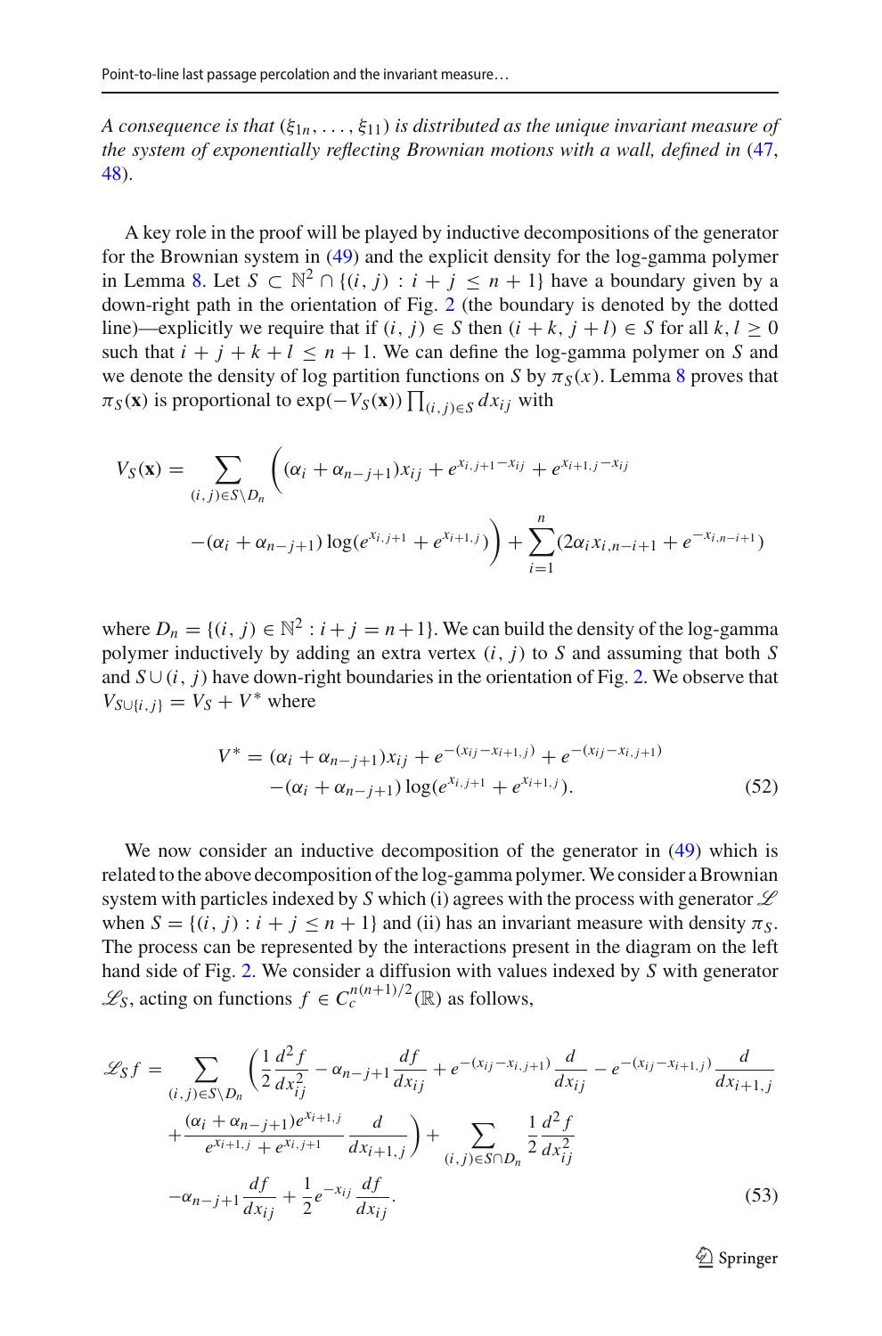*A consequence is that* $(\xi_{1n}, \ldots, \xi_{11})$ *is distributed as the unique invariant measure of the system of exponentially reflecting Brownian motions with a wall, defined in* (47, 48).

A key role in the proof will be played by inductive decompositions of the generator for the Brownian system in (49) and the explicit density for the log-gamma polymer in Lemma 8. Let $S \subset \mathbb{N}^2 \cap \{(i,j) : i + j \leq n+1\}$ have a boundary given by a down-right path in the orientation of Fig. 2 (the boundary is denoted by the dotted line)—explicitly we require that if $(i,j) \in S$ then $(i+k, j+l) \in S$ for all $k, l \geq 0$ such that $i + j + k + l \leq n+1$. We can define the log-gamma polymer on $S$ and we denote the density of log partition functions on $S$ by $\pi_S(x)$. Lemma 8 proves that $\pi_S(\mathbf{x})$ is proportional to $\exp(-V_S(\mathbf{x})) \prod_{(i,j)\in S} dx_{ij}$ with

$$
V_S(\mathbf{x}) = \sum_{(i,j)\in S\setminus D_n} \Big( (\alpha_i + \alpha_{n-j+1}) x_{ij} + e^{x_{i,j+1} - x_{ij}} + e^{x_{i+1,j} - x_{ij}} \\
- (\alpha_i + \alpha_{n-j+1}) \log(e^{x_{i,j+1}} + e^{x_{i+1,j}}) \Big) + \sum_{i=1}^{n} (2\alpha_i x_{i,n-i+1} + e^{-x_{i,n-i+1}})
$$

where $D_n = \{(i,j) \in \mathbb{N}^2 : i + j = n+1\}$. We can build the density of the log-gamma polymer inductively by adding an extra vertex $(i,j)$ to $S$ and assuming that both $S$ and $S \cup (i,j)$ have down-right boundaries in the orientation of Fig. 2. We observe that $V_{S\cup\{i,j\}} = V_S + V^*$ where

$$
V^* = (\alpha_i + \alpha_{n-j+1}) x_{ij} + e^{-(x_{ij} - x_{i+1,j})} + e^{-(x_{ij} - x_{i,j+1})} \\
- (\alpha_i + \alpha_{n-j+1}) \log(e^{x_{i,j+1}} + e^{x_{i+1,j}}). \tag{52}
$$

We now consider an inductive decomposition of the generator in (49) which is related to the above decomposition of the log-gamma polymer. We consider a Brownian system with particles indexed by $S$ which (i) agrees with the process with generator $\mathscr{L}$ when $S = \{(i,j) : i + j \leq n+1\}$ and (ii) has an invariant measure with density $\pi_S$. The process can be represented by the interactions present in the diagram on the left hand side of Fig. 2. We consider a diffusion with values indexed by $S$ with generator $\mathscr{L}_S$, acting on functions $f \in C_c^{n(n+1)/2}(\mathbb{R})$ as follows,

$$
\mathscr{L}_S f = \sum_{(i,j)\in S\setminus D_n} \left( \frac{1}{2} \frac{d^2 f}{dx_{ij}^2} - \alpha_{n-j+1} \frac{df}{dx_{ij}} + e^{-(x_{ij} - x_{i,j+1})} \frac{d}{dx_{ij}} - e^{-(x_{ij} - x_{i+1,j})} \frac{d}{dx_{i+1,j}} \right. \\
\left. + \frac{(\alpha_i + \alpha_{n-j+1}) e^{x_{i+1,j}}}{e^{x_{i+1,j}} + e^{x_{i,j+1}}} \frac{d}{dx_{i+1,j}} \right) + \sum_{(i,j)\in S\cap D_n} \frac{1}{2} \frac{d^2 f}{dx_{ij}^2} \\
- \alpha_{n-j+1} \frac{df}{dx_{ij}} + \frac{1}{2} e^{-x_{ij}} \frac{df}{dx_{ij}}. \tag{53}
$$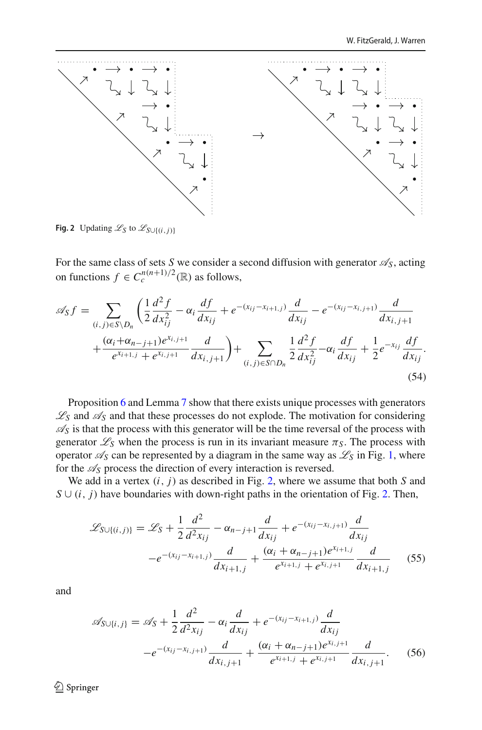**Fig. 2** Updating $\mathscr{L}_S$ to $\mathscr{L}_{S\cup\{(i,j)\}}$

For the same class of sets $S$ we consider a second diffusion with generator $\mathscr{A}_S$, acting on functions $f \in C_c^{n(n+1)/2}(\mathbb{R})$ as follows,

$$
\begin{aligned}
\mathscr{A}_S f = & \sum_{(i,j)\in S\setminus D_n} \left( \frac{1}{2}\frac{d^2 f}{dx_{ij}^2} - \alpha_i \frac{df}{dx_{ij}} + e^{-(x_{ij}-x_{i+1,j})}\frac{d}{dx_{ij}} - e^{-(x_{ij}-x_{i,j+1})}\frac{d}{dx_{i,j+1}} \right. \\
& \left. + \frac{(\alpha_i+\alpha_{n-j+1})e^{x_{i,j+1}}}{e^{x_{i+1,j}}+e^{x_{i,j+1}}}\frac{d}{dx_{i,j+1}} \right) + \sum_{(i,j)\in S\cap D_n} \frac{1}{2}\frac{d^2 f}{dx_{ij}^2} - \alpha_i \frac{df}{dx_{ij}} + \frac{1}{2}e^{-x_{ij}}\frac{df}{dx_{ij}}.
\end{aligned}
\tag{54}
$$

Proposition 6 and Lemma 7 show that there exists unique processes with generators $\mathscr{L}_S$ and $\mathscr{A}_S$ and that these processes do not explode. The motivation for considering $\mathscr{A}_S$ is that the process with this generator will be the time reversal of the process with generator $\mathscr{L}_S$ when the process is run in its invariant measure $\pi_S$. The process with operator $\mathscr{A}_S$ can be represented by a diagram in the same way as $\mathscr{L}_S$ in Fig. 1, where for the $\mathscr{A}_S$ process the direction of every interaction is reversed.

We add in a vertex $(i, j)$ as described in Fig. 2, where we assume that both $S$ and $S \cup (i, j)$ have boundaries with down-right paths in the orientation of Fig. 2. Then,

$$
\begin{aligned}
\mathscr{L}_{S\cup\{(i,j)\}} = & \mathscr{L}_S + \frac{1}{2}\frac{d^2}{d^2 x_{ij}} - \alpha_{n-j+1}\frac{d}{dx_{ij}} + e^{-(x_{ij}-x_{i,j+1})}\frac{d}{dx_{ij}} \\
& - e^{-(x_{ij}-x_{i+1,j})}\frac{d}{dx_{i+1,j}} + \frac{(\alpha_i+\alpha_{n-j+1})e^{x_{i+1,j}}}{e^{x_{i+1,j}}+e^{x_{i,j+1}}}\frac{d}{dx_{i+1,j}}
\end{aligned}
\tag{55}
$$

and

$$
\begin{aligned}
\mathscr{A}_{S\cup\{i,j\}} = & \mathscr{A}_S + \frac{1}{2}\frac{d^2}{d^2 x_{ij}} - \alpha_i \frac{d}{dx_{ij}} + e^{-(x_{ij}-x_{i+1,j})}\frac{d}{dx_{ij}} \\
& - e^{-(x_{ij}-x_{i,j+1})}\frac{d}{dx_{i,j+1}} + \frac{(\alpha_i+\alpha_{n-j+1})e^{x_{i,j+1}}}{e^{x_{i+1,j}}+e^{x_{i,j+1}}}\frac{d}{dx_{i,j+1}}.
\end{aligned}
\tag{56}
$$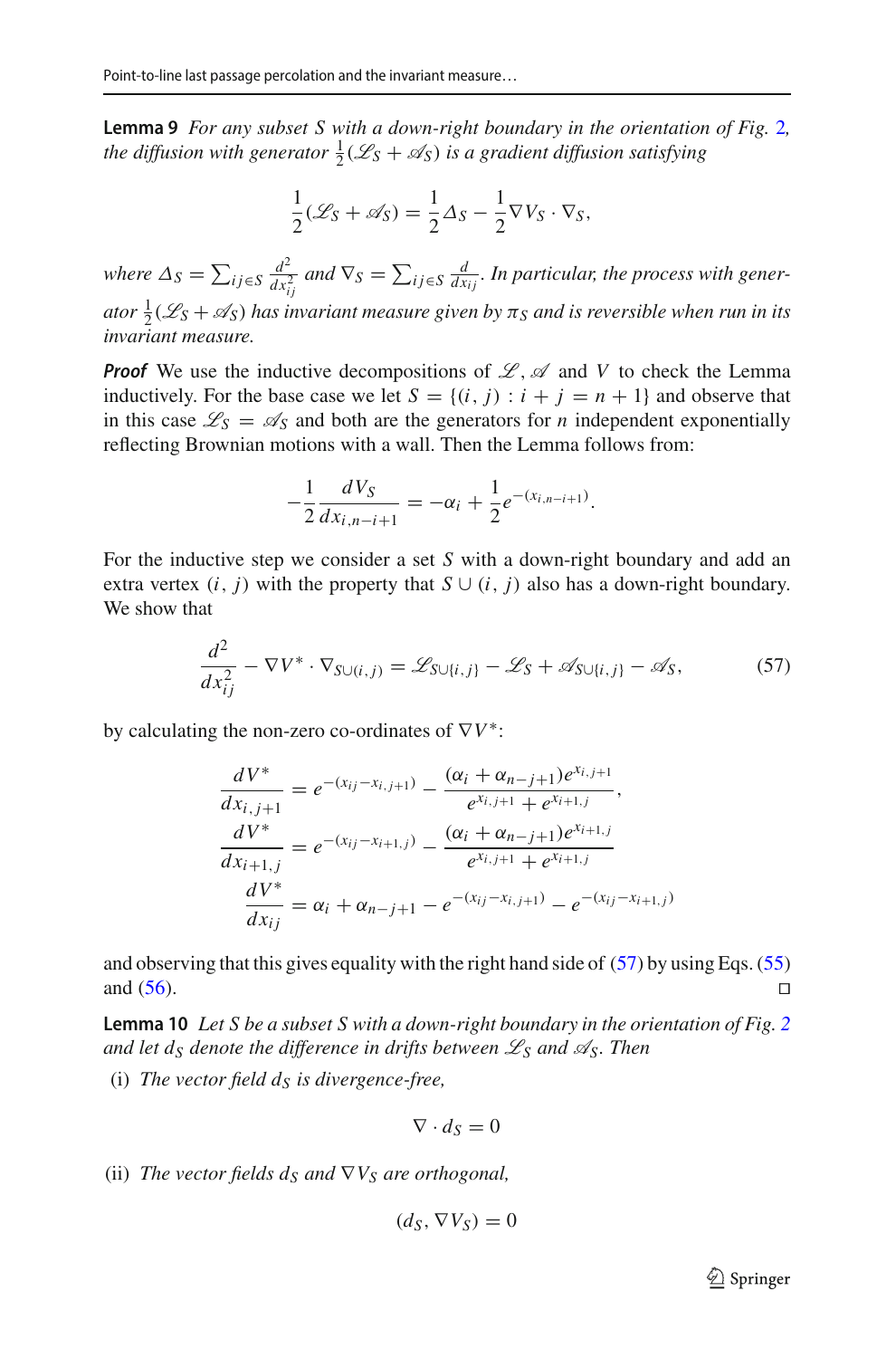**Lemma 9** *For any subset S with a down-right boundary in the orientation of Fig. 2, the diffusion with generator $\frac{1}{2}(\mathscr{L}_S + \mathscr{A}_S)$ is a gradient diffusion satisfying*

$$\frac{1}{2}(\mathscr{L}_S + \mathscr{A}_S) = \frac{1}{2}\Delta_S - \frac{1}{2}\nabla V_S \cdot \nabla_S,$$

*where $\Delta_S = \sum_{ij \in S} \frac{d^2}{dx_{ij}^2}$ and $\nabla_S = \sum_{ij \in S} \frac{d}{dx_{ij}}$. In particular, the process with generator $\frac{1}{2}(\mathscr{L}_S + \mathscr{A}_S)$ has invariant measure given by $\pi_S$ and is reversible when run in its invariant measure.*

***Proof*** We use the inductive decompositions of $\mathscr{L}, \mathscr{A}$ and $V$ to check the Lemma inductively. For the base case we let $S = \{(i, j) : i + j = n + 1\}$ and observe that in this case $\mathscr{L}_S = \mathscr{A}_S$ and both are the generators for $n$ independent exponentially reflecting Brownian motions with a wall. Then the Lemma follows from:

$$-\frac{1}{2}\frac{dV_S}{dx_{i,n-i+1}} = -\alpha_i + \frac{1}{2}e^{-(x_{i,n-i+1})}.$$

For the inductive step we consider a set $S$ with a down-right boundary and add an extra vertex $(i, j)$ with the property that $S \cup (i, j)$ also has a down-right boundary. We show that

$$\frac{d^2}{dx_{ij}^2} - \nabla V^* \cdot \nabla_{S \cup (i,j)} = \mathscr{L}_{S \cup \{i,j\}} - \mathscr{L}_S + \mathscr{A}_{S \cup \{i,j\}} - \mathscr{A}_S, \tag{57}$$

by calculating the non-zero co-ordinates of $\nabla V^*$:

$$\begin{aligned}
\frac{dV^*}{dx_{i,j+1}} &= e^{-(x_{ij} - x_{i,j+1})} - \frac{(\alpha_i + \alpha_{n-j+1})e^{x_{i,j+1}}}{e^{x_{i,j+1}} + e^{x_{i+1,j}}},\\
\frac{dV^*}{dx_{i+1,j}} &= e^{-(x_{ij} - x_{i+1,j})} - \frac{(\alpha_i + \alpha_{n-j+1})e^{x_{i+1,j}}}{e^{x_{i,j+1}} + e^{x_{i+1,j}}}\\
\frac{dV^*}{dx_{ij}} &= \alpha_i + \alpha_{n-j+1} - e^{-(x_{ij} - x_{i,j+1})} - e^{-(x_{ij} - x_{i+1,j})}
\end{aligned}$$

and observing that this gives equality with the right hand side of (57) by using Eqs. (55) and (56). $\square$

**Lemma 10** *Let S be a subset S with a down-right boundary in the orientation of Fig. 2 and let $d_S$ denote the difference in drifts between $\mathscr{L}_S$ and $\mathscr{A}_S$. Then*

(i) *The vector field $d_S$ is divergence-free,*

$$\nabla \cdot d_S = 0$$

(ii) *The vector fields $d_S$ and $\nabla V_S$ are orthogonal,*

$$(d_S, \nabla V_S) = 0$$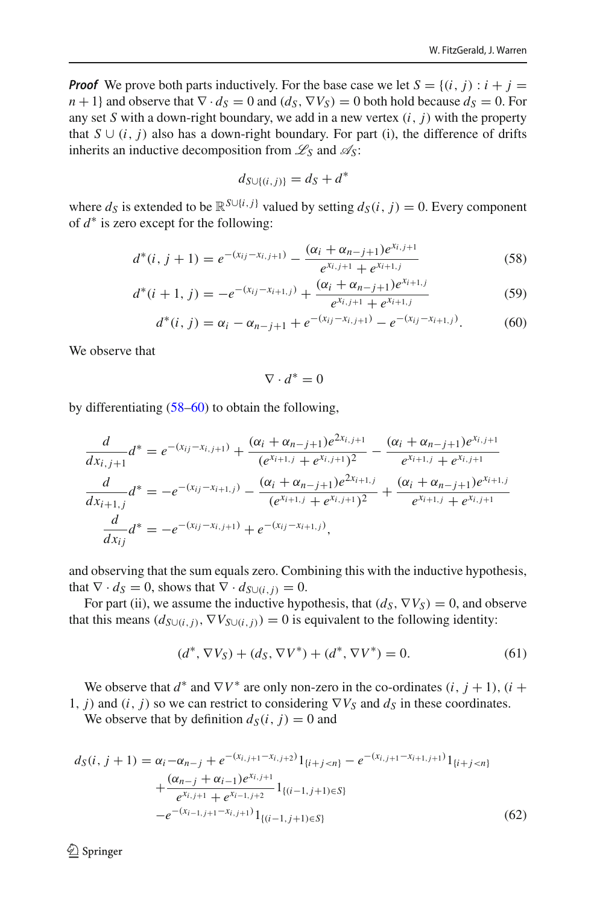***Proof*** We prove both parts inductively. For the base case we let $S = \{(i,j) : i+j = n+1\}$ and observe that $\nabla \cdot d_S = 0$ and $(d_S, \nabla V_S) = 0$ both hold because $d_S = 0$. For any set $S$ with a down-right boundary, we add in a new vertex $(i,j)$ with the property that $S \cup (i,j)$ also has a down-right boundary. For part (i), the difference of drifts inherits an inductive decomposition from $\mathscr{L}_S$ and $\mathscr{A}_S$:

$$d_{S\cup\{(i,j)\}} = d_S + d^*$$

where $d_S$ is extended to be $\mathbb{R}^{S\cup\{i,j\}}$ valued by setting $d_S(i,j) = 0$. Every component of $d^*$ is zero except for the following:

$$d^*(i,j+1) = e^{-(x_{ij}-x_{i,j+1})} - \frac{(\alpha_i + \alpha_{n-j+1})e^{x_{i,j+1}}}{e^{x_{i,j+1}} + e^{x_{i+1,j}}} \tag{58}$$

$$d^*(i+1,j) = -e^{-(x_{ij}-x_{i+1,j})} + \frac{(\alpha_i + \alpha_{n-j+1})e^{x_{i+1,j}}}{e^{x_{i,j+1}} + e^{x_{i+1,j}}} \tag{59}$$

$$d^*(i,j) = \alpha_i - \alpha_{n-j+1} + e^{-(x_{ij}-x_{i,j+1})} - e^{-(x_{ij}-x_{i+1,j})}. \tag{60}$$

We observe that

$$\nabla \cdot d^* = 0$$

by differentiating (58–60) to obtain the following,

$$\frac{d}{dx_{i,j+1}} d^* = e^{-(x_{ij}-x_{i,j+1})} + \frac{(\alpha_i + \alpha_{n-j+1})e^{2x_{i,j+1}}}{(e^{x_{i+1,j}} + e^{x_{i,j+1}})^2} - \frac{(\alpha_i + \alpha_{n-j+1})e^{x_{i,j+1}}}{e^{x_{i+1,j}} + e^{x_{i,j+1}}}$$

$$\frac{d}{dx_{i+1,j}} d^* = -e^{-(x_{ij}-x_{i+1,j})} - \frac{(\alpha_i + \alpha_{n-j+1})e^{2x_{i+1,j}}}{(e^{x_{i+1,j}} + e^{x_{i,j+1}})^2} + \frac{(\alpha_i + \alpha_{n-j+1})e^{x_{i+1,j}}}{e^{x_{i+1,j}} + e^{x_{i,j+1}}}$$

$$\frac{d}{dx_{ij}} d^* = -e^{-(x_{ij}-x_{i,j+1})} + e^{-(x_{ij}-x_{i+1,j})},$$

and observing that the sum equals zero. Combining this with the inductive hypothesis, that $\nabla \cdot d_S = 0$, shows that $\nabla \cdot d_{S\cup(i,j)} = 0$.

For part (ii), we assume the inductive hypothesis, that $(d_S, \nabla V_S) = 0$, and observe that this means $(d_{S\cup(i,j)}, \nabla V_{S\cup(i,j)}) = 0$ is equivalent to the following identity:

$$(d^*, \nabla V_S) + (d_S, \nabla V^*) + (d^*, \nabla V^*) = 0. \tag{61}$$

We observe that $d^*$ and $\nabla V^*$ are only non-zero in the co-ordinates $(i, j+1)$, $(i+1, j)$ and $(i,j)$ so we can restrict to considering $\nabla V_S$ and $d_S$ in these coordinates.

We observe that by definition $d_S(i,j) = 0$ and

$$\begin{aligned} d_S(i,j+1) = \alpha_i - \alpha_{n-j} &+ e^{-(x_{i,j+1}-x_{i,j+2})}1_{\{i+j<n\}} - e^{-(x_{i,j+1}-x_{i+1,j+1})}1_{\{i+j<n\}} \\ &+ \frac{(\alpha_{n-j} + \alpha_{i-1})e^{x_{i,j+1}}}{e^{x_{i,j+1}} + e^{x_{i-1,j+2}}} 1_{\{(i-1,j+1)\in S\}} \\ &- e^{-(x_{i-1,j+1}-x_{i,j+1})}1_{\{(i-1,j+1)\in S\}} \end{aligned} \tag{62}$$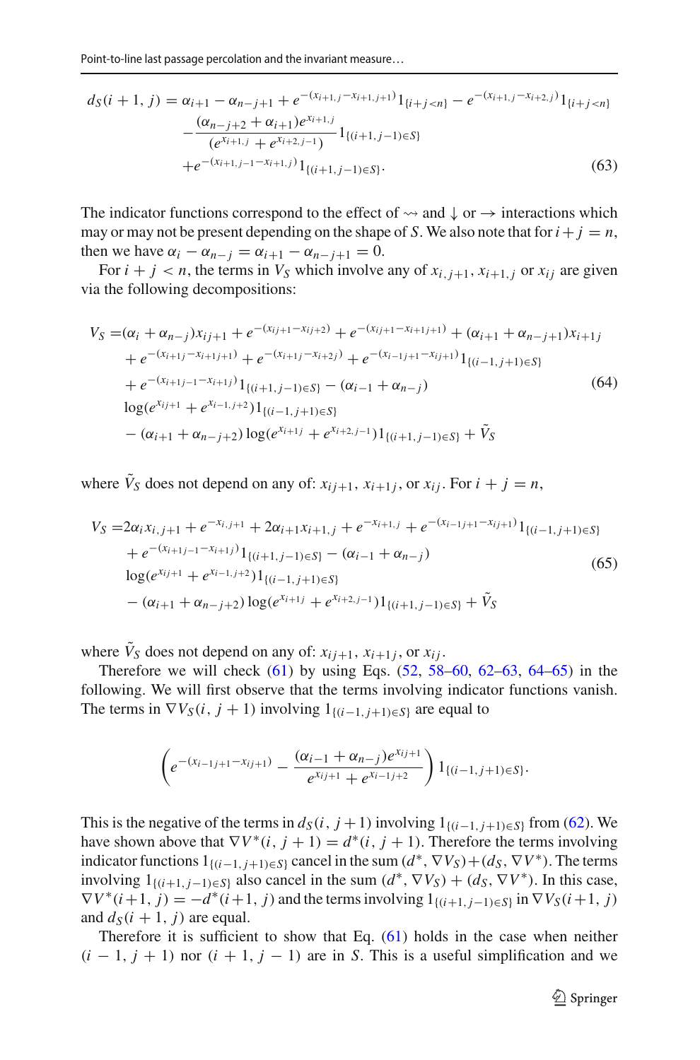$$
\begin{aligned}
d_S(i+1,j) = {} & \alpha_{i+1} - \alpha_{n-j+1} + e^{-(x_{i+1,j}-x_{i+1,j+1})} 1_{\{i+j<n\}} - e^{-(x_{i+1,j}-x_{i+2,j})} 1_{\{i+j<n\}} \\
& - \frac{(\alpha_{n-j+2}+\alpha_{i+1}) e^{x_{i+1,j}}}{(e^{x_{i+1,j}} + e^{x_{i+2,j-1}})} 1_{\{(i+1,j-1)\in S\}} \\
& + e^{-(x_{i+1,j-1}-x_{i+1,j})} 1_{\{(i+1,j-1)\in S\}}.
\end{aligned} \tag{63}
$$

The indicator functions correspond to the effect of $\rightsquigarrow$ and $\downarrow$ or $\rightarrow$ interactions which may or may not be present depending on the shape of $S$. We also note that for $i+j=n$, then we have $\alpha_i - \alpha_{n-j} = \alpha_{i+1} - \alpha_{n-j+1} = 0$.

For $i+j<n$, the terms in $V_S$ which involve any of $x_{i,j+1}, x_{i+1,j}$ or $x_{ij}$ are given via the following decompositions:

$$
\begin{aligned}
V_S = {} & (\alpha_i + \alpha_{n-j}) x_{ij+1} + e^{-(x_{ij+1}-x_{ij+2})} + e^{-(x_{ij+1}-x_{i+1j+1})} + (\alpha_{i+1}+\alpha_{n-j+1}) x_{i+1j} \\
& + e^{-(x_{i+1j}-x_{i+1j+1})} + e^{-(x_{i+1j}-x_{i+2j})} + e^{-(x_{i-1j+1}-x_{ij+1})} 1_{\{(i-1,j+1)\in S\}} \\
& + e^{-(x_{i+1j-1}-x_{i+1j})} 1_{\{(i+1,j-1)\in S\}} - (\alpha_{i-1}+\alpha_{n-j}) \\
& \log(e^{x_{ij+1}} + e^{x_{i-1,j+2}}) 1_{\{(i-1,j+1)\in S\}} \\
& - (\alpha_{i+1}+\alpha_{n-j+2}) \log(e^{x_{i+1j}} + e^{x_{i+2,j-1}}) 1_{\{(i+1,j-1)\in S\}} + \tilde{V}_S
\end{aligned} \tag{64}
$$

where $\tilde{V}_S$ does not depend on any of: $x_{ij+1}$, $x_{i+1j}$, or $x_{ij}$. For $i+j=n$,

$$
\begin{aligned}
V_S = {} & 2\alpha_i x_{i,j+1} + e^{-x_{i,j+1}} + 2\alpha_{i+1} x_{i+1,j} + e^{-x_{i+1,j}} + e^{-(x_{i-1j+1}-x_{ij+1})} 1_{\{(i-1,j+1)\in S\}} \\
& + e^{-(x_{i+1j-1}-x_{i+1j})} 1_{\{(i+1,j-1)\in S\}} - (\alpha_{i-1}+\alpha_{n-j}) \\
& \log(e^{x_{ij+1}} + e^{x_{i-1,j+2}}) 1_{\{(i-1,j+1)\in S\}} \\
& - (\alpha_{i+1}+\alpha_{n-j+2}) \log(e^{x_{i+1j}} + e^{x_{i+2,j-1}}) 1_{\{(i+1,j-1)\in S\}} + \tilde{V}_S
\end{aligned} \tag{65}
$$

where $\tilde{V}_S$ does not depend on any of: $x_{ij+1}$, $x_{i+1j}$, or $x_{ij}$.

Therefore we will check (61) by using Eqs. (52, 58–60, 62–63, 64–65) in the following. We will first observe that the terms involving indicator functions vanish. The terms in $\nabla V_S(i,j+1)$ involving $1_{\{(i-1,j+1)\in S\}}$ are equal to

$$
\left( e^{-(x_{i-1j+1}-x_{ij+1})} - \frac{(\alpha_{i-1}+\alpha_{n-j}) e^{x_{ij+1}}}{e^{x_{ij+1}} + e^{x_{i-1j+2}}} \right) 1_{\{(i-1,j+1)\in S\}}.
$$

This is the negative of the terms in $d_S(i,j+1)$ involving $1_{\{(i-1,j+1)\in S\}}$ from (62). We have shown above that $\nabla V^*(i,j+1) = d^*(i,j+1)$. Therefore the terms involving indicator functions $1_{\{(i-1,j+1)\in S\}}$ cancel in the sum $(d^*, \nabla V_S) + (d_S, \nabla V^*)$. The terms involving $1_{\{(i+1,j-1)\in S\}}$ also cancel in the sum $(d^*, \nabla V_S) + (d_S, \nabla V^*)$. In this case, $\nabla V^*(i+1,j) = -d^*(i+1,j)$ and the terms involving $1_{\{(i+1,j-1)\in S\}}$ in $\nabla V_S(i+1,j)$ and $d_S(i+1,j)$ are equal.

Therefore it is sufficient to show that Eq. (61) holds in the case when neither $(i-1,j+1)$ nor $(i+1,j-1)$ are in $S$. This is a useful simplification and we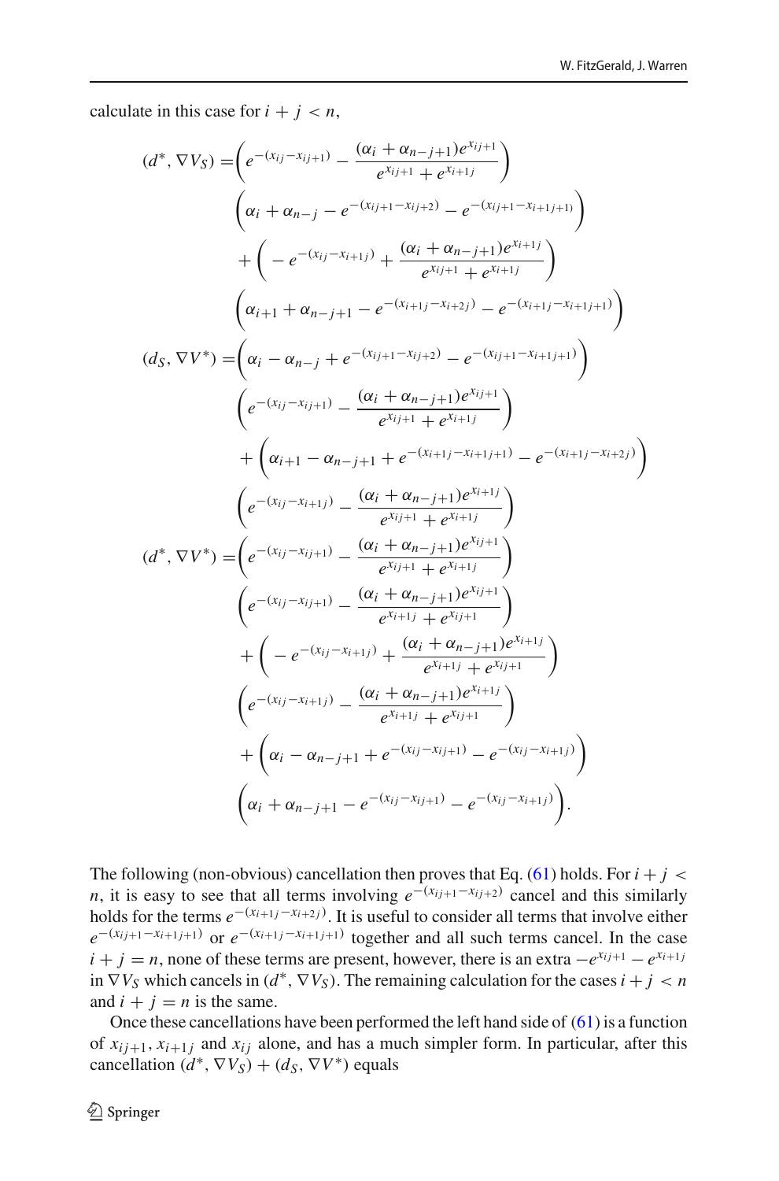calculate in this case for $i + j < n$,

$$
\begin{aligned}
(d^*, \nabla V_S) =& \left( e^{-(x_{ij} - x_{ij+1})} - \frac{(\alpha_i + \alpha_{n-j+1}) e^{x_{ij+1}}}{e^{x_{ij+1}} + e^{x_{i+1j}}} \right) \\
& \left( \alpha_i + \alpha_{n-j} - e^{-(x_{ij+1} - x_{ij+2})} - e^{-(x_{ij+1} - x_{i+1j+1})} \right) \\
& + \left( - e^{-(x_{ij} - x_{i+1j})} + \frac{(\alpha_i + \alpha_{n-j+1}) e^{x_{i+1j}}}{e^{x_{ij+1}} + e^{x_{i+1j}}} \right) \\
& \left( \alpha_{i+1} + \alpha_{n-j+1} - e^{-(x_{i+1j} - x_{i+2j})} - e^{-(x_{i+1j} - x_{i+1j+1})} \right) \\
(d_S, \nabla V^*) =& \left( \alpha_i - \alpha_{n-j} + e^{-(x_{ij+1} - x_{ij+2})} - e^{-(x_{ij+1} - x_{i+1j+1})} \right) \\
& \left( e^{-(x_{ij} - x_{ij+1})} - \frac{(\alpha_i + \alpha_{n-j+1}) e^{x_{ij+1}}}{e^{x_{ij+1}} + e^{x_{i+1j}}} \right) \\
& + \left( \alpha_{i+1} - \alpha_{n-j+1} + e^{-(x_{i+1j} - x_{i+1j+1})} - e^{-(x_{i+1j} - x_{i+2j})} \right) \\
& \left( e^{-(x_{ij} - x_{i+1j})} - \frac{(\alpha_i + \alpha_{n-j+1}) e^{x_{i+1j}}}{e^{x_{ij+1}} + e^{x_{i+1j}}} \right) \\
(d^*, \nabla V^*) =& \left( e^{-(x_{ij} - x_{ij+1})} - \frac{(\alpha_i + \alpha_{n-j+1}) e^{x_{ij+1}}}{e^{x_{ij+1}} + e^{x_{i+1j}}} \right) \\
& \left( e^{-(x_{ij} - x_{ij+1})} - \frac{(\alpha_i + \alpha_{n-j+1}) e^{x_{ij+1}}}{e^{x_{i+1j}} + e^{x_{ij+1}}} \right) \\
& + \left( - e^{-(x_{ij} - x_{i+1j})} + \frac{(\alpha_i + \alpha_{n-j+1}) e^{x_{i+1j}}}{e^{x_{i+1j}} + e^{x_{ij+1}}} \right) \\
& \left( e^{-(x_{ij} - x_{i+1j})} - \frac{(\alpha_i + \alpha_{n-j+1}) e^{x_{i+1j}}}{e^{x_{i+1j}} + e^{x_{ij+1}}} \right) \\
& + \left( \alpha_i - \alpha_{n-j+1} + e^{-(x_{ij} - x_{ij+1})} - e^{-(x_{ij} - x_{i+1j})} \right) \\
& \left( \alpha_i + \alpha_{n-j+1} - e^{-(x_{ij} - x_{ij+1})} - e^{-(x_{ij} - x_{i+1j})} \right).
\end{aligned}
$$

The following (non-obvious) cancellation then proves that Eq. (61) holds. For $i + j < n$, it is easy to see that all terms involving $e^{-(x_{ij+1} - x_{ij+2})}$ cancel and this similarly holds for the terms $e^{-(x_{i+1j} - x_{i+2j})}$. It is useful to consider all terms that involve either $e^{-(x_{ij+1} - x_{i+1j+1})}$ or $e^{-(x_{i+1j} - x_{i+1j+1})}$ together and all such terms cancel. In the case $i + j = n$, none of these terms are present, however, there is an extra $-e^{x_{ij+1}} - e^{x_{i+1j}}$ in $\nabla V_S$ which cancels in $(d^*, \nabla V_S)$. The remaining calculation for the cases $i + j < n$ and $i + j = n$ is the same.

Once these cancellations have been performed the left hand side of (61) is a function of $x_{ij+1}, x_{i+1j}$ and $x_{ij}$ alone, and has a much simpler form. In particular, after this cancellation $(d^*, \nabla V_S) + (d_S, \nabla V^*)$ equals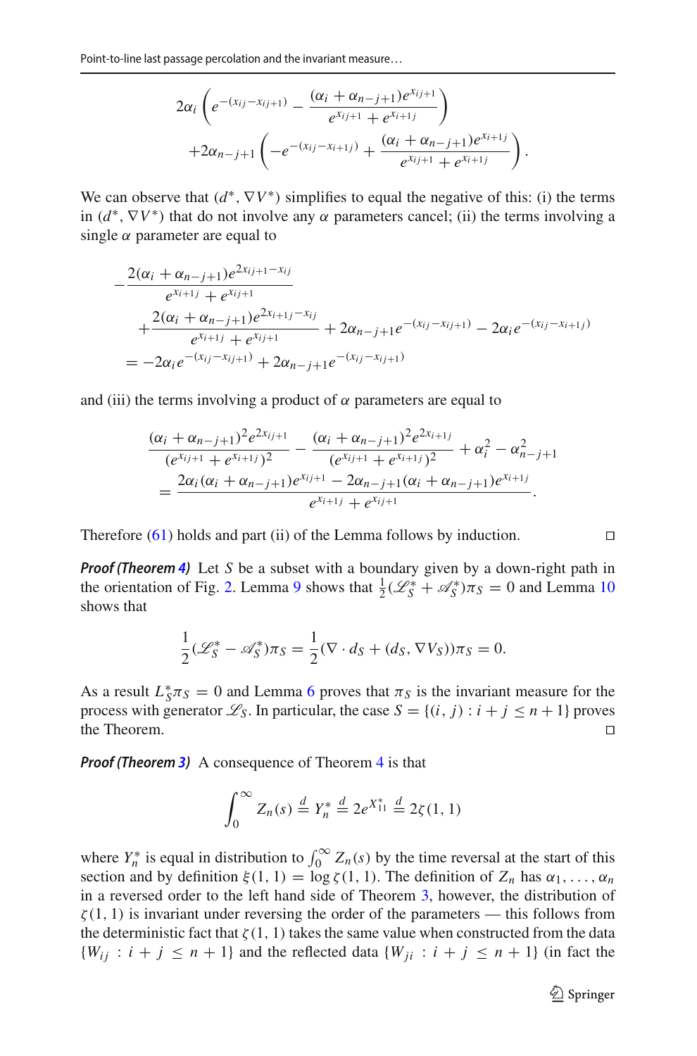$$
2\alpha_i \left( e^{-(x_{ij}-x_{ij+1})} - \frac{(\alpha_i + \alpha_{n-j+1}) e^{x_{ij+1}}}{e^{x_{ij+1}} + e^{x_{i+1j}}} \right)
$$
$$
+2\alpha_{n-j+1} \left( -e^{-(x_{ij}-x_{i+1j})} + \frac{(\alpha_i + \alpha_{n-j+1}) e^{x_{i+1j}}}{e^{x_{ij+1}} + e^{x_{i+1j}}} \right).
$$

We can observe that $(d^*, \nabla V^*)$ simplifies to equal the negative of this: (i) the terms in $(d^*, \nabla V^*)$ that do not involve any $\alpha$ parameters cancel; (ii) the terms involving a single $\alpha$ parameter are equal to

$$
\begin{aligned}
&-\frac{2(\alpha_i + \alpha_{n-j+1}) e^{2x_{ij+1} - x_{ij}}}{e^{x_{i+1j}} + e^{x_{ij+1}}} \\
&\quad + \frac{2(\alpha_i + \alpha_{n-j+1}) e^{2x_{i+1j} - x_{ij}}}{e^{x_{i+1j}} + e^{x_{ij+1}}} + 2\alpha_{n-j+1} e^{-(x_{ij}-x_{ij+1})} - 2\alpha_i e^{-(x_{ij}-x_{i+1j})} \\
&= -2\alpha_i e^{-(x_{ij}-x_{ij+1})} + 2\alpha_{n-j+1} e^{-(x_{ij}-x_{ij+1})}
\end{aligned}
$$

and (iii) the terms involving a product of $\alpha$ parameters are equal to

$$
\begin{aligned}
&\frac{(\alpha_i + \alpha_{n-j+1})^2 e^{2x_{ij+1}}}{(e^{x_{ij+1}} + e^{x_{i+1j}})^2} - \frac{(\alpha_i + \alpha_{n-j+1})^2 e^{2x_{i+1j}}}{(e^{x_{ij+1}} + e^{x_{i+1j}})^2} + \alpha_i^2 - \alpha_{n-j+1}^2 \\
&= \frac{2\alpha_i(\alpha_i + \alpha_{n-j+1}) e^{x_{ij+1}} - 2\alpha_{n-j+1}(\alpha_i + \alpha_{n-j+1}) e^{x_{i+1j}}}{e^{x_{i+1j}} + e^{x_{ij+1}}}.
\end{aligned}
$$

Therefore (61) holds and part (ii) of the Lemma follows by induction. ◻

***Proof (Theorem 4)*** Let $S$ be a subset with a boundary given by a down-right path in the orientation of Fig. 2. Lemma 9 shows that $\frac{1}{2}(\mathscr{L}_S^* + \mathscr{A}_S^*)\pi_S = 0$ and Lemma 10 shows that

$$
\frac{1}{2}(\mathscr{L}_S^* - \mathscr{A}_S^*)\pi_S = \frac{1}{2}(\nabla \cdot d_S + (d_S, \nabla V_S))\pi_S = 0.
$$

As a result $L_S^* \pi_S = 0$ and Lemma 6 proves that $\pi_S$ is the invariant measure for the process with generator $\mathscr{L}_S$. In particular, the case $S = \{(i, j) : i + j \leq n + 1\}$ proves the Theorem. ◻

***Proof (Theorem 3)*** A consequence of Theorem 4 is that

$$
\int_0^\infty Z_n(s) \stackrel{d}{=} Y_n^* \stackrel{d}{=} 2e^{X_{11}^*} \stackrel{d}{=} 2\zeta(1,1)
$$

where $Y_n^*$ is equal in distribution to $\int_0^\infty Z_n(s)$ by the time reversal at the start of this section and by definition $\xi(1,1) = \log \zeta(1,1)$. The definition of $Z_n$ has $\alpha_1, \ldots, \alpha_n$ in a reversed order to the left hand side of Theorem 3, however, the distribution of $\zeta(1,1)$ is invariant under reversing the order of the parameters — this follows from the deterministic fact that $\zeta(1,1)$ takes the same value when constructed from the data $\{W_{ij} : i + j \leq n + 1\}$ and the reflected data $\{W_{ji} : i + j \leq n + 1\}$ (in fact the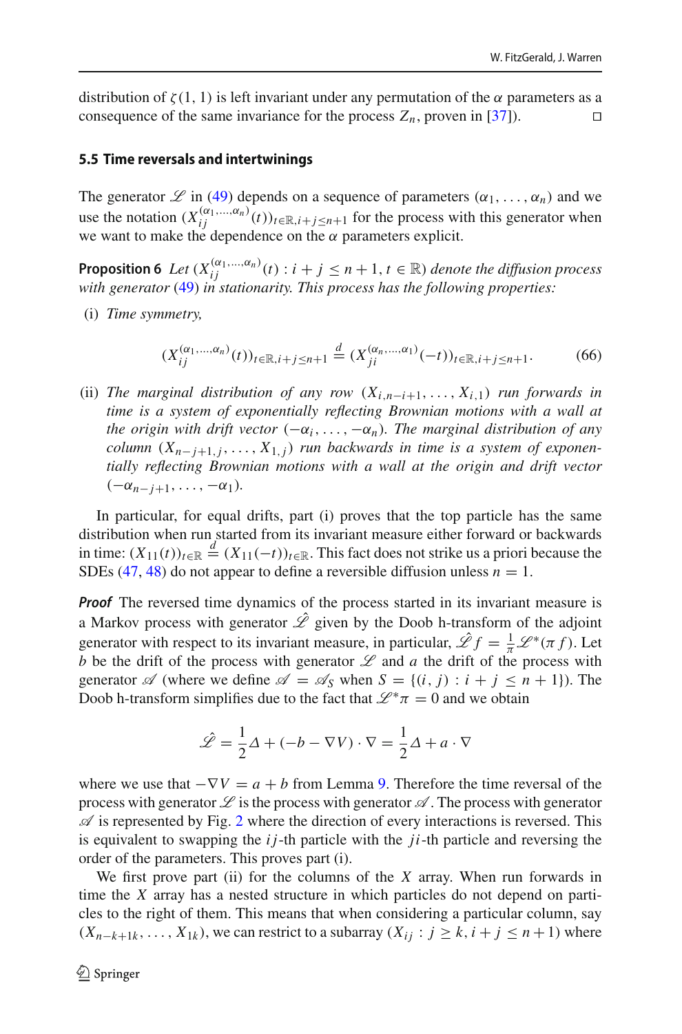distribution of $\zeta(1, 1)$ is left invariant under any permutation of the $\alpha$ parameters as a consequence of the same invariance for the process $Z_n$, proven in [37]). □

### 5.5 Time reversals and intertwinings

The generator $\mathscr{L}$ in (49) depends on a sequence of parameters $(\alpha_1, \ldots, \alpha_n)$ and we use the notation $(X_{ij}^{(\alpha_1,\ldots,\alpha_n)}(t))_{t\in\mathbb{R}, i+j\leq n+1}$ for the process with this generator when we want to make the dependence on the $\alpha$ parameters explicit.

**Proposition 6** *Let $(X_{ij}^{(\alpha_1,\ldots,\alpha_n)}(t) : i + j \leq n + 1, t \in \mathbb{R})$ denote the diffusion process with generator (49) in stationarity. This process has the following properties:*

(i) *Time symmetry,*

$$(X_{ij}^{(\alpha_1,\ldots,\alpha_n)}(t))_{t\in\mathbb{R}, i+j\leq n+1} \overset{d}{=} (X_{ji}^{(\alpha_n,\ldots,\alpha_1)}(-t))_{t\in\mathbb{R}, i+j\leq n+1}. \tag{66}$$

(ii) *The marginal distribution of any row $(X_{i,n-i+1}, \ldots, X_{i,1})$ run forwards in time is a system of exponentially reflecting Brownian motions with a wall at the origin with drift vector $(-\alpha_i, \ldots, -\alpha_n)$. The marginal distribution of any column $(X_{n-j+1,j}, \ldots, X_{1,j})$ run backwards in time is a system of exponentially reflecting Brownian motions with a wall at the origin and drift vector $(-\alpha_{n-j+1}, \ldots, -\alpha_1)$.*

In particular, for equal drifts, part (i) proves that the top particle has the same distribution when run started from its invariant measure either forward or backwards in time: $(X_{11}(t))_{t\in\mathbb{R}} \overset{d}{=} (X_{11}(-t))_{t\in\mathbb{R}}$. This fact does not strike us a priori because the SDEs (47, 48) do not appear to define a reversible diffusion unless $n = 1$.

***Proof*** The reversed time dynamics of the process started in its invariant measure is a Markov process with generator $\hat{\mathscr{L}}$ given by the Doob h-transform of the adjoint generator with respect to its invariant measure, in particular, $\hat{\mathscr{L}} f = \frac{1}{\pi}\mathscr{L}^*(\pi f)$. Let $b$ be the drift of the process with generator $\mathscr{L}$ and $a$ the drift of the process with generator $\mathscr{A}$ (where we define $\mathscr{A} = \mathscr{A}_S$ when $S = \{(i, j) : i + j \leq n + 1\}$). The Doob h-transform simplifies due to the fact that $\mathscr{L}^*\pi = 0$ and we obtain

$$\hat{\mathscr{L}} = \frac{1}{2}\Delta + (-b - \nabla V) \cdot \nabla = \frac{1}{2}\Delta + a \cdot \nabla$$

where we use that $-\nabla V = a + b$ from Lemma 9. Therefore the time reversal of the process with generator $\mathscr{L}$ is the process with generator $\mathscr{A}$. The process with generator $\mathscr{A}$ is represented by Fig. 2 where the direction of every interactions is reversed. This is equivalent to swapping the $ij$-th particle with the $ji$-th particle and reversing the order of the parameters. This proves part (i).

We first prove part (ii) for the columns of the $X$ array. When run forwards in time the $X$ array has a nested structure in which particles do not depend on particles to the right of them. This means that when considering a particular column, say $(X_{n-k+1k}, \ldots, X_{1k})$, we can restrict to a subarray $(X_{ij} : j \geq k, i + j \leq n + 1)$ where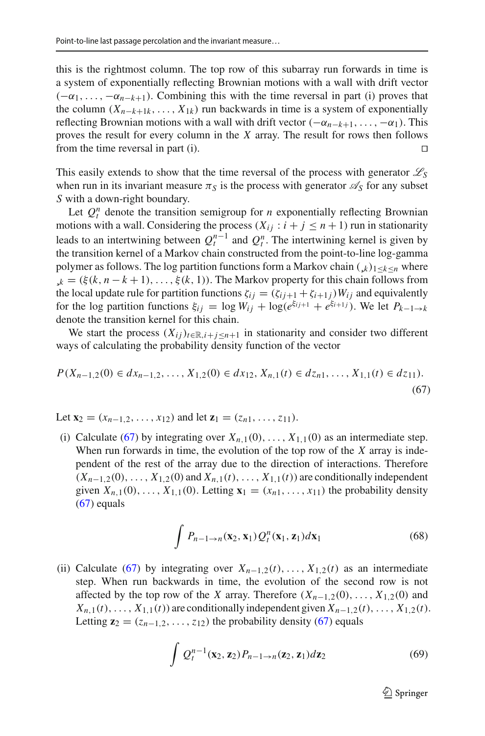this is the rightmost column. The top row of this subarray run forwards in time is a system of exponentially reflecting Brownian motions with a wall with drift vector $(-\alpha_1, \ldots, -\alpha_{n-k+1})$. Combining this with the time reversal in part (i) proves that the column $(X_{n-k+1k}, \ldots, X_{1k})$ run backwards in time is a system of exponentially reflecting Brownian motions with a wall with drift vector $(-\alpha_{n-k+1}, \ldots, -\alpha_1)$. This proves the result for every column in the $X$ array. The result for rows then follows from the time reversal in part (i). $\square$

This easily extends to show that the time reversal of the process with generator $\mathscr{L}_S$ when run in its invariant measure $\pi_S$ is the process with generator $\mathscr{A}_S$ for any subset $S$ with a down-right boundary.

Let $Q_t^n$ denote the transition semigroup for $n$ exponentially reflecting Brownian motions with a wall. Considering the process $(X_{ij} : i + j \leq n + 1)$ run in stationarity leads to an intertwining between $Q_t^{n-1}$ and $Q_t^n$. The intertwining kernel is given by the transition kernel of a Markov chain constructed from the point-to-line log-gamma polymer as follows. The log partition functions form a Markov chain $(\xi_k)_{1 \leq k \leq n}$ where $\xi_k = (\xi(k, n-k+1), \ldots, \xi(k, 1))$. The Markov property for this chain follows from the local update rule for partition functions $\zeta_{ij} = (\zeta_{ij+1} + \zeta_{i+1j}) W_{ij}$ and equivalently for the log partition functions $\xi_{ij} = \log W_{ij} + \log(e^{\xi_{ij+1}} + e^{\xi_{i+1j}})$. We let $P_{k-1 \to k}$ denote the transition kernel for this chain.

We start the process $(X_{ij})_{t \in \mathbb{R}, i+j \leq n+1}$ in stationarity and consider two different ways of calculating the probability density function of the vector

$$P(X_{n-1,2}(0) \in dx_{n-1,2}, \ldots, X_{1,2}(0) \in dx_{12}, X_{n,1}(t) \in dz_{n1}, \ldots, X_{1,1}(t) \in dz_{11}). \tag{67}$$

Let $\mathbf{x}_2 = (x_{n-1,2}, \ldots, x_{12})$ and let $\mathbf{z}_1 = (z_{n1}, \ldots, z_{11})$.

(i) Calculate (67) by integrating over $X_{n,1}(0), \ldots, X_{1,1}(0)$ as an intermediate step. When run forwards in time, the evolution of the top row of the $X$ array is independent of the rest of the array due to the direction of interactions. Therefore $(X_{n-1,2}(0), \ldots, X_{1,2}(0)$ and $X_{n,1}(t), \ldots, X_{1,1}(t))$ are conditionally independent given $X_{n,1}(0), \ldots, X_{1,1}(0)$. Letting $\mathbf{x}_1 = (x_{n1}, \ldots, x_{11})$ the probability density (67) equals

$$\int P_{n-1 \to n}(\mathbf{x}_2, \mathbf{x}_1) Q_t^n(\mathbf{x}_1, \mathbf{z}_1) d\mathbf{x}_1 \tag{68}$$

(ii) Calculate (67) by integrating over $X_{n-1,2}(t), \ldots, X_{1,2}(t)$ as an intermediate step. When run backwards in time, the evolution of the second row is not affected by the top row of the $X$ array. Therefore $(X_{n-1,2}(0), \ldots, X_{1,2}(0)$ and $X_{n,1}(t), \ldots, X_{1,1}(t))$ are conditionally independent given $X_{n-1,2}(t), \ldots, X_{1,2}(t)$. Letting $\mathbf{z}_2 = (z_{n-1,2}, \ldots, z_{12})$ the probability density (67) equals

$$\int Q_t^{n-1}(\mathbf{x}_2, \mathbf{z}_2) P_{n-1 \to n}(\mathbf{z}_2, \mathbf{z}_1) d\mathbf{z}_2 \tag{69}$$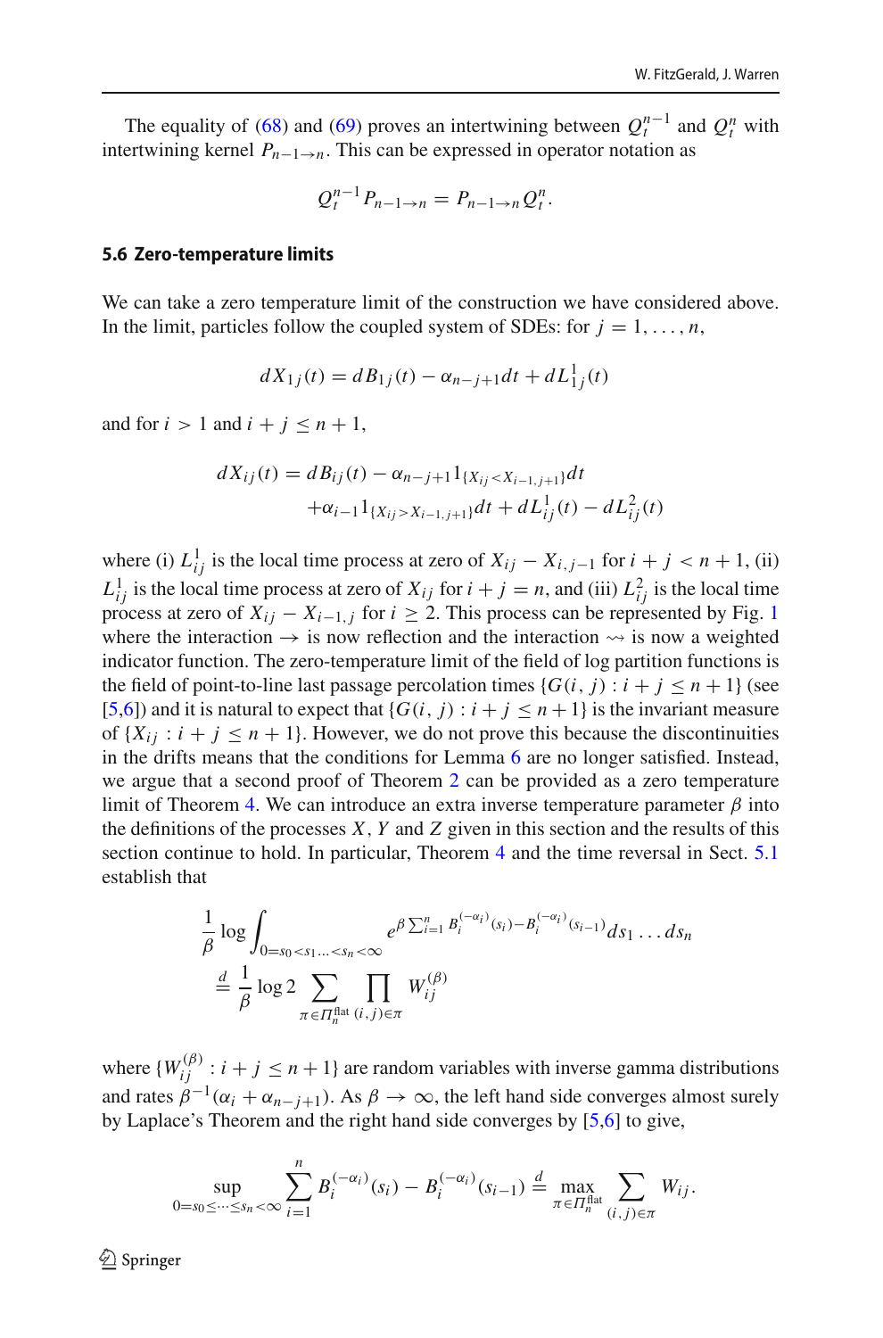The equality of (68) and (69) proves an intertwining between $Q_t^{n-1}$ and $Q_t^n$ with intertwining kernel $P_{n-1 \to n}$. This can be expressed in operator notation as

$$Q_t^{n-1} P_{n-1\to n} = P_{n-1\to n} Q_t^n.$$

### 5.6 Zero-temperature limits

We can take a zero temperature limit of the construction we have considered above. In the limit, particles follow the coupled system of SDEs: for $j = 1, \ldots, n$,

$$dX_{1j}(t) = dB_{1j}(t) - \alpha_{n-j+1} dt + dL_{1j}^1(t)$$

and for $i > 1$ and $i + j \leq n + 1$,

$$\begin{aligned} dX_{ij}(t) = dB_{ij}(t) - \alpha_{n-j+1} 1_{\{X_{ij} < X_{i-1,j+1}\}} dt \\ + \alpha_{i-1} 1_{\{X_{ij} > X_{i-1,j+1}\}} dt + dL_{ij}^1(t) - dL_{ij}^2(t) \end{aligned}$$

where (i) $L_{ij}^1$ is the local time process at zero of $X_{ij} - X_{i,j-1}$ for $i + j < n + 1$, (ii) $L_{ij}^1$ is the local time process at zero of $X_{ij}$ for $i + j = n$, and (iii) $L_{ij}^2$ is the local time process at zero of $X_{ij} - X_{i-1,j}$ for $i \geq 2$. This process can be represented by Fig. 1 where the interaction $\to$ is now reflection and the interaction $\rightsquigarrow$ is now a weighted indicator function. The zero-temperature limit of the field of log partition functions is the field of point-to-line last passage percolation times $\{G(i, j) : i + j \leq n + 1\}$ (see [5,6]) and it is natural to expect that $\{G(i, j) : i + j \leq n + 1\}$ is the invariant measure of $\{X_{ij} : i + j \leq n + 1\}$. However, we do not prove this because the discontinuities in the drifts means that the conditions for Lemma 6 are no longer satisfied. Instead, we argue that a second proof of Theorem 2 can be provided as a zero temperature limit of Theorem 4. We can introduce an extra inverse temperature parameter $\beta$ into the definitions of the processes $X$, $Y$ and $Z$ given in this section and the results of this section continue to hold. In particular, Theorem 4 and the time reversal in Sect. 5.1 establish that

$$\begin{aligned} &\frac{1}{\beta} \log \int_{0 = s_0 < s_1 \ldots < s_n < \infty} e^{\beta \sum_{i=1}^n B_i^{(-\alpha_i)}(s_i) - B_i^{(-\alpha_i)}(s_{i-1})} ds_1 \ldots ds_n \\ &\stackrel{d}{=} \frac{1}{\beta} \log 2 \sum_{\pi \in \Pi_n^{\text{flat}}} \prod_{(i,j) \in \pi} W_{ij}^{(\beta)} \end{aligned}$$

where $\{W_{ij}^{(\beta)} : i + j \leq n + 1\}$ are random variables with inverse gamma distributions and rates $\beta^{-1}(\alpha_i + \alpha_{n-j+1})$. As $\beta \to \infty$, the left hand side converges almost surely by Laplace's Theorem and the right hand side converges by [5,6] to give,

$$\sup_{0 = s_0 \leq \cdots \leq s_n < \infty} \sum_{i=1}^n B_i^{(-\alpha_i)}(s_i) - B_i^{(-\alpha_i)}(s_{i-1}) \stackrel{d}{=} \max_{\pi \in \Pi_n^{\text{flat}}} \sum_{(i,j) \in \pi} W_{ij}.$$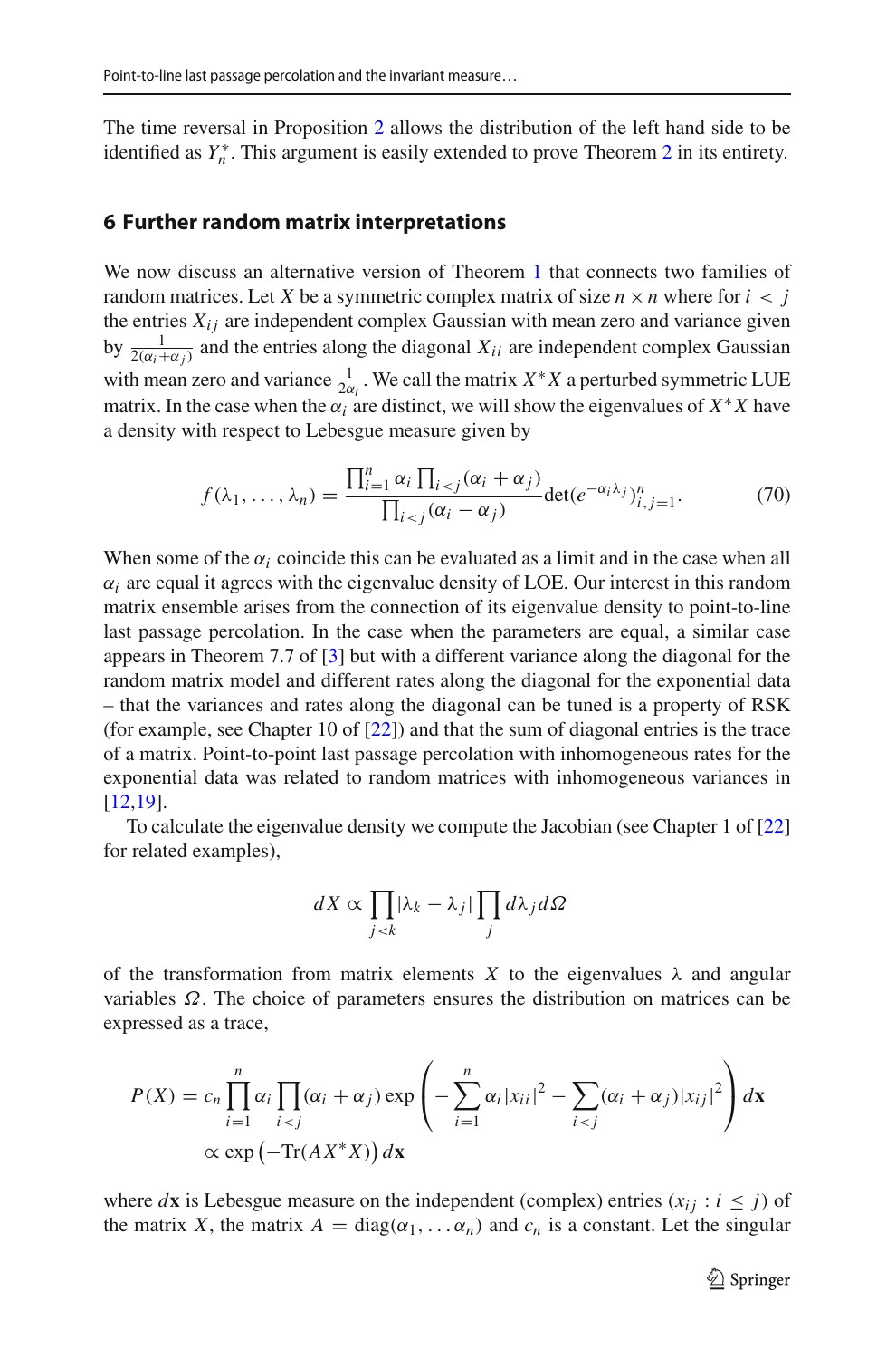The time reversal in Proposition 2 allows the distribution of the left hand side to be identified as $Y_n^*$. This argument is easily extended to prove Theorem 2 in its entirety.

## 6 Further random matrix interpretations

We now discuss an alternative version of Theorem 1 that connects two families of random matrices. Let $X$ be a symmetric complex matrix of size $n \times n$ where for $i < j$ the entries $X_{ij}$ are independent complex Gaussian with mean zero and variance given by $\frac{1}{2(\alpha_i+\alpha_j)}$ and the entries along the diagonal $X_{ii}$ are independent complex Gaussian with mean zero and variance $\frac{1}{2\alpha_i}$. We call the matrix $X^*X$ a perturbed symmetric LUE matrix. In the case when the $\alpha_i$ are distinct, we will show the eigenvalues of $X^*X$ have a density with respect to Lebesgue measure given by

$$f(\lambda_1, \ldots, \lambda_n) = \frac{\prod_{i=1}^n \alpha_i \prod_{i<j}(\alpha_i + \alpha_j)}{\prod_{i<j}(\alpha_i - \alpha_j)} \det(e^{-\alpha_i \lambda_j})_{i,j=1}^n. \tag{70}$$

When some of the $\alpha_i$ coincide this can be evaluated as a limit and in the case when all $\alpha_i$ are equal it agrees with the eigenvalue density of LOE. Our interest in this random matrix ensemble arises from the connection of its eigenvalue density to point-to-line last passage percolation. In the case when the parameters are equal, a similar case appears in Theorem 7.7 of [3] but with a different variance along the diagonal for the random matrix model and different rates along the diagonal for the exponential data – that the variances and rates along the diagonal can be tuned is a property of RSK (for example, see Chapter 10 of [22]) and that the sum of diagonal entries is the trace of a matrix. Point-to-point last passage percolation with inhomogeneous rates for the exponential data was related to random matrices with inhomogeneous variances in [12,19].

To calculate the eigenvalue density we compute the Jacobian (see Chapter 1 of [22] for related examples),

$$dX \propto \prod_{j<k} |\lambda_k - \lambda_j| \prod_j d\lambda_j d\Omega$$

of the transformation from matrix elements $X$ to the eigenvalues $\lambda$ and angular variables $\Omega$. The choice of parameters ensures the distribution on matrices can be expressed as a trace,

$$\begin{aligned} P(X) &= c_n \prod_{i=1}^n \alpha_i \prod_{i<j}(\alpha_i + \alpha_j) \exp\left( -\sum_{i=1}^n \alpha_i |x_{ii}|^2 - \sum_{i<j}(\alpha_i + \alpha_j)|x_{ij}|^2 \right) d\mathbf{x} \\ &\propto \exp\left(-\mathrm{Tr}(AX^*X)\right) d\mathbf{x} \end{aligned}$$

where $d\mathbf{x}$ is Lebesgue measure on the independent (complex) entries $(x_{ij} : i \leq j)$ of the matrix $X$, the matrix $A = \mathrm{diag}(\alpha_1, \ldots \alpha_n)$ and $c_n$ is a constant. Let the singular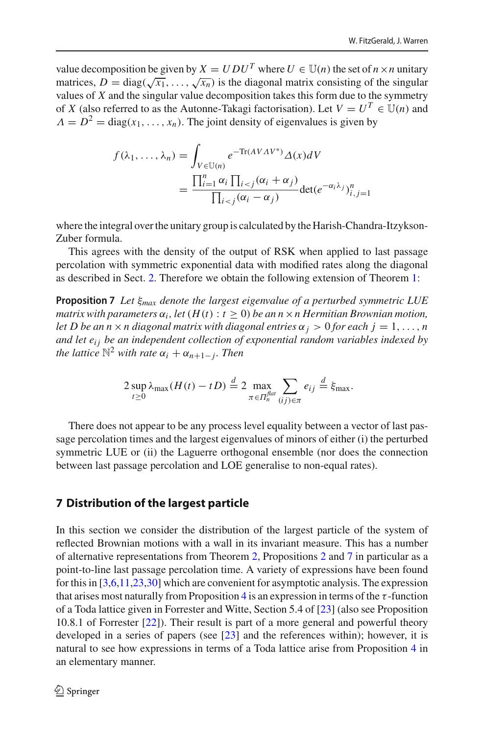value decomposition be given by $X = UDU^T$ where $U \in \mathbb{U}(n)$ the set of $n \times n$ unitary matrices, $D = \text{diag}(\sqrt{x_1}, \dots, \sqrt{x_n})$ is the diagonal matrix consisting of the singular values of $X$ and the singular value decomposition takes this form due to the symmetry of $X$ (also referred to as the Autonne-Takagi factorisation). Let $V = U^T \in \mathbb{U}(n)$ and $\Lambda = D^2 = \text{diag}(x_1, \dots, x_n)$. The joint density of eigenvalues is given by

$$
\begin{aligned}
f(\lambda_1, \dots, \lambda_n) &= \int_{V \in \mathbb{U}(n)} e^{-\text{Tr}(A V \Lambda V^*)} \Delta(x) dV \\
&= \frac{\prod_{i=1}^n \alpha_i \prod_{i<j}(\alpha_i + \alpha_j)}{\prod_{i<j}(\alpha_i - \alpha_j)} \det(e^{-\alpha_i \lambda_j})_{i,j=1}^n
\end{aligned}
$$

where the integral over the unitary group is calculated by the Harish-Chandra-Itzykson-Zuber formula.

This agrees with the density of the output of RSK when applied to last passage percolation with symmetric exponential data with modified rates along the diagonal as described in Sect. 2. Therefore we obtain the following extension of Theorem 1:

**Proposition 7** *Let $\xi_{max}$ denote the largest eigenvalue of a perturbed symmetric LUE matrix with parameters $\alpha_i$, let $(H(t) : t \geq 0)$ be an $n \times n$ Hermitian Brownian motion, let $D$ be an $n \times n$ diagonal matrix with diagonal entries $\alpha_j > 0$ for each $j = 1, \dots, n$ and let $e_{ij}$ be an independent collection of exponential random variables indexed by the lattice $\mathbb{N}^2$ with rate $\alpha_i + \alpha_{n+1-j}$. Then*

$$
2 \sup_{t \geq 0} \lambda_{\max}(H(t) - tD) \stackrel{d}{=} 2 \max_{\pi \in \Pi_n^{flat}} \sum_{(ij) \in \pi} e_{ij} \stackrel{d}{=} \xi_{\max}.
$$

There does not appear to be any process level equality between a vector of last passage percolation times and the largest eigenvalues of minors of either (i) the perturbed symmetric LUE or (ii) the Laguerre orthogonal ensemble (nor does the connection between last passage percolation and LOE generalise to non-equal rates).

## 7 Distribution of the largest particle

In this section we consider the distribution of the largest particle of the system of reflected Brownian motions with a wall in its invariant measure. This has a number of alternative representations from Theorem 2, Propositions 2 and 7 in particular as a point-to-line last passage percolation time. A variety of expressions have been found for this in [3,6,11,23,30] which are convenient for asymptotic analysis. The expression that arises most naturally from Proposition 4 is an expression in terms of the $\tau$-function of a Toda lattice given in Forrester and Witte, Section 5.4 of [23] (also see Proposition 10.8.1 of Forrester [22]). Their result is part of a more general and powerful theory developed in a series of papers (see [23] and the references within); however, it is natural to see how expressions in terms of a Toda lattice arise from Proposition 4 in an elementary manner.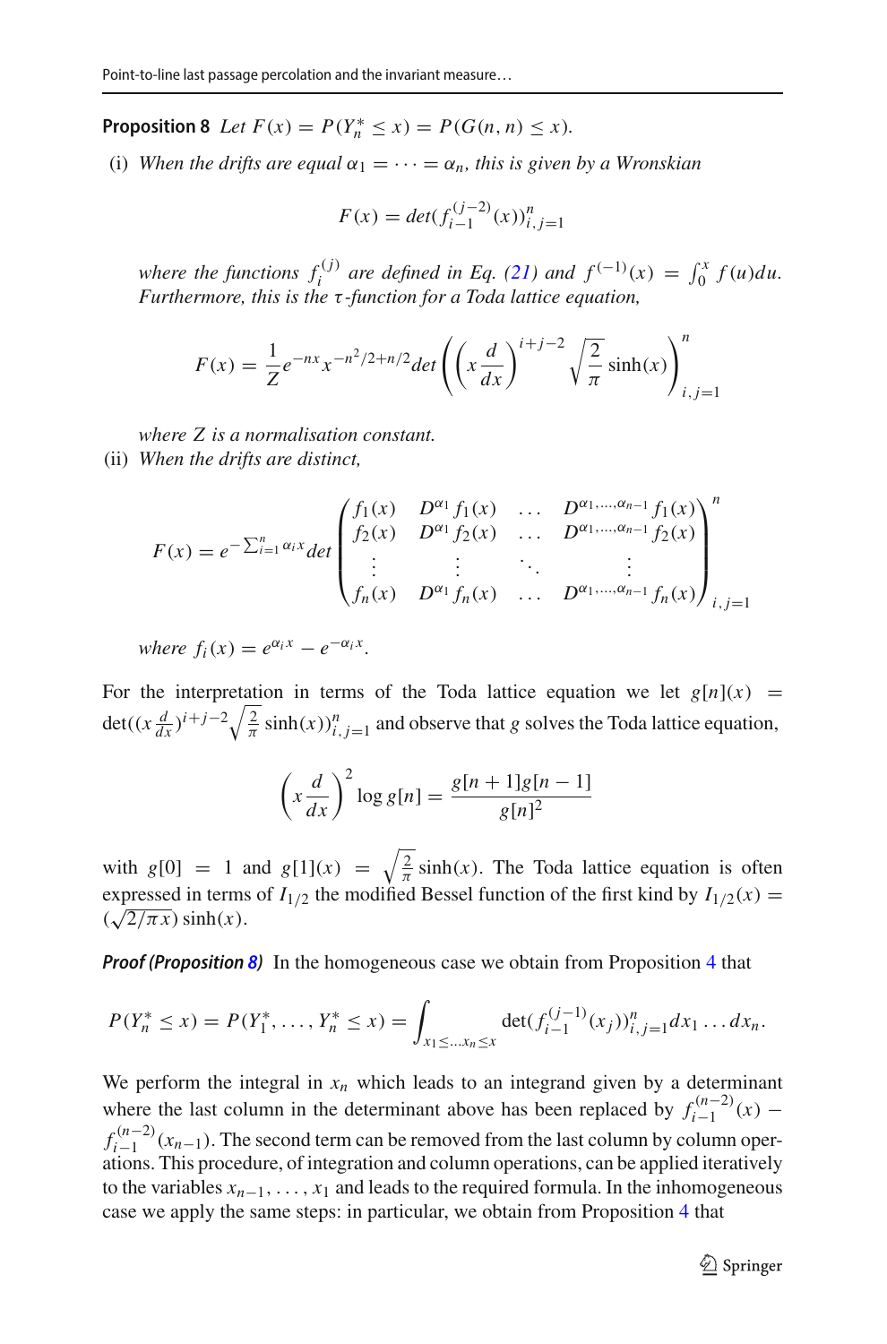**Proposition 8** *Let $F(x) = P(Y_n^* \leq x) = P(G(n,n) \leq x)$.*

(i) *When the drifts are equal $\alpha_1 = \cdots = \alpha_n$, this is given by a Wronskian*

$$F(x) = det(f_{i-1}^{(j-2)}(x))_{i,j=1}^n$$

*where the functions $f_i^{(j)}$ are defined in Eq. (21) and $f^{(-1)}(x) = \int_0^x f(u)du$. Furthermore, this is the $\tau$-function for a Toda lattice equation,*

$$F(x) = \frac{1}{Z} e^{-nx} x^{-n^2/2+n/2} det\left(\left(x\frac{d}{dx}\right)^{i+j-2}\sqrt{\frac{2}{\pi}}\sinh(x)\right)_{i,j=1}^n$$

*where $Z$ is a normalisation constant.*

(ii) *When the drifts are distinct,*

$$F(x) = e^{-\sum_{i=1}^n \alpha_i x} det\begin{pmatrix} f_1(x) & D^{\alpha_1} f_1(x) & \dots & D^{\alpha_1,\dots,\alpha_{n-1}} f_1(x) \\ f_2(x) & D^{\alpha_1} f_2(x) & \dots & D^{\alpha_1,\dots,\alpha_{n-1}} f_2(x) \\ \vdots & \vdots & \ddots & \vdots \\ f_n(x) & D^{\alpha_1} f_n(x) & \dots & D^{\alpha_1,\dots,\alpha_{n-1}} f_n(x) \end{pmatrix}_{i,j=1}^n$$

*where $f_i(x) = e^{\alpha_i x} - e^{-\alpha_i x}$.*

For the interpretation in terms of the Toda lattice equation we let $g[n](x) = \det((x\frac{d}{dx})^{i+j-2}\sqrt{\frac{2}{\pi}}\sinh(x))_{i,j=1}^n$ and observe that $g$ solves the Toda lattice equation,

$$\left(x\frac{d}{dx}\right)^2 \log g[n] = \frac{g[n+1]g[n-1]}{g[n]^2}$$

with $g[0] = 1$ and $g[1](x) = \sqrt{\frac{2}{\pi}}\sinh(x)$. The Toda lattice equation is often expressed in terms of $I_{1/2}$ the modified Bessel function of the first kind by $I_{1/2}(x) = (\sqrt{2/\pi x})\sinh(x)$.

***Proof (Proposition 8)*** In the homogeneous case we obtain from Proposition 4 that

$$P(Y_n^* \leq x) = P(Y_1^*, \dots, Y_n^* \leq x) = \int_{x_1 \leq \dots x_n \leq x} \det(f_{i-1}^{(j-1)}(x_j))_{i,j=1}^n dx_1 \dots dx_n.$$

We perform the integral in $x_n$ which leads to an integrand given by a determinant where the last column in the determinant above has been replaced by $f_{i-1}^{(n-2)}(x) - f_{i-1}^{(n-2)}(x_{n-1})$. The second term can be removed from the last column by column operations. This procedure, of integration and column operations, can be applied iteratively to the variables $x_{n-1}, \dots, x_1$ and leads to the required formula. In the inhomogeneous case we apply the same steps: in particular, we obtain from Proposition 4 that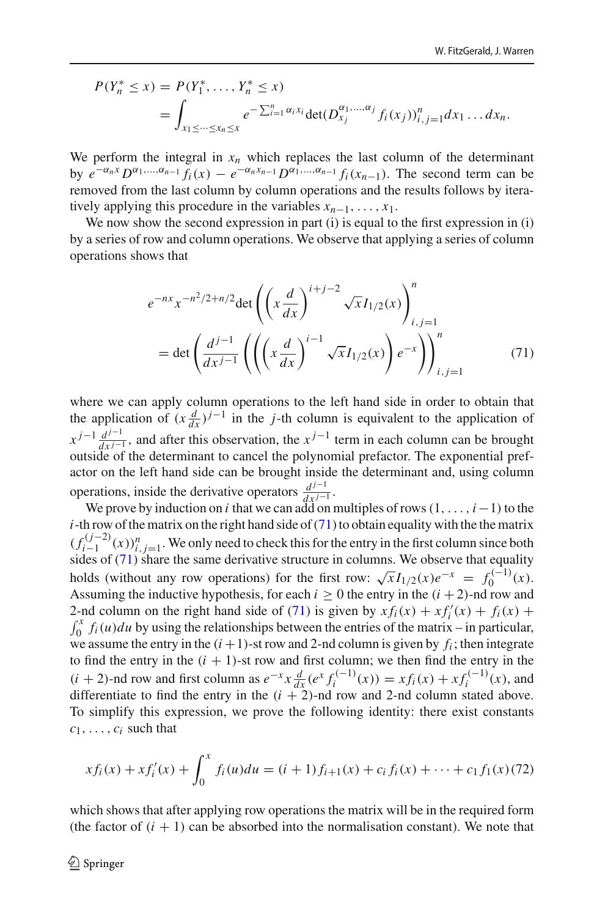$$
\begin{aligned}
P(Y_n^* \le x) &= P(Y_1^*, \ldots, Y_n^* \le x) \\
&= \int_{x_1 \le \cdots \le x_n \le x} e^{-\sum_{i=1}^n \alpha_i x_i} \det(D_{x_j}^{\alpha_1,\ldots,\alpha_j} f_i(x_j))_{i,j=1}^n dx_1 \ldots dx_n.
\end{aligned}
$$

We perform the integral in $x_n$ which replaces the last column of the determinant by $e^{-\alpha_n x} D^{\alpha_1,\ldots,\alpha_{n-1}} f_i(x) - e^{-\alpha_n x_{n-1}} D^{\alpha_1,\ldots,\alpha_{n-1}} f_i(x_{n-1})$. The second term can be removed from the last column by column operations and the results follows by iteratively applying this procedure in the variables $x_{n-1}, \ldots, x_1$.

We now show the second expression in part (i) is equal to the first expression in (i) by a series of row and column operations. We observe that applying a series of column operations shows that

$$
\begin{aligned}
&e^{-nx} x^{-n^2/2+n/2} \det\left(\left(x\frac{d}{dx}\right)^{i+j-2} \sqrt{x} I_{1/2}(x)\right)_{i,j=1}^n \\
&= \det\left(\frac{d^{j-1}}{dx^{j-1}}\left(\left(\left(x\frac{d}{dx}\right)^{i-1} \sqrt{x} I_{1/2}(x)\right) e^{-x}\right)\right)_{i,j=1}^n \qquad (71)
\end{aligned}
$$

where we can apply column operations to the left hand side in order to obtain that the application of $(x\frac{d}{dx})^{j-1}$ in the $j$-th column is equivalent to the application of $x^{j-1}\frac{d^{j-1}}{dx^{j-1}}$, and after this observation, the $x^{j-1}$ term in each column can be brought outside of the determinant to cancel the polynomial prefactor. The exponential prefactor on the left hand side can be brought inside the determinant and, using column operations, inside the derivative operators $\frac{d^{j-1}}{dx^{j-1}}$.

We prove by induction on $i$ that we can add on multiples of rows $(1, \ldots, i-1)$ to the $i$-th row of the matrix on the right hand side of (71) to obtain equality with the the matrix $(f_{i-1}^{(j-2)}(x))_{i,j=1}^n$. We only need to check this for the entry in the first column since both sides of (71) share the same derivative structure in columns. We observe that equality holds (without any row operations) for the first row: $\sqrt{x} I_{1/2}(x) e^{-x} = f_0^{(-1)}(x)$. Assuming the inductive hypothesis, for each $i \ge 0$ the entry in the $(i+2)$-nd row and 2-nd column on the right hand side of (71) is given by $x f_i(x) + x f_i'(x) + f_i(x) + \int_0^x f_i(u)du$ by using the relationships between the entries of the matrix – in particular, we assume the entry in the $(i+1)$-st row and 2-nd column is given by $f_i$; then integrate to find the entry in the $(i+1)$-st row and first column; we then find the entry in the $(i+2)$-nd row and first column as $e^{-x} x \frac{d}{dx}(e^x f_i^{(-1)}(x)) = x f_i(x) + x f_i^{(-1)}(x)$, and differentiate to find the entry in the $(i+2)$-nd row and 2-nd column stated above. To simplify this expression, we prove the following identity: there exist constants $c_1, \ldots, c_i$ such that

$$
x f_i(x) + x f_i'(x) + \int_0^x f_i(u)du = (i+1) f_{i+1}(x) + c_i f_i(x) + \cdots + c_1 f_1(x) \qquad (72)
$$

which shows that after applying row operations the matrix will be in the required form (the factor of $(i+1)$ can be absorbed into the normalisation constant). We note that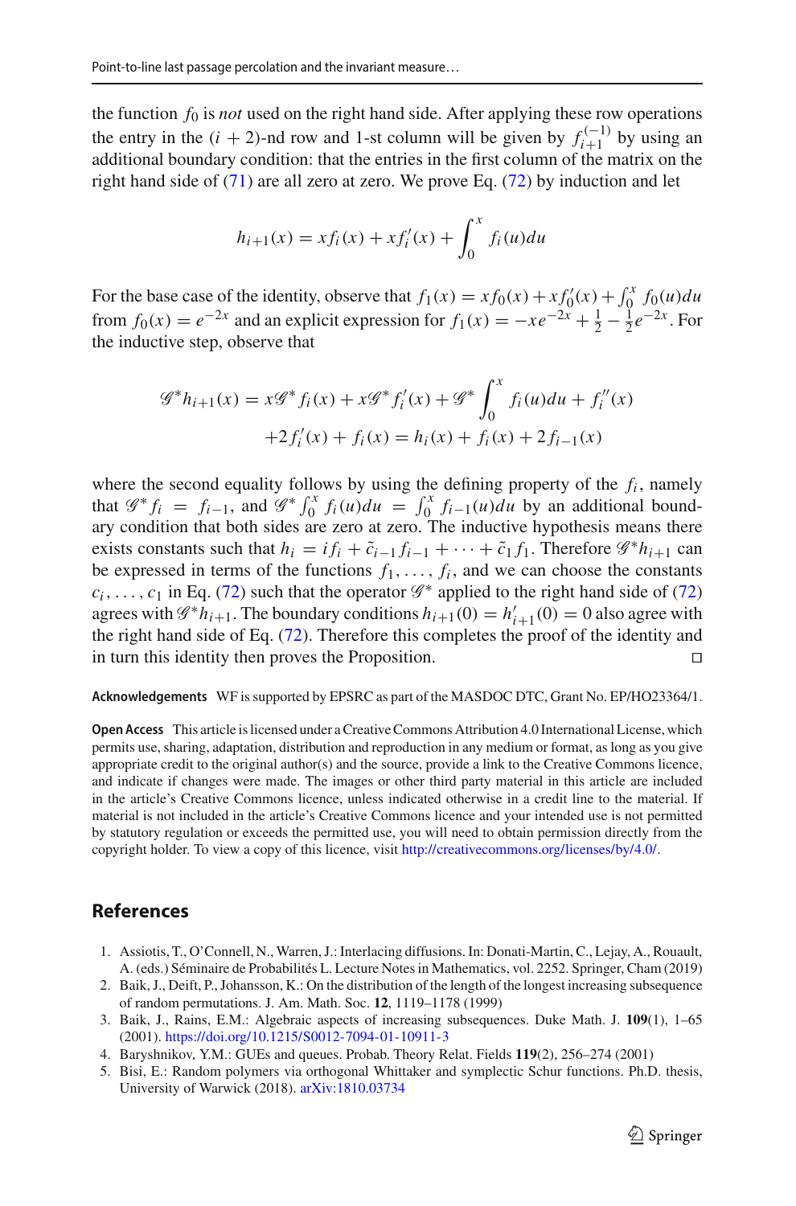the function $f_0$ is *not* used on the right hand side. After applying these row operations the entry in the $(i+2)$-nd row and 1-st column will be given by $f_{i+1}^{(-1)}$ by using an additional boundary condition: that the entries in the first column of the matrix on the right hand side of (71) are all zero at zero. We prove Eq. (72) by induction and let

$$h_{i+1}(x) = x f_i(x) + x f_i'(x) + \int_0^x f_i(u) du$$

For the base case of the identity, observe that $f_1(x) = x f_0(x) + x f_0'(x) + \int_0^x f_0(u) du$ from $f_0(x) = e^{-2x}$ and an explicit expression for $f_1(x) = -xe^{-2x} + \frac{1}{2} - \frac{1}{2}e^{-2x}$. For the inductive step, observe that

$$\mathscr{G}^* h_{i+1}(x) = x\mathscr{G}^* f_i(x) + x\mathscr{G}^* f_i'(x) + \mathscr{G}^* \int_0^x f_i(u) du + f_i''(x)$$
$$+ 2f_i'(x) + f_i(x) = h_i(x) + f_i(x) + 2f_{i-1}(x)$$

where the second equality follows by using the defining property of the $f_i$, namely that $\mathscr{G}^* f_i = f_{i-1}$, and $\mathscr{G}^* \int_0^x f_i(u) du = \int_0^x f_{i-1}(u) du$ by an additional boundary condition that both sides are zero at zero. The inductive hypothesis means there exists constants such that $h_i = i f_i + \tilde{c}_{i-1} f_{i-1} + \cdots + \tilde{c}_1 f_1$. Therefore $\mathscr{G}^* h_{i+1}$ can be expressed in terms of the functions $f_1, \ldots, f_i$, and we can choose the constants $c_i, \ldots, c_1$ in Eq. (72) such that the operator $\mathscr{G}^*$ applied to the right hand side of (72) agrees with $\mathscr{G}^* h_{i+1}$. The boundary conditions $h_{i+1}(0) = h_{i+1}'(0) = 0$ also agree with the right hand side of Eq. (72). Therefore this completes the proof of the identity and in turn this identity then proves the Proposition. □

**Acknowledgements** WF is supported by EPSRC as part of the MASDOC DTC, Grant No. EP/HO23364/1.

**Open Access** This article is licensed under a Creative Commons Attribution 4.0 International License, which permits use, sharing, adaptation, distribution and reproduction in any medium or format, as long as you give appropriate credit to the original author(s) and the source, provide a link to the Creative Commons licence, and indicate if changes were made. The images or other third party material in this article are included in the article's Creative Commons licence, unless indicated otherwise in a credit line to the material. If material is not included in the article's Creative Commons licence and your intended use is not permitted by statutory regulation or exceeds the permitted use, you will need to obtain permission directly from the copyright holder. To view a copy of this licence, visit http://creativecommons.org/licenses/by/4.0/.

## References

1. Assiotis, T., O'Connell, N., Warren, J.: Interlacing diffusions. In: Donati-Martin, C., Lejay, A., Rouault, A. (eds.) Séminaire de Probabilités L. Lecture Notes in Mathematics, vol. 2252. Springer, Cham (2019)
2. Baik, J., Deift, P., Johansson, K.: On the distribution of the length of the longest increasing subsequence of random permutations. J. Am. Math. Soc. **12**, 1119–1178 (1999)
3. Baik, J., Rains, E.M.: Algebraic aspects of increasing subsequences. Duke Math. J. **109**(1), 1–65 (2001). https://doi.org/10.1215/S0012-7094-01-10911-3
4. Baryshnikov, Y.M.: GUEs and queues. Probab. Theory Relat. Fields **119**(2), 256–274 (2001)
5. Bisi, E.: Random polymers via orthogonal Whittaker and symplectic Schur functions. Ph.D. thesis, University of Warwick (2018). arXiv:1810.03734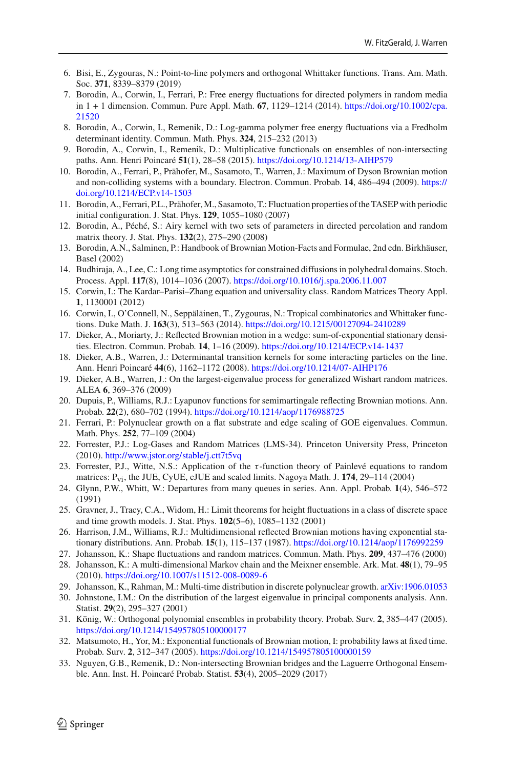6. Bisi, E., Zygouras, N.: Point-to-line polymers and orthogonal Whittaker functions. Trans. Am. Math. Soc. **371**, 8339–8379 (2019)
7. Borodin, A., Corwin, I., Ferrari, P.: Free energy fluctuations for directed polymers in random media in 1 + 1 dimension. Commun. Pure Appl. Math. **67**, 1129–1214 (2014). https://doi.org/10.1002/cpa.21520
8. Borodin, A., Corwin, I., Remenik, D.: Log-gamma polymer free energy fluctuations via a Fredholm determinant identity. Commun. Math. Phys. **324**, 215–232 (2013)
9. Borodin, A., Corwin, I., Remenik, D.: Multiplicative functionals on ensembles of non-intersecting paths. Ann. Henri Poincaré **51**(1), 28–58 (2015). https://doi.org/10.1214/13-AIHP579
10. Borodin, A., Ferrari, P., Prähofer, M., Sasamoto, T., Warren, J.: Maximum of Dyson Brownian motion and non-colliding systems with a boundary. Electron. Commun. Probab. **14**, 486–494 (2009). https://doi.org/10.1214/ECP.v14-1503
11. Borodin, A., Ferrari, P.L., Prähofer, M., Sasamoto, T.: Fluctuation properties of the TASEP with periodic initial configuration. J. Stat. Phys. **129**, 1055–1080 (2007)
12. Borodin, A., Péché, S.: Airy kernel with two sets of parameters in directed percolation and random matrix theory. J. Stat. Phys. **132**(2), 275–290 (2008)
13. Borodin, A.N., Salminen, P.: Handbook of Brownian Motion-Facts and Formulae, 2nd edn. Birkhäuser, Basel (2002)
14. Budhiraja, A., Lee, C.: Long time asymptotics for constrained diffusions in polyhedral domains. Stoch. Process. Appl. **117**(8), 1014–1036 (2007). https://doi.org/10.1016/j.spa.2006.11.007
15. Corwin, I.: The Kardar–Parisi–Zhang equation and universality class. Random Matrices Theory Appl. **1**, 1130001 (2012)
16. Corwin, I., O'Connell, N., Seppäläinen, T., Zygouras, N.: Tropical combinatorics and Whittaker functions. Duke Math. J. **163**(3), 513–563 (2014). https://doi.org/10.1215/00127094-2410289
17. Dieker, A., Moriarty, J.: Reflected Brownian motion in a wedge: sum-of-exponential stationary densities. Electron. Commun. Probab. **14**, 1–16 (2009). https://doi.org/10.1214/ECP.v14-1437
18. Dieker, A.B., Warren, J.: Determinantal transition kernels for some interacting particles on the line. Ann. Henri Poincaré **44**(6), 1162–1172 (2008). https://doi.org/10.1214/07-AIHP176
19. Dieker, A.B., Warren, J.: On the largest-eigenvalue process for generalized Wishart random matrices. ALEA **6**, 369–376 (2009)
20. Dupuis, P., Williams, R.J.: Lyapunov functions for semimartingale reflecting Brownian motions. Ann. Probab. **22**(2), 680–702 (1994). https://doi.org/10.1214/aop/1176988725
21. Ferrari, P.: Polynuclear growth on a flat substrate and edge scaling of GOE eigenvalues. Commun. Math. Phys. **252**, 77–109 (2004)
22. Forrester, P.J.: Log-Gases and Random Matrices (LMS-34). Princeton University Press, Princeton (2010). http://www.jstor.org/stable/j.ctt7t5vq
23. Forrester, P.J., Witte, N.S.: Application of the $\tau$-function theory of Painlevé equations to random matrices: $\mathrm{P}_{\mathrm{vi}}$, the JUE, CyUE, cJUE and scaled limits. Nagoya Math. J. **174**, 29–114 (2004)
24. Glynn, P.W., Whitt, W.: Departures from many queues in series. Ann. Appl. Probab. **1**(4), 546–572 (1991)
25. Gravner, J., Tracy, C.A., Widom, H.: Limit theorems for height fluctuations in a class of discrete space and time growth models. J. Stat. Phys. **102**(5–6), 1085–1132 (2001)
26. Harrison, J.M., Williams, R.J.: Multidimensional reflected Brownian motions having exponential stationary distributions. Ann. Probab. **15**(1), 115–137 (1987). https://doi.org/10.1214/aop/1176992259
27. Johansson, K.: Shape fluctuations and random matrices. Commun. Math. Phys. **209**, 437–476 (2000)
28. Johansson, K.: A multi-dimensional Markov chain and the Meixner ensemble. Ark. Mat. **48**(1), 79–95 (2010). https://doi.org/10.1007/s11512-008-0089-6
29. Johansson, K., Rahman, M.: Multi-time distribution in discrete polynuclear growth. arXiv:1906.01053
30. Johnstone, I.M.: On the distribution of the largest eigenvalue in principal components analysis. Ann. Statist. **29**(2), 295–327 (2001)
31. König, W.: Orthogonal polynomial ensembles in probability theory. Probab. Surv. **2**, 385–447 (2005). https://doi.org/10.1214/154957805100000177
32. Matsumoto, H., Yor, M.: Exponential functionals of Brownian motion, I: probability laws at fixed time. Probab. Surv. **2**, 312–347 (2005). https://doi.org/10.1214/154957805100000159
33. Nguyen, G.B., Remenik, D.: Non-intersecting Brownian bridges and the Laguerre Orthogonal Ensemble. Ann. Inst. H. Poincaré Probab. Statist. **53**(4), 2005–2029 (2017)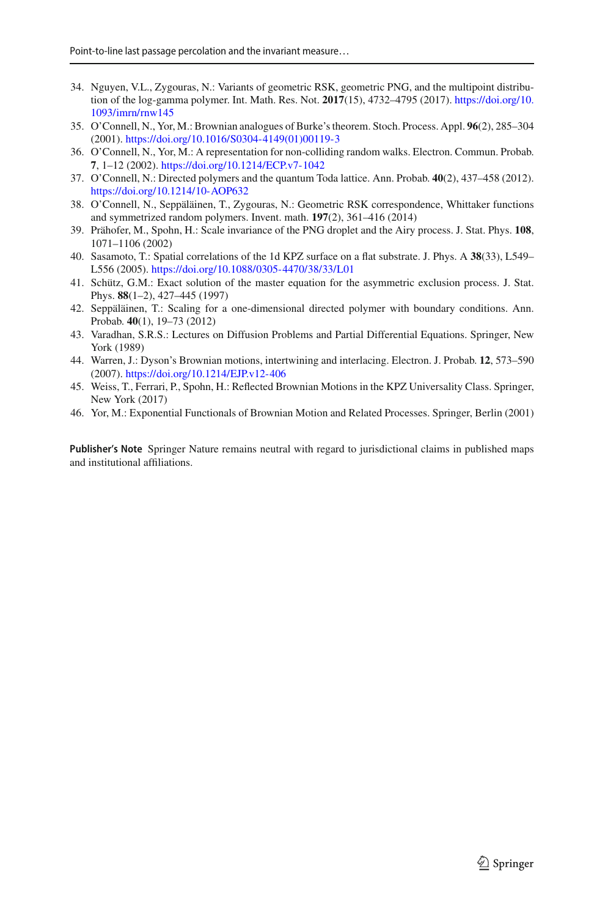34. Nguyen, V.L., Zygouras, N.: Variants of geometric RSK, geometric PNG, and the multipoint distribution of the log-gamma polymer. Int. Math. Res. Not. **2017**(15), 4732–4795 (2017). https://doi.org/10.1093/imrn/rnw145
35. O'Connell, N., Yor, M.: Brownian analogues of Burke's theorem. Stoch. Process. Appl. **96**(2), 285–304 (2001). https://doi.org/10.1016/S0304-4149(01)00119-3
36. O'Connell, N., Yor, M.: A representation for non-colliding random walks. Electron. Commun. Probab. **7**, 1–12 (2002). https://doi.org/10.1214/ECP.v7-1042
37. O'Connell, N.: Directed polymers and the quantum Toda lattice. Ann. Probab. **40**(2), 437–458 (2012). https://doi.org/10.1214/10-AOP632
38. O'Connell, N., Seppäläinen, T., Zygouras, N.: Geometric RSK correspondence, Whittaker functions and symmetrized random polymers. Invent. math. **197**(2), 361–416 (2014)
39. Prähofer, M., Spohn, H.: Scale invariance of the PNG droplet and the Airy process. J. Stat. Phys. **108**, 1071–1106 (2002)
40. Sasamoto, T.: Spatial correlations of the 1d KPZ surface on a flat substrate. J. Phys. A **38**(33), L549–L556 (2005). https://doi.org/10.1088/0305-4470/38/33/L01
41. Schütz, G.M.: Exact solution of the master equation for the asymmetric exclusion process. J. Stat. Phys. **88**(1–2), 427–445 (1997)
42. Seppäläinen, T.: Scaling for a one-dimensional directed polymer with boundary conditions. Ann. Probab. **40**(1), 19–73 (2012)
43. Varadhan, S.R.S.: Lectures on Diffusion Problems and Partial Differential Equations. Springer, New York (1989)
44. Warren, J.: Dyson's Brownian motions, intertwining and interlacing. Electron. J. Probab. **12**, 573–590 (2007). https://doi.org/10.1214/EJP.v12-406
45. Weiss, T., Ferrari, P., Spohn, H.: Reflected Brownian Motions in the KPZ Universality Class. Springer, New York (2017)
46. Yor, M.: Exponential Functionals of Brownian Motion and Related Processes. Springer, Berlin (2001)

**Publisher's Note** Springer Nature remains neutral with regard to jurisdictional claims in published maps and institutional affiliations.